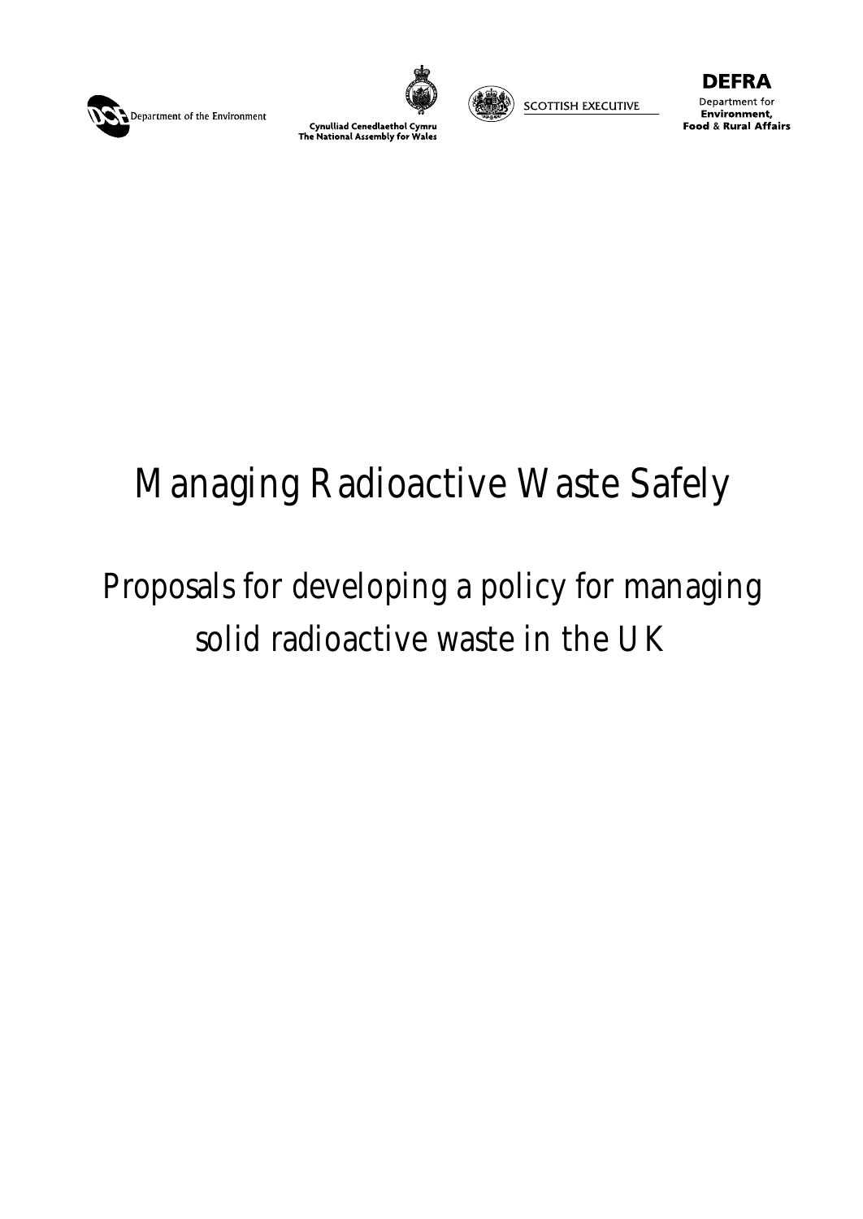Department of the Environment

Cynulliad Cenedlaethol Cymru
The National Assembly for Wales

SCOTTISH EXECUTIVE

DEFRA
Department for
Environment,
Food & Rural Affairs

# Managing Radioactive Waste Safely

## Proposals for developing a policy for managing solid radioactive waste in the UK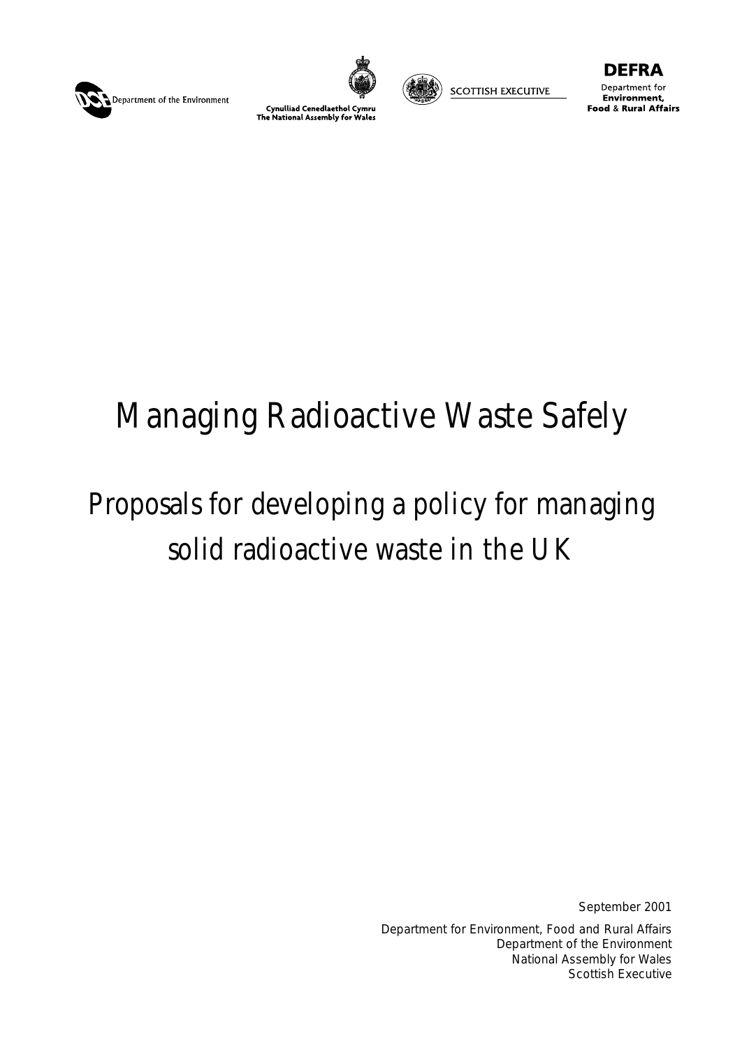Department of the Environment

Cynulliad Cenedlaethol Cymru
The National Assembly for Wales

SCOTTISH EXECUTIVE

DEFRA
Department for
Environment,
Food & Rural Affairs

# Managing Radioactive Waste Safely

## Proposals for developing a policy for managing solid radioactive waste in the UK

September 2001

Department for Environment, Food and Rural Affairs
Department of the Environment
National Assembly for Wales
Scottish Executive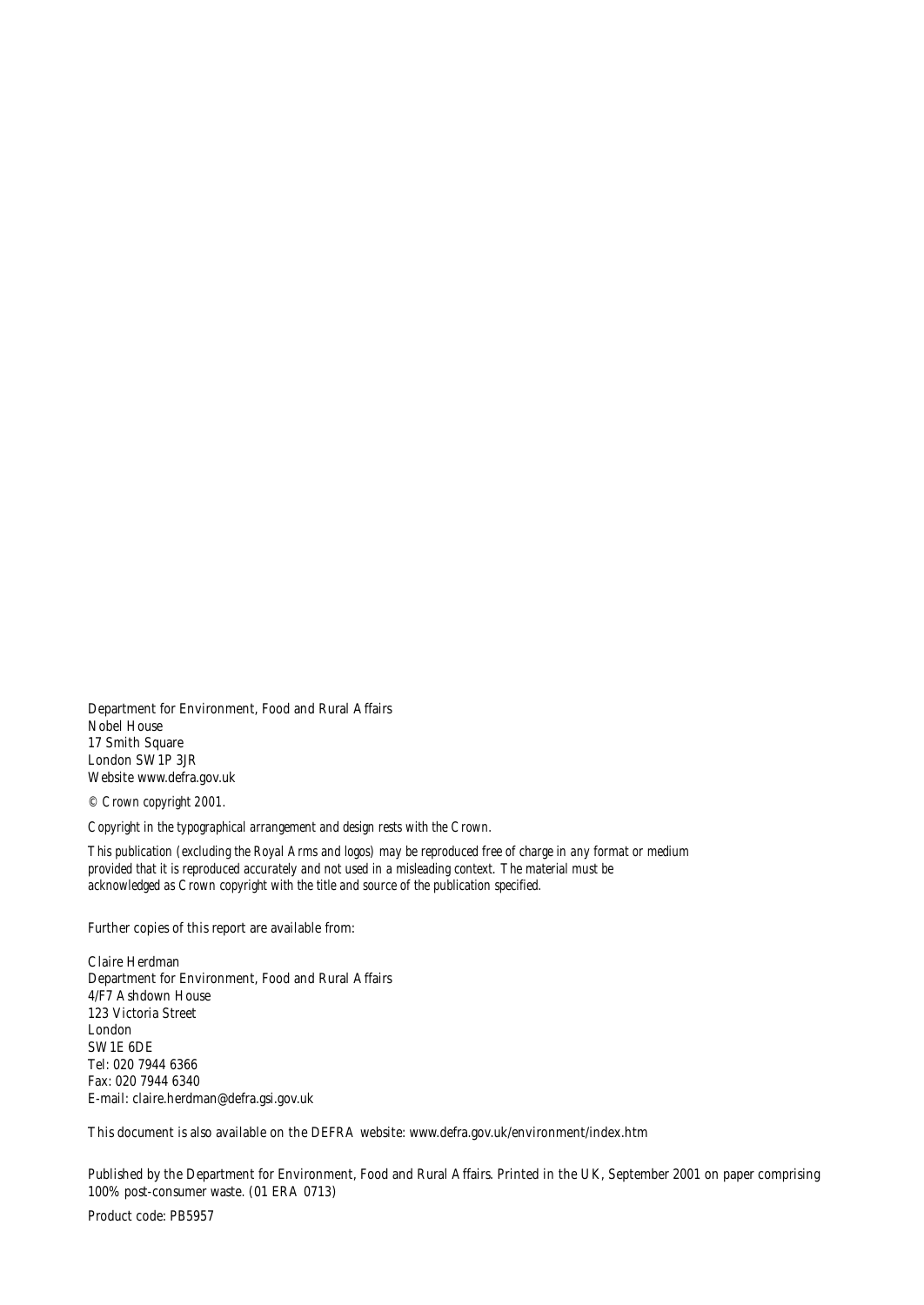Department for Environment, Food and Rural Affairs
Nobel House
17 Smith Square
London SW1P 3JR
Website www.defra.gov.uk

*© Crown copyright 2001.*

*Copyright in the typographical arrangement and design rests with the Crown.*

*This publication (excluding the Royal Arms and logos) may be reproduced free of charge in any format or medium provided that it is reproduced accurately and not used in a misleading context. The material must be acknowledged as Crown copyright with the title and source of the publication specified.*

Further copies of this report are available from:

Claire Herdman
Department for Environment, Food and Rural Affairs
4/F7 Ashdown House
123 Victoria Street
London
SW1E 6DE
Tel: 020 7944 6366
Fax: 020 7944 6340
E-mail: claire.herdman@defra.gsi.gov.uk

This document is also available on the DEFRA website: www.defra.gov.uk/environment/index.htm

Published by the Department for Environment, Food and Rural Affairs. Printed in the UK, September 2001 on paper comprising 100% post-consumer waste. (01 ERA 0713)

Product code: PB5957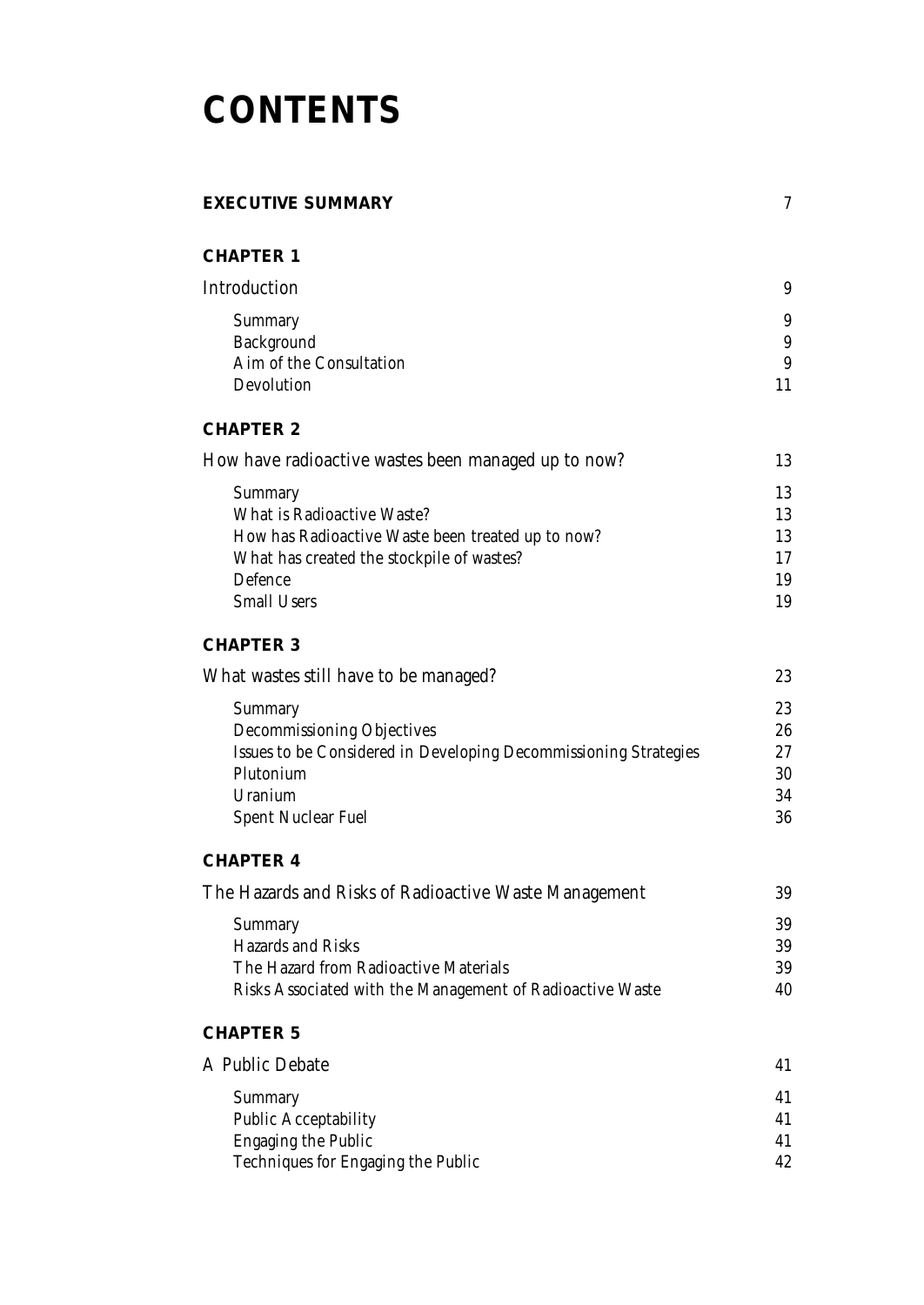# CONTENTS

| | |
|---|---|
| **EXECUTIVE SUMMARY** | 7 |
| **CHAPTER 1** | |
| Introduction | 9 |
| Summary | 9 |
| Background | 9 |
| Aim of the Consultation | 9 |
| Devolution | 11 |
| **CHAPTER 2** | |
| How have radioactive wastes been managed up to now? | 13 |
| Summary | 13 |
| What is Radioactive Waste? | 13 |
| How has Radioactive Waste been treated up to now? | 13 |
| What has created the stockpile of wastes? | 17 |
| Defence | 19 |
| Small Users | 19 |
| **CHAPTER 3** | |
| What wastes still have to be managed? | 23 |
| Summary | 23 |
| Decommissioning Objectives | 26 |
| Issues to be Considered in Developing Decommissioning Strategies | 27 |
| Plutonium | 30 |
| Uranium | 34 |
| Spent Nuclear Fuel | 36 |
| **CHAPTER 4** | |
| The Hazards and Risks of Radioactive Waste Management | 39 |
| Summary | 39 |
| Hazards and Risks | 39 |
| The Hazard from Radioactive Materials | 39 |
| Risks Associated with the Management of Radioactive Waste | 40 |
| **CHAPTER 5** | |
| A Public Debate | 41 |
| Summary | 41 |
| Public Acceptability | 41 |
| Engaging the Public | 41 |
| Techniques for Engaging the Public | 42 |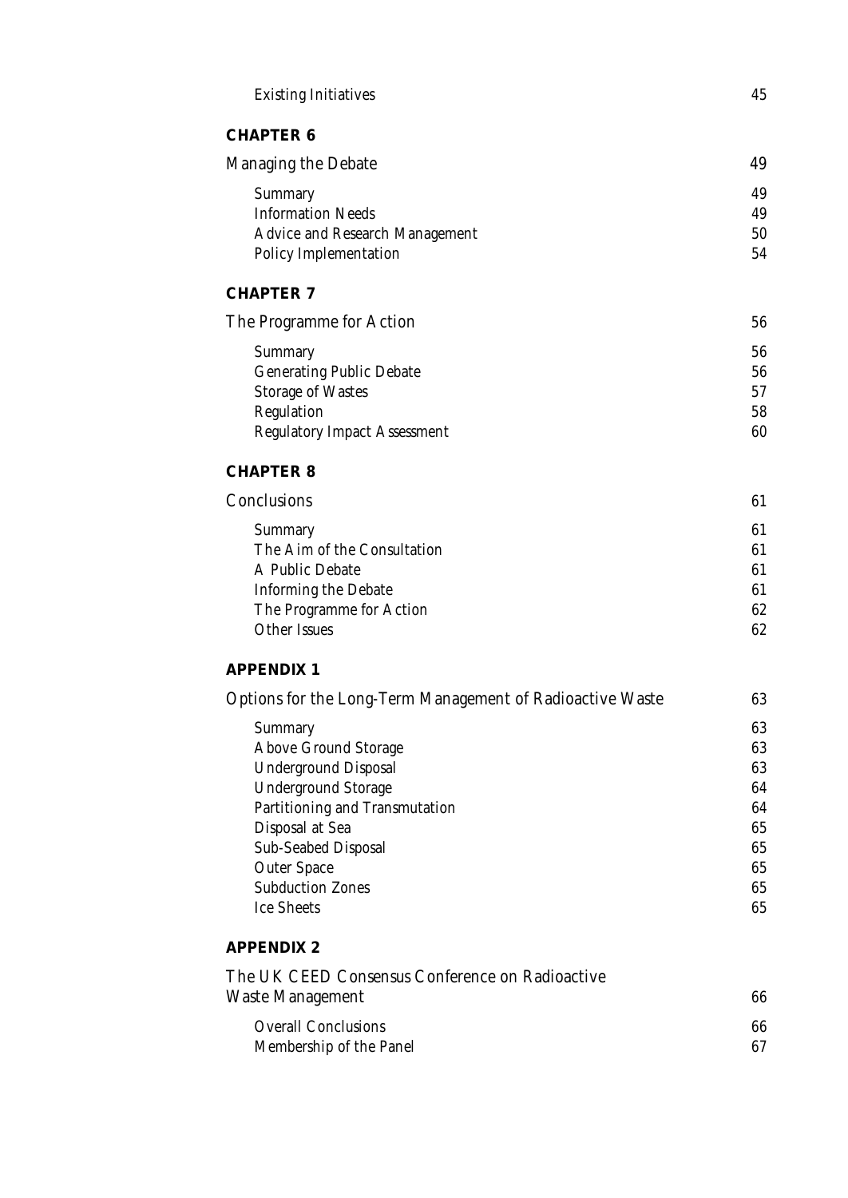| | |
|---|---|
| Existing Initiatives | 45 |

**CHAPTER 6**

| | |
|---|---|
| Managing the Debate | 49 |
| Summary | 49 |
| Information Needs | 49 |
| Advice and Research Management | 50 |
| Policy Implementation | 54 |

**CHAPTER 7**

| | |
|---|---|
| The Programme for Action | 56 |
| Summary | 56 |
| Generating Public Debate | 56 |
| Storage of Wastes | 57 |
| Regulation | 58 |
| Regulatory Impact Assessment | 60 |

**CHAPTER 8**

| | |
|---|---|
| Conclusions | 61 |
| Summary | 61 |
| The Aim of the Consultation | 61 |
| A Public Debate | 61 |
| Informing the Debate | 61 |
| The Programme for Action | 62 |
| Other Issues | 62 |

**APPENDIX 1**

| | |
|---|---|
| Options for the Long-Term Management of Radioactive Waste | 63 |
| Summary | 63 |
| Above Ground Storage | 63 |
| Underground Disposal | 63 |
| Underground Storage | 64 |
| Partitioning and Transmutation | 64 |
| Disposal at Sea | 65 |
| Sub-Seabed Disposal | 65 |
| Outer Space | 65 |
| Subduction Zones | 65 |
| Ice Sheets | 65 |

**APPENDIX 2**

| | |
|---|---|
| The UK CEED Consensus Conference on Radioactive Waste Management | 66 |
| Overall Conclusions | 66 |
| Membership of the Panel | 67 |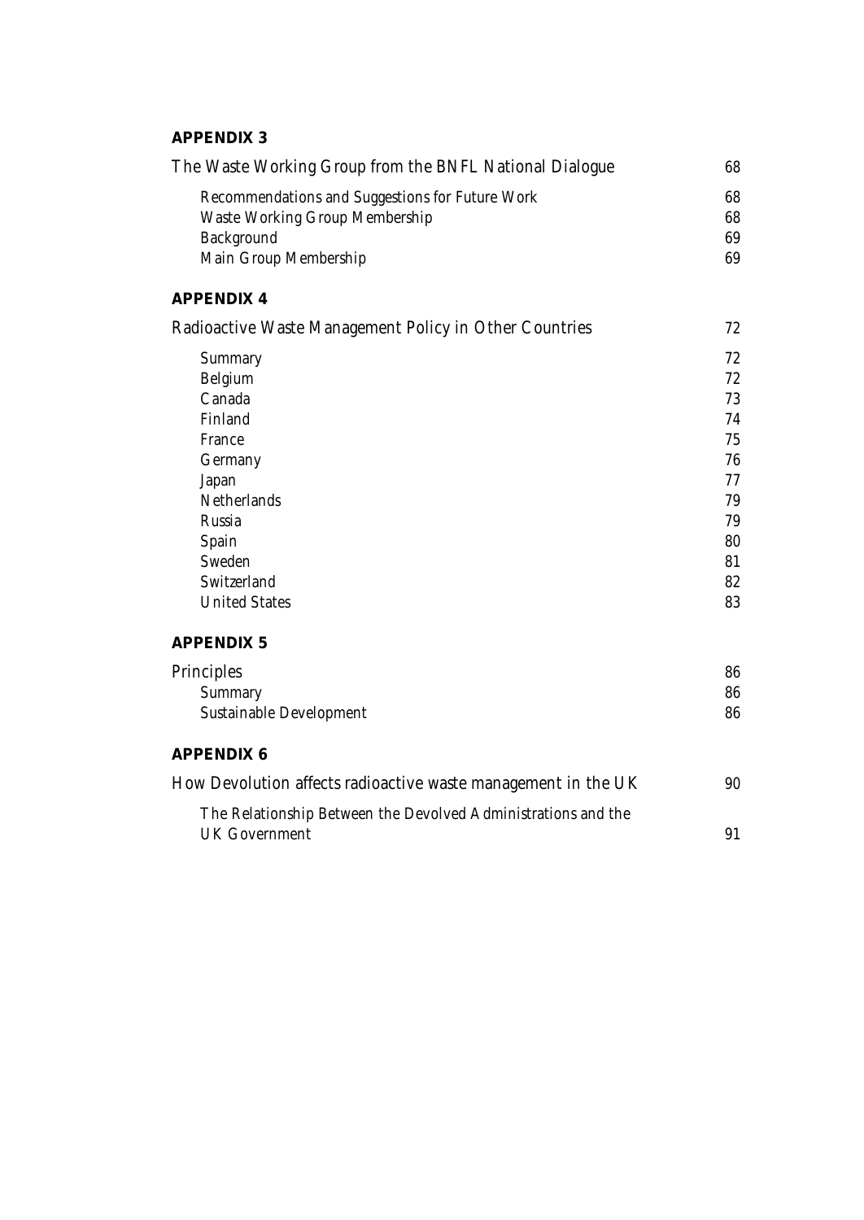**APPENDIX 3**

| | |
|---|---|
| The Waste Working Group from the BNFL National Dialogue | 68 |
| Recommendations and Suggestions for Future Work | 68 |
| Waste Working Group Membership | 68 |
| Background | 69 |
| Main Group Membership | 69 |

**APPENDIX 4**

| | |
|---|---|
| Radioactive Waste Management Policy in Other Countries | 72 |
| Summary | 72 |
| Belgium | 72 |
| Canada | 73 |
| Finland | 74 |
| France | 75 |
| Germany | 76 |
| Japan | 77 |
| Netherlands | 79 |
| Russia | 79 |
| Spain | 80 |
| Sweden | 81 |
| Switzerland | 82 |
| United States | 83 |

**APPENDIX 5**

| | |
|---|---|
| Principles | 86 |
| Summary | 86 |
| Sustainable Development | 86 |

**APPENDIX 6**

| | |
|---|---|
| How Devolution affects radioactive waste management in the UK | 90 |
| The Relationship Between the Devolved Administrations and the UK Government | 91 |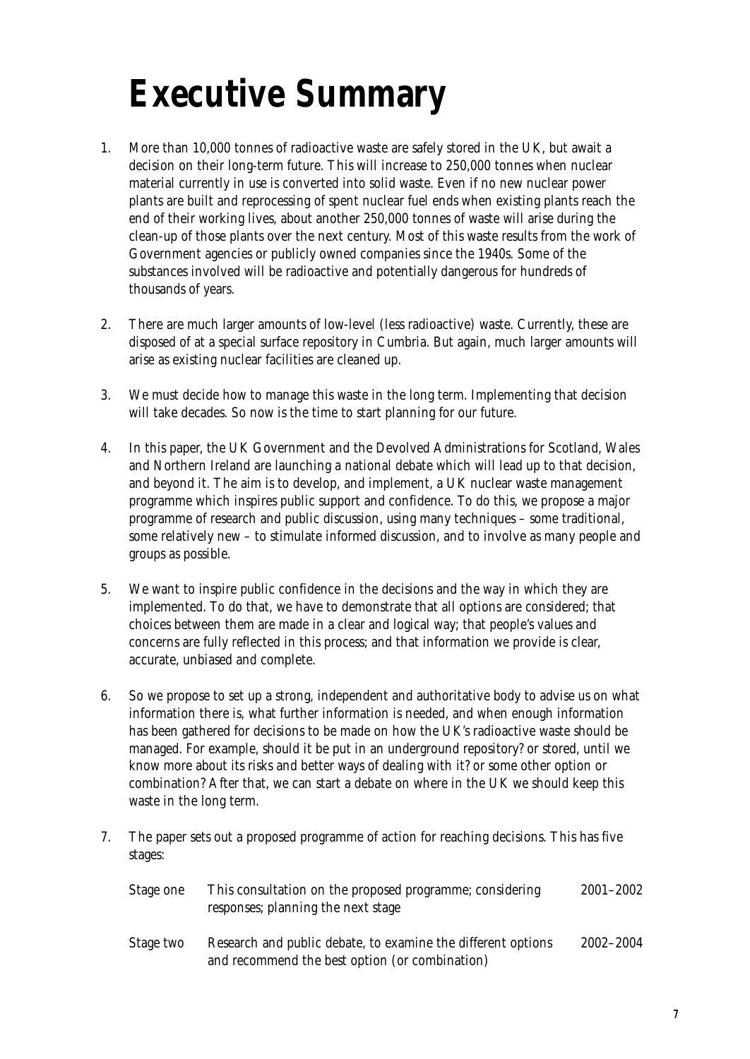# Executive Summary

1. More than 10,000 tonnes of radioactive waste are safely stored in the UK, but await a decision on their long-term future. This will increase to 250,000 tonnes when nuclear material currently in use is converted into solid waste. Even if no new nuclear power plants are built and reprocessing of spent nuclear fuel ends when existing plants reach the end of their working lives, about another 250,000 tonnes of waste will arise during the clean-up of those plants over the next century. Most of this waste results from the work of Government agencies or publicly owned companies since the 1940s. Some of the substances involved will be radioactive and potentially dangerous for hundreds of thousands of years.

2. There are much larger amounts of low-level (less radioactive) waste. Currently, these are disposed of at a special surface repository in Cumbria. But again, much larger amounts will arise as existing nuclear facilities are cleaned up.

3. We must decide how to manage this waste in the long term. Implementing that decision will take decades. So now is the time to start planning for our future.

4. In this paper, the UK Government and the Devolved Administrations for Scotland, Wales and Northern Ireland are launching a national debate which will lead up to that decision, and beyond it. The aim is to develop, and implement, a UK nuclear waste management programme which inspires public support and confidence. To do this, we propose a major programme of research and public discussion, using many techniques – some traditional, some relatively new – to stimulate informed discussion, and to involve as many people and groups as possible.

5. We want to inspire public confidence in the decisions and the way in which they are implemented. To do that, we have to demonstrate that all options are considered; that choices between them are made in a clear and logical way; that people's values and concerns are fully reflected in this process; and that information we provide is clear, accurate, unbiased and complete.

6. So we propose to set up a strong, independent and authoritative body to advise us on what information there is, what further information is needed, and when enough information has been gathered for decisions to be made on how the UK's radioactive waste should be managed. For example, should it be put in an underground repository? or stored, until we know more about its risks and better ways of dealing with it? or some other option or combination? After that, we can start a debate on where in the UK we should keep this waste in the long term.

7. The paper sets out a proposed programme of action for reaching decisions. This has five stages:

| | | |
|---|---|---|
| Stage one | This consultation on the proposed programme; considering responses; planning the next stage | 2001–2002 |
| Stage two | Research and public debate, to examine the different options and recommend the best option (or combination) | 2002–2004 |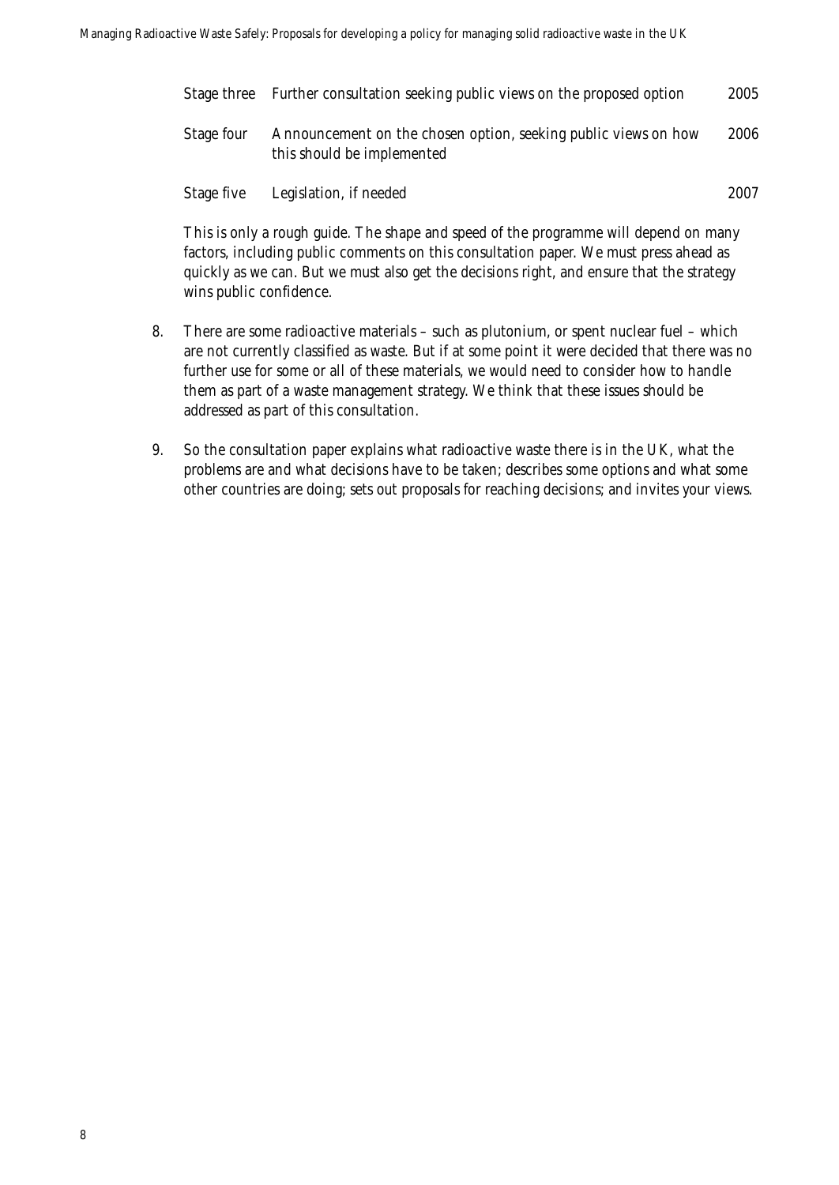| | | |
|---|---|---|
| Stage three | Further consultation seeking public views on the proposed option | 2005 |
| Stage four | Announcement on the chosen option, seeking public views on how this should be implemented | 2006 |
| Stage five | Legislation, if needed | 2007 |

This is only a rough guide. The shape and speed of the programme will depend on many factors, including public comments on this consultation paper. We must press ahead as quickly as we can. But we must also get the decisions right, and ensure that the strategy wins public confidence.

8. There are some radioactive materials – such as plutonium, or spent nuclear fuel – which are not currently classified as waste. But if at some point it were decided that there was no further use for some or all of these materials, we would need to consider how to handle them as part of a waste management strategy. We think that these issues should be addressed as part of this consultation.

9. So the consultation paper explains what radioactive waste there is in the UK, what the problems are and what decisions have to be taken; describes some options and what some other countries are doing; sets out proposals for reaching decisions; and invites your views.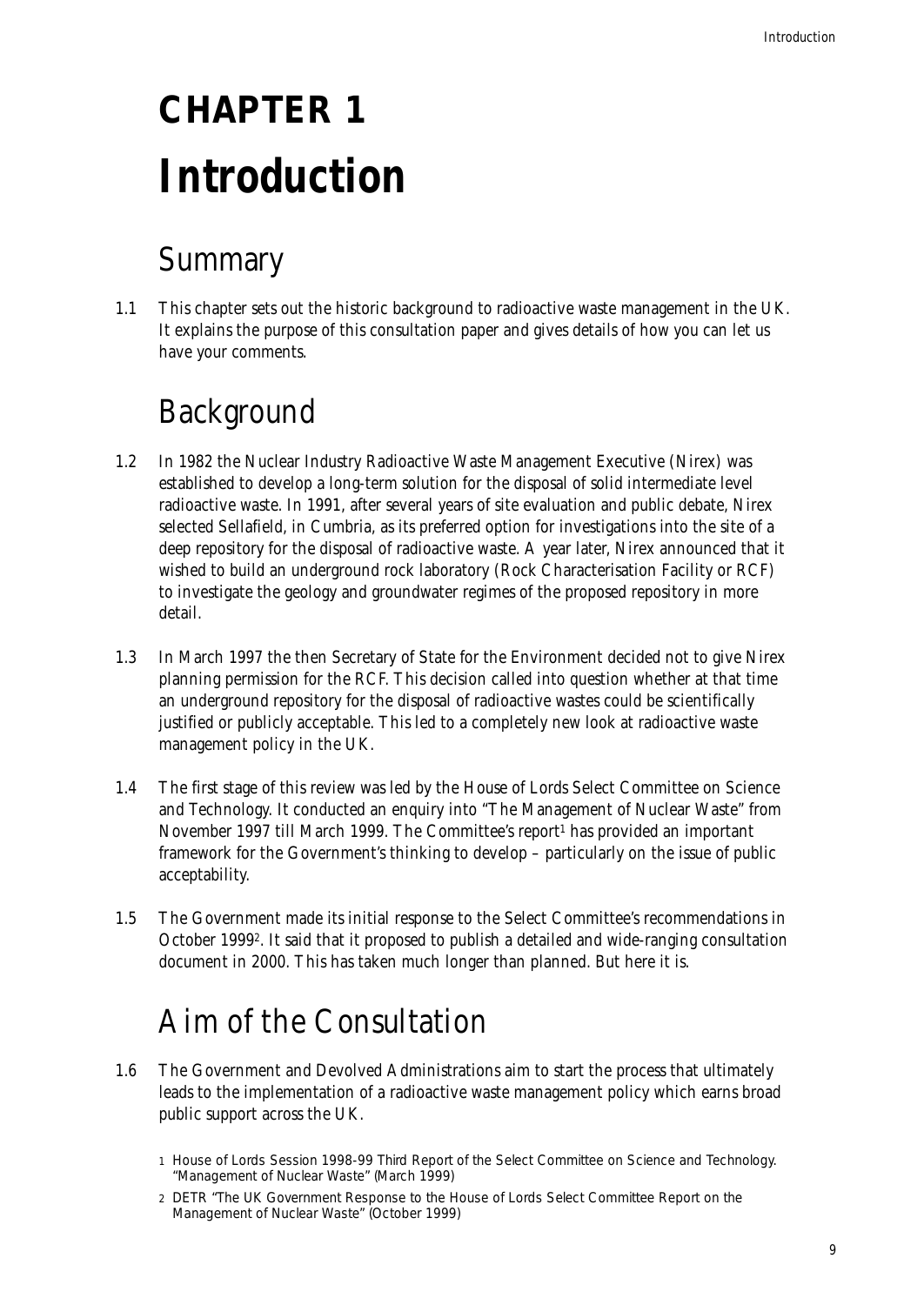# CHAPTER 1
# Introduction

## Summary

1.1 This chapter sets out the historic background to radioactive waste management in the UK. It explains the purpose of this consultation paper and gives details of how you can let us have your comments.

## Background

1.2 In 1982 the Nuclear Industry Radioactive Waste Management Executive (Nirex) was established to develop a long-term solution for the disposal of solid intermediate level radioactive waste. In 1991, after several years of site evaluation and public debate, Nirex selected Sellafield, in Cumbria, as its preferred option for investigations into the site of a deep repository for the disposal of radioactive waste. A year later, Nirex announced that it wished to build an underground rock laboratory (Rock Characterisation Facility or RCF) to investigate the geology and groundwater regimes of the proposed repository in more detail.

1.3 In March 1997 the then Secretary of State for the Environment decided not to give Nirex planning permission for the RCF. This decision called into question whether at that time an underground repository for the disposal of radioactive wastes could be scientifically justified or publicly acceptable. This led to a completely new look at radioactive waste management policy in the UK.

1.4 The first stage of this review was led by the House of Lords Select Committee on Science and Technology. It conducted an enquiry into "The Management of Nuclear Waste" from November 1997 till March 1999. The Committee's report[1] has provided an important framework for the Government's thinking to develop – particularly on the issue of public acceptability.

1.5 The Government made its initial response to the Select Committee's recommendations in October 1999[2]. It said that it proposed to publish a detailed and wide-ranging consultation document in 2000. This has taken much longer than planned. But here it is.

## Aim of the Consultation

1.6 The Government and Devolved Administrations aim to start the process that ultimately leads to the implementation of a radioactive waste management policy which earns broad public support across the UK.

1 House of Lords Session 1998-99 Third Report of the Select Committee on Science and Technology. "Management of Nuclear Waste" (March 1999)

2 DETR "The UK Government Response to the House of Lords Select Committee Report on the Management of Nuclear Waste" (October 1999)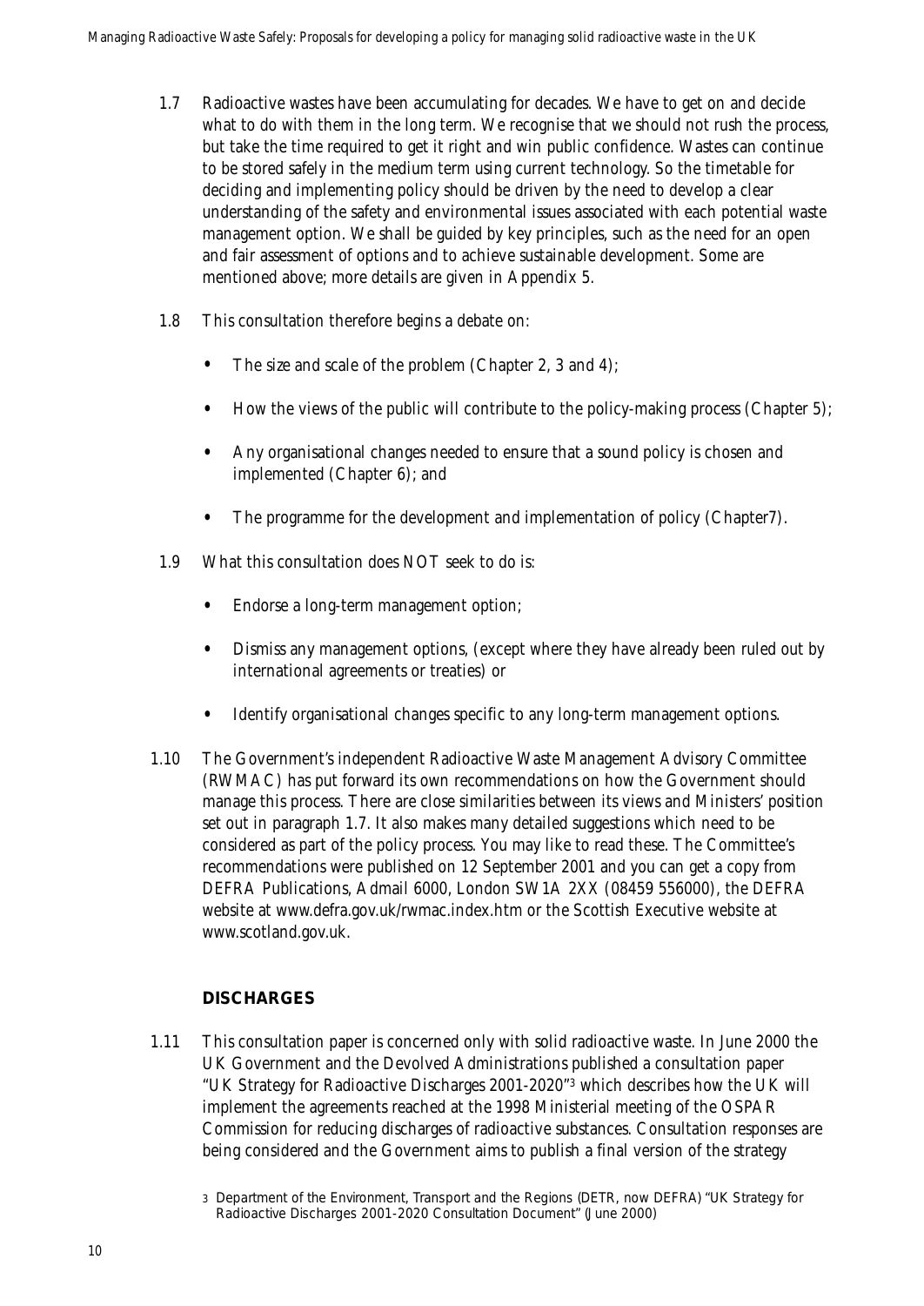1.7 Radioactive wastes have been accumulating for decades. We have to get on and decide what to do with them in the long term. We recognise that we should not rush the process, but take the time required to get it right and win public confidence. Wastes can continue to be stored safely in the medium term using current technology. So the timetable for deciding and implementing policy should be driven by the need to develop a clear understanding of the safety and environmental issues associated with each potential waste management option. We shall be guided by key principles, such as the need for an open and fair assessment of options and to achieve sustainable development. Some are mentioned above; more details are given in Appendix 5.

1.8 This consultation therefore begins a debate on:

- The size and scale of the problem (Chapter 2, 3 and 4);
- How the views of the public will contribute to the policy-making process (Chapter 5);
- Any organisational changes needed to ensure that a sound policy is chosen and implemented (Chapter 6); and
- The programme for the development and implementation of policy (Chapter7).

1.9 What this consultation does NOT seek to do is:

- Endorse a long-term management option;
- Dismiss any management options, (except where they have already been ruled out by international agreements or treaties) or
- Identify organisational changes specific to any long-term management options.

1.10 The Government's independent Radioactive Waste Management Advisory Committee (RWMAC) has put forward its own recommendations on how the Government should manage this process. There are close similarities between its views and Ministers' position set out in paragraph 1.7. It also makes many detailed suggestions which need to be considered as part of the policy process. You may like to read these. The Committee's recommendations were published on 12 September 2001 and you can get a copy from DEFRA Publications, Admail 6000, London SW1A 2XX (08459 556000), the DEFRA website at www.defra.gov.uk/rwmac.index.htm or the Scottish Executive website at www.scotland.gov.uk.

## DISCHARGES

1.11 This consultation paper is concerned only with solid radioactive waste. In June 2000 the UK Government and the Devolved Administrations published a consultation paper "UK Strategy for Radioactive Discharges 2001-2020"[3] which describes how the UK will implement the agreements reached at the 1998 Ministerial meeting of the OSPAR Commission for reducing discharges of radioactive substances. Consultation responses are being considered and the Government aims to publish a final version of the strategy

[3] Department of the Environment, Transport and the Regions (DETR, now DEFRA) "UK Strategy for Radioactive Discharges 2001-2020 Consultation Document" (June 2000)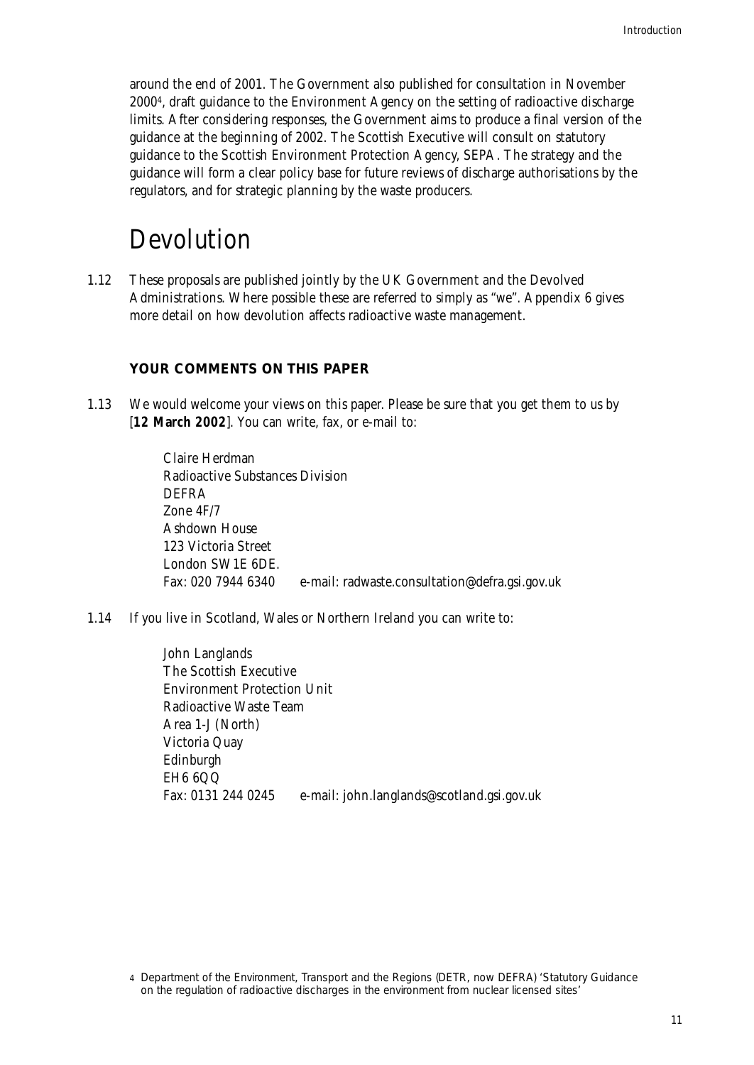around the end of 2001. The Government also published for consultation in November 2000[4], draft guidance to the Environment Agency on the setting of radioactive discharge limits. After considering responses, the Government aims to produce a final version of the guidance at the beginning of 2002. The Scottish Executive will consult on statutory guidance to the Scottish Environment Protection Agency, SEPA. The strategy and the guidance will form a clear policy base for future reviews of discharge authorisations by the regulators, and for strategic planning by the waste producers.

# Devolution

1.12 These proposals are published jointly by the UK Government and the Devolved Administrations. Where possible these are referred to simply as "we". Appendix 6 gives more detail on how devolution affects radioactive waste management.

### YOUR COMMENTS ON THIS PAPER

1.13 We would welcome your views on this paper. Please be sure that you get them to us by [**12 March 2002**]. You can write, fax, or e-mail to:

Claire Herdman
Radioactive Substances Division
DEFRA
Zone 4F/7
Ashdown House
123 Victoria Street
London SW1E 6DE.
Fax: 020 7944 6340 e-mail: radwaste.consultation@defra.gsi.gov.uk

1.14 If you live in Scotland, Wales or Northern Ireland you can write to:

John Langlands
The Scottish Executive
Environment Protection Unit
Radioactive Waste Team
Area 1-J (North)
Victoria Quay
Edinburgh
EH6 6QQ
Fax: 0131 244 0245 e-mail: john.langlands@scotland.gsi.gov.uk

4 Department of the Environment, Transport and the Regions (DETR, now DEFRA) 'Statutory Guidance on the regulation of radioactive discharges in the environment from nuclear licensed sites'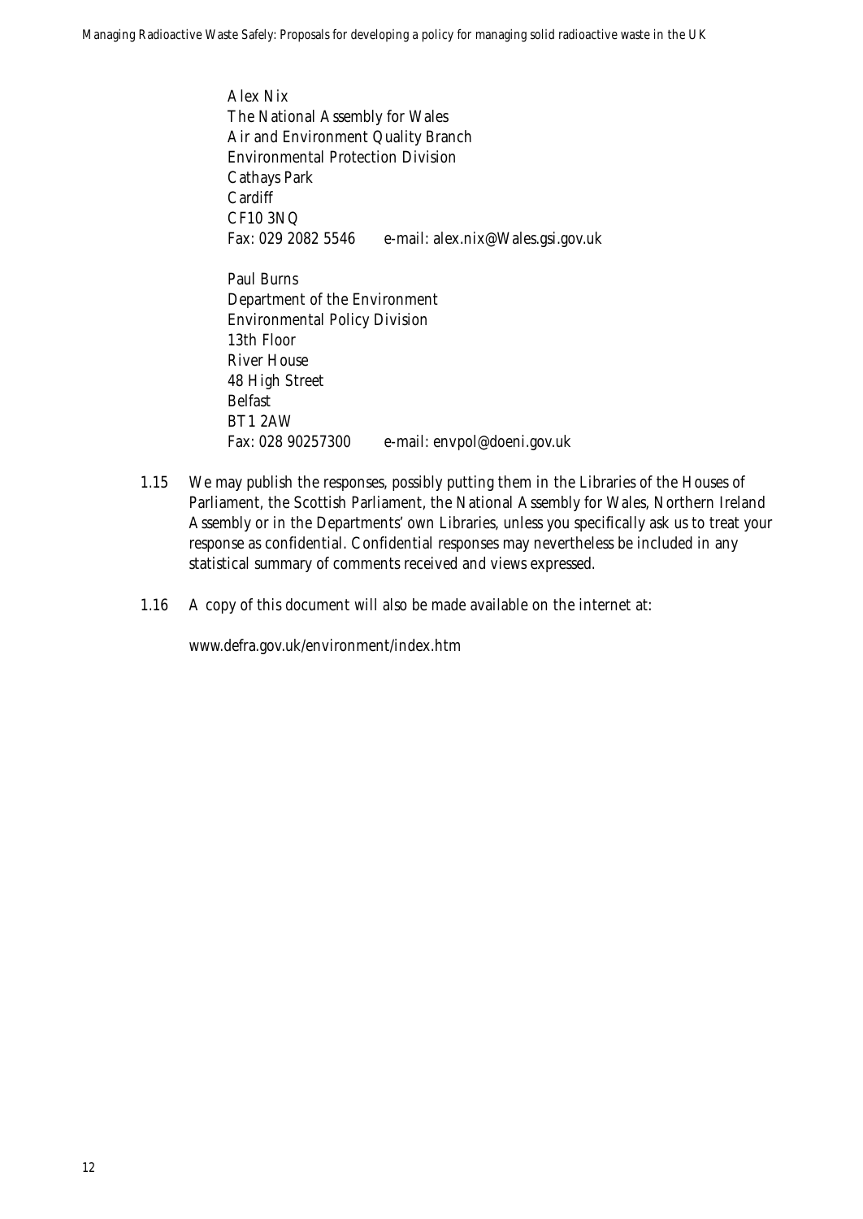Alex Nix
The National Assembly for Wales
Air and Environment Quality Branch
Environmental Protection Division
Cathays Park
Cardiff
CF10 3NQ
Fax: 029 2082 5546 e-mail: alex.nix@Wales.gsi.gov.uk

Paul Burns
Department of the Environment
Environmental Policy Division
13th Floor
River House
48 High Street
Belfast
BT1 2AW
Fax: 028 90257300 e-mail: envpol@doeni.gov.uk

1.15 We may publish the responses, possibly putting them in the Libraries of the Houses of Parliament, the Scottish Parliament, the National Assembly for Wales, Northern Ireland Assembly or in the Departments' own Libraries, unless you specifically ask us to treat your response as confidential. Confidential responses may nevertheless be included in any statistical summary of comments received and views expressed.

1.16 A copy of this document will also be made available on the internet at:

www.defra.gov.uk/environment/index.htm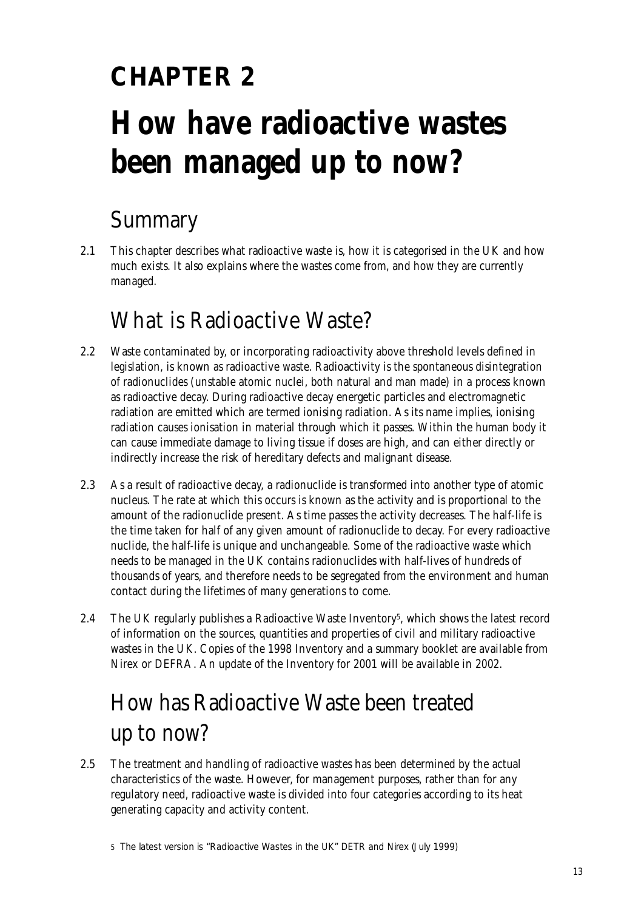# CHAPTER 2

# How have radioactive wastes been managed up to now?

## Summary

2.1 This chapter describes what radioactive waste is, how it is categorised in the UK and how much exists. It also explains where the wastes come from, and how they are currently managed.

## What is Radioactive Waste?

2.2 Waste contaminated by, or incorporating radioactivity above threshold levels defined in legislation, is known as radioactive waste. Radioactivity is the spontaneous disintegration of radionuclides (unstable atomic nuclei, both natural and man made) in a process known as radioactive decay. During radioactive decay energetic particles and electromagnetic radiation are emitted which are termed ionising radiation. As its name implies, ionising radiation causes ionisation in material through which it passes. Within the human body it can cause immediate damage to living tissue if doses are high, and can either directly or indirectly increase the risk of hereditary defects and malignant disease.

2.3 As a result of radioactive decay, a radionuclide is transformed into another type of atomic nucleus. The rate at which this occurs is known as the activity and is proportional to the amount of the radionuclide present. As time passes the activity decreases. The half-life is the time taken for half of any given amount of radionuclide to decay. For every radioactive nuclide, the half-life is unique and unchangeable. Some of the radioactive waste which needs to be managed in the UK contains radionuclides with half-lives of hundreds of thousands of years, and therefore needs to be segregated from the environment and human contact during the lifetimes of many generations to come.

2.4 The UK regularly publishes a Radioactive Waste Inventory[5], which shows the latest record of information on the sources, quantities and properties of civil and military radioactive wastes in the UK. Copies of the 1998 Inventory and a summary booklet are available from Nirex or DEFRA. An update of the Inventory for 2001 will be available in 2002.

## How has Radioactive Waste been treated up to now?

2.5 The treatment and handling of radioactive wastes has been determined by the actual characteristics of the waste. However, for management purposes, rather than for any regulatory need, radioactive waste is divided into four categories according to its heat generating capacity and activity content.

[5] The latest version is "Radioactive Wastes in the UK" DETR and Nirex (July 1999)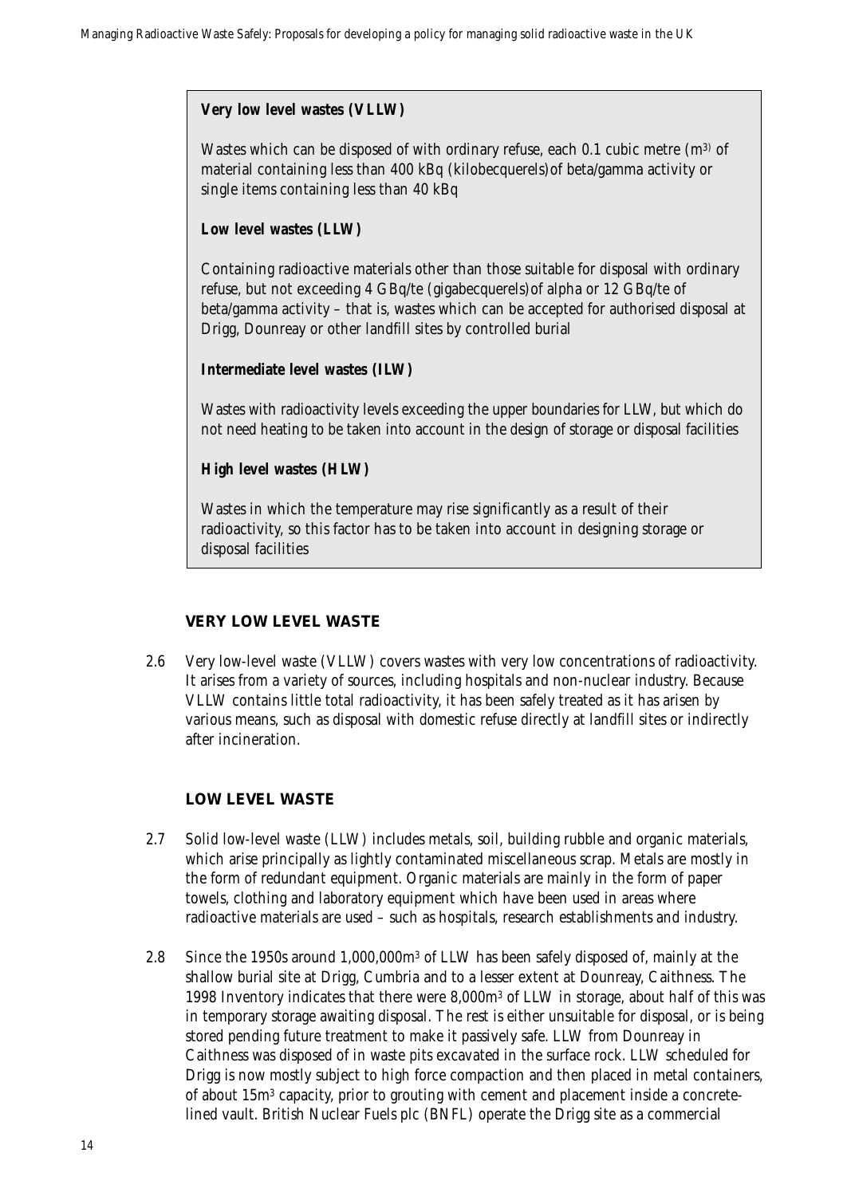**Very low level wastes (VLLW)**

Wastes which can be disposed of with ordinary refuse, each 0.1 cubic metre ($m^3$) of material containing less than 400 kBq (kilobecquerels)of beta/gamma activity or single items containing less than 40 kBq

**Low level wastes (LLW)**

Containing radioactive materials other than those suitable for disposal with ordinary refuse, but not exceeding 4 GBq/te (gigabecquerels)of alpha or 12 GBq/te of beta/gamma activity – that is, wastes which can be accepted for authorised disposal at Drigg, Dounreay or other landfill sites by controlled burial

**Intermediate level wastes (ILW)**

Wastes with radioactivity levels exceeding the upper boundaries for LLW, but which do not need heating to be taken into account in the design of storage or disposal facilities

**High level wastes (HLW)**

Wastes in which the temperature may rise significantly as a result of their radioactivity, so this factor has to be taken into account in designing storage or disposal facilities

## VERY LOW LEVEL WASTE

2.6 Very low-level waste (VLLW) covers wastes with very low concentrations of radioactivity. It arises from a variety of sources, including hospitals and non-nuclear industry. Because VLLW contains little total radioactivity, it has been safely treated as it has arisen by various means, such as disposal with domestic refuse directly at landfill sites or indirectly after incineration.

## LOW LEVEL WASTE

2.7 Solid low-level waste (LLW) includes metals, soil, building rubble and organic materials, which arise principally as lightly contaminated miscellaneous scrap. Metals are mostly in the form of redundant equipment. Organic materials are mainly in the form of paper towels, clothing and laboratory equipment which have been used in areas where radioactive materials are used – such as hospitals, research establishments and industry.

2.8 Since the 1950s around 1,000,000$m^3$ of LLW has been safely disposed of, mainly at the shallow burial site at Drigg, Cumbria and to a lesser extent at Dounreay, Caithness. The 1998 Inventory indicates that there were 8,000$m^3$ of LLW in storage, about half of this was in temporary storage awaiting disposal. The rest is either unsuitable for disposal, or is being stored pending future treatment to make it passively safe. LLW from Dounreay in Caithness was disposed of in waste pits excavated in the surface rock. LLW scheduled for Drigg is now mostly subject to high force compaction and then placed in metal containers, of about 15$m^3$ capacity, prior to grouting with cement and placement inside a concrete-lined vault. British Nuclear Fuels plc (BNFL) operate the Drigg site as a commercial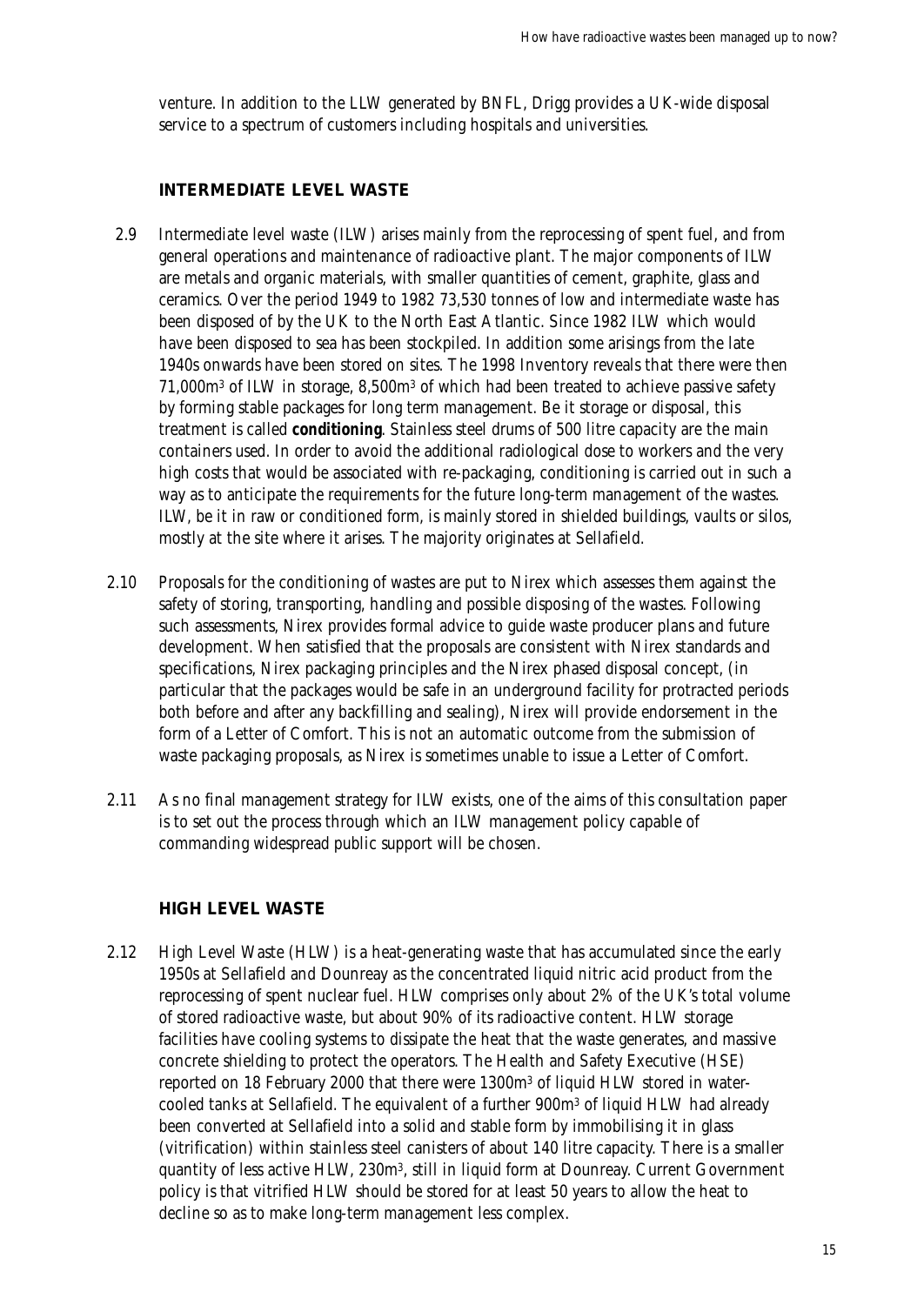venture. In addition to the LLW generated by BNFL, Drigg provides a UK-wide disposal service to a spectrum of customers including hospitals and universities.

### INTERMEDIATE LEVEL WASTE

2.9 Intermediate level waste (ILW) arises mainly from the reprocessing of spent fuel, and from general operations and maintenance of radioactive plant. The major components of ILW are metals and organic materials, with smaller quantities of cement, graphite, glass and ceramics. Over the period 1949 to 1982 73,530 tonnes of low and intermediate waste has been disposed of by the UK to the North East Atlantic. Since 1982 ILW which would have been disposed to sea has been stockpiled. In addition some arisings from the late 1940s onwards have been stored on sites. The 1998 Inventory reveals that there were then 71,000m$^3$ of ILW in storage, 8,500m$^3$ of which had been treated to achieve passive safety by forming stable packages for long term management. Be it storage or disposal, this treatment is called **conditioning**. Stainless steel drums of 500 litre capacity are the main containers used. In order to avoid the additional radiological dose to workers and the very high costs that would be associated with re-packaging, conditioning is carried out in such a way as to anticipate the requirements for the future long-term management of the wastes. ILW, be it in raw or conditioned form, is mainly stored in shielded buildings, vaults or silos, mostly at the site where it arises. The majority originates at Sellafield.

2.10 Proposals for the conditioning of wastes are put to Nirex which assesses them against the safety of storing, transporting, handling and possible disposing of the wastes. Following such assessments, Nirex provides formal advice to guide waste producer plans and future development. When satisfied that the proposals are consistent with Nirex standards and specifications, Nirex packaging principles and the Nirex phased disposal concept, (in particular that the packages would be safe in an underground facility for protracted periods both before and after any backfilling and sealing), Nirex will provide endorsement in the form of a Letter of Comfort. This is not an automatic outcome from the submission of waste packaging proposals, as Nirex is sometimes unable to issue a Letter of Comfort.

2.11 As no final management strategy for ILW exists, one of the aims of this consultation paper is to set out the process through which an ILW management policy capable of commanding widespread public support will be chosen.

### HIGH LEVEL WASTE

2.12 High Level Waste (HLW) is a heat-generating waste that has accumulated since the early 1950s at Sellafield and Dounreay as the concentrated liquid nitric acid product from the reprocessing of spent nuclear fuel. HLW comprises only about 2% of the UK's total volume of stored radioactive waste, but about 90% of its radioactive content. HLW storage facilities have cooling systems to dissipate the heat that the waste generates, and massive concrete shielding to protect the operators. The Health and Safety Executive (HSE) reported on 18 February 2000 that there were 1300m$^3$ of liquid HLW stored in water-cooled tanks at Sellafield. The equivalent of a further 900m$^3$ of liquid HLW had already been converted at Sellafield into a solid and stable form by immobilising it in glass (vitrification) within stainless steel canisters of about 140 litre capacity. There is a smaller quantity of less active HLW, 230m$^3$, still in liquid form at Dounreay. Current Government policy is that vitrified HLW should be stored for at least 50 years to allow the heat to decline so as to make long-term management less complex.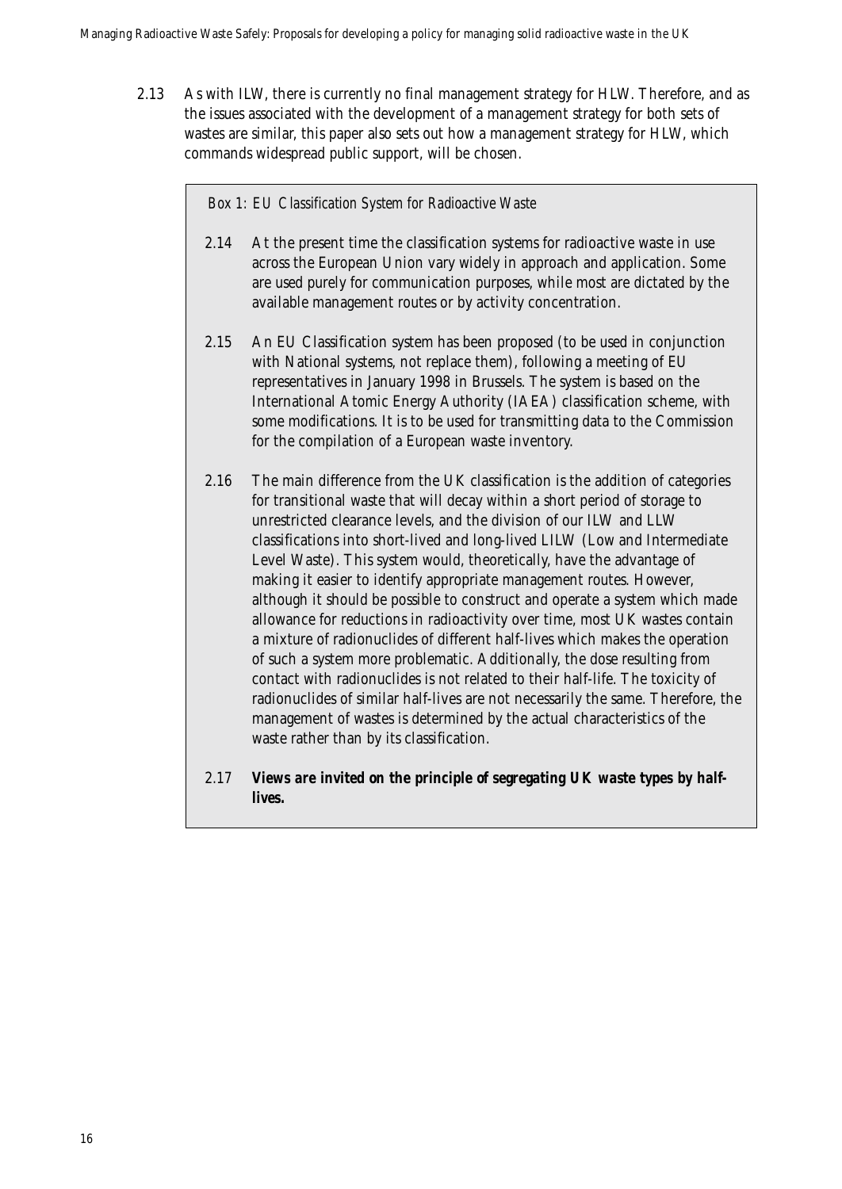2.13 As with ILW, there is currently no final management strategy for HLW. Therefore, and as the issues associated with the development of a management strategy for both sets of wastes are similar, this paper also sets out how a management strategy for HLW, which commands widespread public support, will be chosen.

*Box 1: EU Classification System for Radioactive Waste*

2.14 At the present time the classification systems for radioactive waste in use across the European Union vary widely in approach and application. Some are used purely for communication purposes, while most are dictated by the available management routes or by activity concentration.

2.15 An EU Classification system has been proposed (to be used in conjunction with National systems, not replace them), following a meeting of EU representatives in January 1998 in Brussels. The system is based on the International Atomic Energy Authority (IAEA) classification scheme, with some modifications. It is to be used for transmitting data to the Commission for the compilation of a European waste inventory.

2.16 The main difference from the UK classification is the addition of categories for transitional waste that will decay within a short period of storage to unrestricted clearance levels, and the division of our ILW and LLW classifications into short-lived and long-lived LILW (Low and Intermediate Level Waste). This system would, theoretically, have the advantage of making it easier to identify appropriate management routes. However, although it should be possible to construct and operate a system which made allowance for reductions in radioactivity over time, most UK wastes contain a mixture of radionuclides of different half-lives which makes the operation of such a system more problematic. Additionally, the dose resulting from contact with radionuclides is not related to their half-life. The toxicity of radionuclides of similar half-lives are not necessarily the same. Therefore, the management of wastes is determined by the actual characteristics of the waste rather than by its classification.

2.17 ***Views are invited on the principle of segregating UK waste types by half-lives.***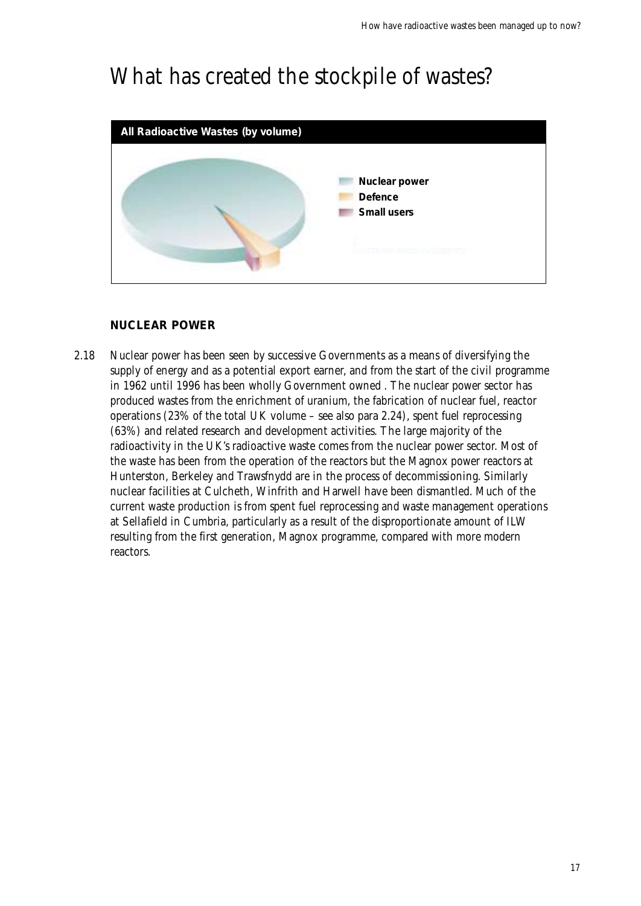# What has created the stockpile of wastes?

**All Radioactive Wastes (by volume)**

- Nuclear power
- Defence
- Small users

### NUCLEAR POWER

2.18 Nuclear power has been seen by successive Governments as a means of diversifying the supply of energy and as a potential export earner, and from the start of the civil programme in 1962 until 1996 has been wholly Government owned . The nuclear power sector has produced wastes from the enrichment of uranium, the fabrication of nuclear fuel, reactor operations (23% of the total UK volume – see also para 2.24), spent fuel reprocessing (63%) and related research and development activities. The large majority of the radioactivity in the UK's radioactive waste comes from the nuclear power sector. Most of the waste has been from the operation of the reactors but the Magnox power reactors at Hunterston, Berkeley and Trawsfnydd are in the process of decommissioning. Similarly nuclear facilities at Culcheth, Winfrith and Harwell have been dismantled. Much of the current waste production is from spent fuel reprocessing and waste management operations at Sellafield in Cumbria, particularly as a result of the disproportionate amount of ILW resulting from the first generation, Magnox programme, compared with more modern reactors.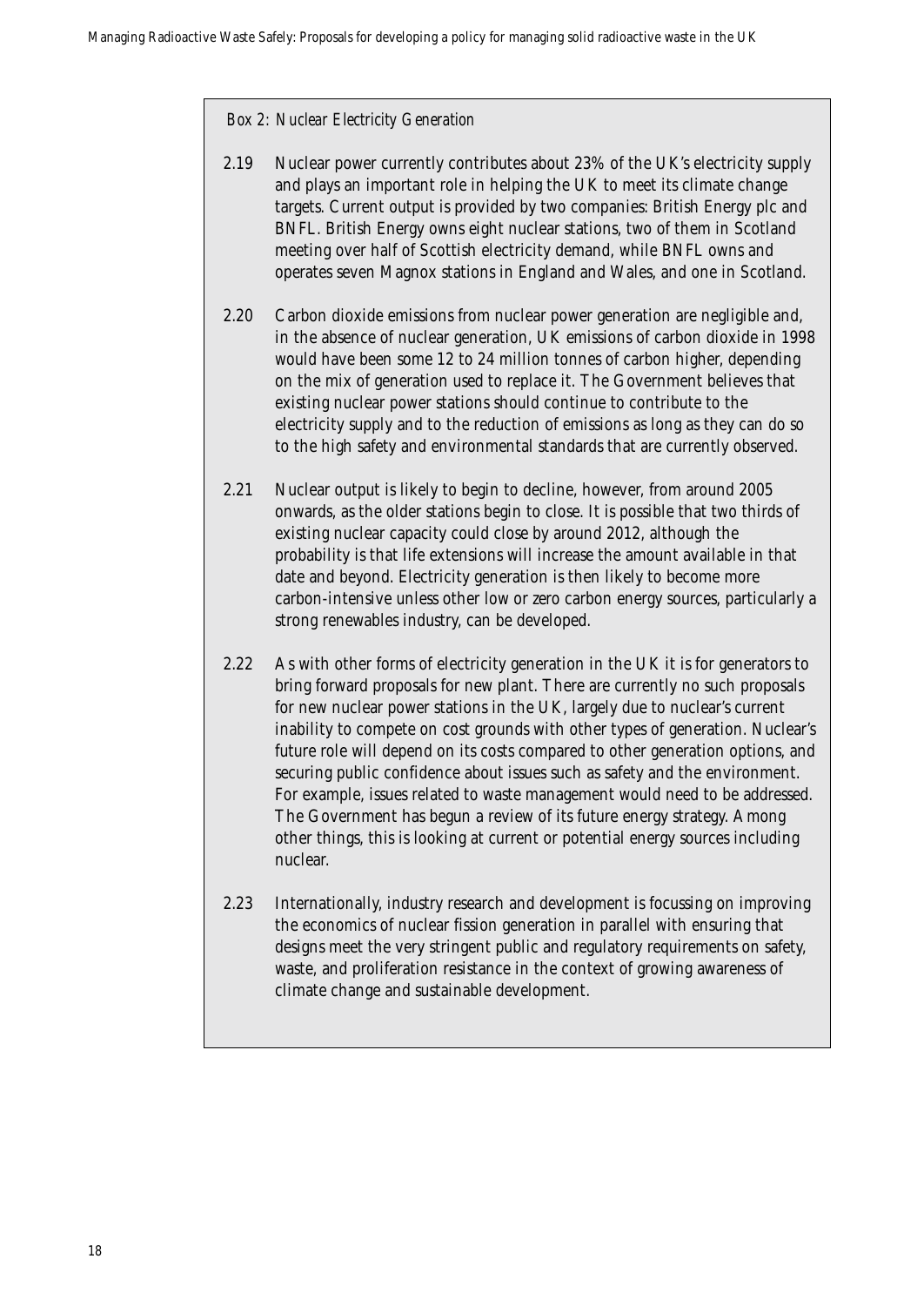*Box 2: Nuclear Electricity Generation*

2.19 Nuclear power currently contributes about 23% of the UK's electricity supply and plays an important role in helping the UK to meet its climate change targets. Current output is provided by two companies: British Energy plc and BNFL. British Energy owns eight nuclear stations, two of them in Scotland meeting over half of Scottish electricity demand, while BNFL owns and operates seven Magnox stations in England and Wales, and one in Scotland.

2.20 Carbon dioxide emissions from nuclear power generation are negligible and, in the absence of nuclear generation, UK emissions of carbon dioxide in 1998 would have been some 12 to 24 million tonnes of carbon higher, depending on the mix of generation used to replace it. The Government believes that existing nuclear power stations should continue to contribute to the electricity supply and to the reduction of emissions as long as they can do so to the high safety and environmental standards that are currently observed.

2.21 Nuclear output is likely to begin to decline, however, from around 2005 onwards, as the older stations begin to close. It is possible that two thirds of existing nuclear capacity could close by around 2012, although the probability is that life extensions will increase the amount available in that date and beyond. Electricity generation is then likely to become more carbon-intensive unless other low or zero carbon energy sources, particularly a strong renewables industry, can be developed.

2.22 As with other forms of electricity generation in the UK it is for generators to bring forward proposals for new plant. There are currently no such proposals for new nuclear power stations in the UK, largely due to nuclear's current inability to compete on cost grounds with other types of generation. Nuclear's future role will depend on its costs compared to other generation options, and securing public confidence about issues such as safety and the environment. For example, issues related to waste management would need to be addressed. The Government has begun a review of its future energy strategy. Among other things, this is looking at current or potential energy sources including nuclear.

2.23 Internationally, industry research and development is focussing on improving the economics of nuclear fission generation in parallel with ensuring that designs meet the very stringent public and regulatory requirements on safety, waste, and proliferation resistance in the context of growing awareness of climate change and sustainable development.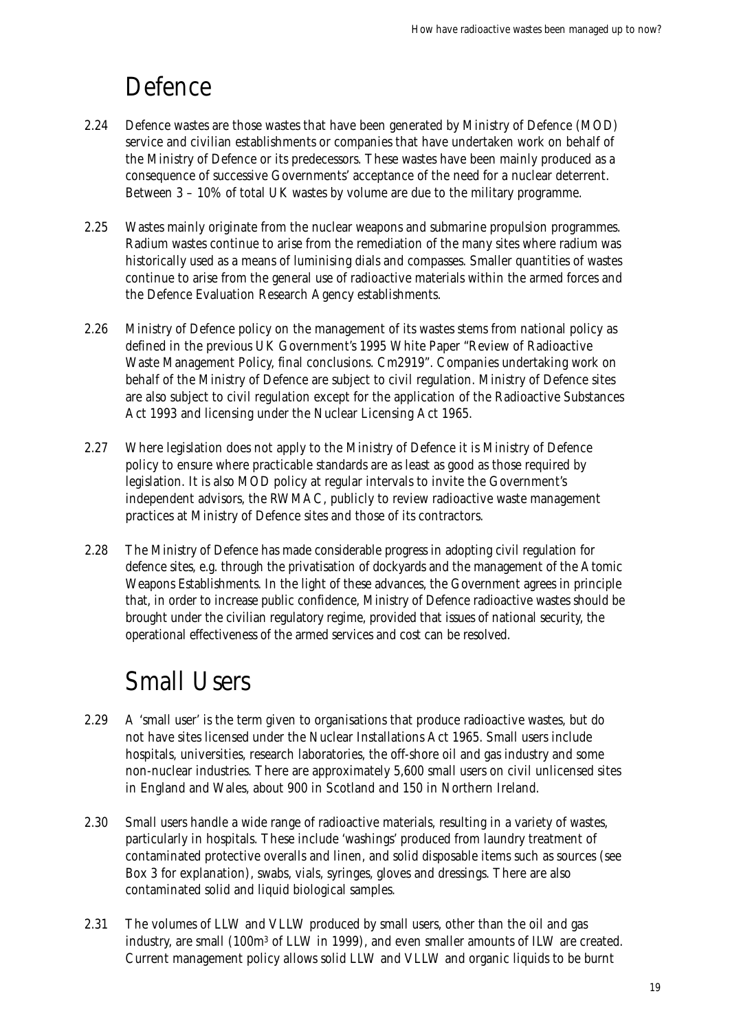## Defence

2.24 Defence wastes are those wastes that have been generated by Ministry of Defence (MOD) service and civilian establishments or companies that have undertaken work on behalf of the Ministry of Defence or its predecessors. These wastes have been mainly produced as a consequence of successive Governments' acceptance of the need for a nuclear deterrent. Between 3 – 10% of total UK wastes by volume are due to the military programme.

2.25 Wastes mainly originate from the nuclear weapons and submarine propulsion programmes. Radium wastes continue to arise from the remediation of the many sites where radium was historically used as a means of luminising dials and compasses. Smaller quantities of wastes continue to arise from the general use of radioactive materials within the armed forces and the Defence Evaluation Research Agency establishments.

2.26 Ministry of Defence policy on the management of its wastes stems from national policy as defined in the previous UK Government's 1995 White Paper "Review of Radioactive Waste Management Policy, final conclusions. Cm2919". Companies undertaking work on behalf of the Ministry of Defence are subject to civil regulation. Ministry of Defence sites are also subject to civil regulation except for the application of the Radioactive Substances Act 1993 and licensing under the Nuclear Licensing Act 1965.

2.27 Where legislation does not apply to the Ministry of Defence it is Ministry of Defence policy to ensure where practicable standards are as least as good as those required by legislation. It is also MOD policy at regular intervals to invite the Government's independent advisors, the RWMAC, publicly to review radioactive waste management practices at Ministry of Defence sites and those of its contractors.

2.28 The Ministry of Defence has made considerable progress in adopting civil regulation for defence sites, e.g. through the privatisation of dockyards and the management of the Atomic Weapons Establishments. In the light of these advances, the Government agrees in principle that, in order to increase public confidence, Ministry of Defence radioactive wastes should be brought under the civilian regulatory regime, provided that issues of national security, the operational effectiveness of the armed services and cost can be resolved.

## Small Users

2.29 A 'small user' is the term given to organisations that produce radioactive wastes, but do not have sites licensed under the Nuclear Installations Act 1965. Small users include hospitals, universities, research laboratories, the off-shore oil and gas industry and some non-nuclear industries. There are approximately 5,600 small users on civil unlicensed sites in England and Wales, about 900 in Scotland and 150 in Northern Ireland.

2.30 Small users handle a wide range of radioactive materials, resulting in a variety of wastes, particularly in hospitals. These include 'washings' produced from laundry treatment of contaminated protective overalls and linen, and solid disposable items such as sources (see Box 3 for explanation), swabs, vials, syringes, gloves and dressings. There are also contaminated solid and liquid biological samples.

2.31 The volumes of LLW and VLLW produced by small users, other than the oil and gas industry, are small (100m$^3$ of LLW in 1999), and even smaller amounts of ILW are created. Current management policy allows solid LLW and VLLW and organic liquids to be burnt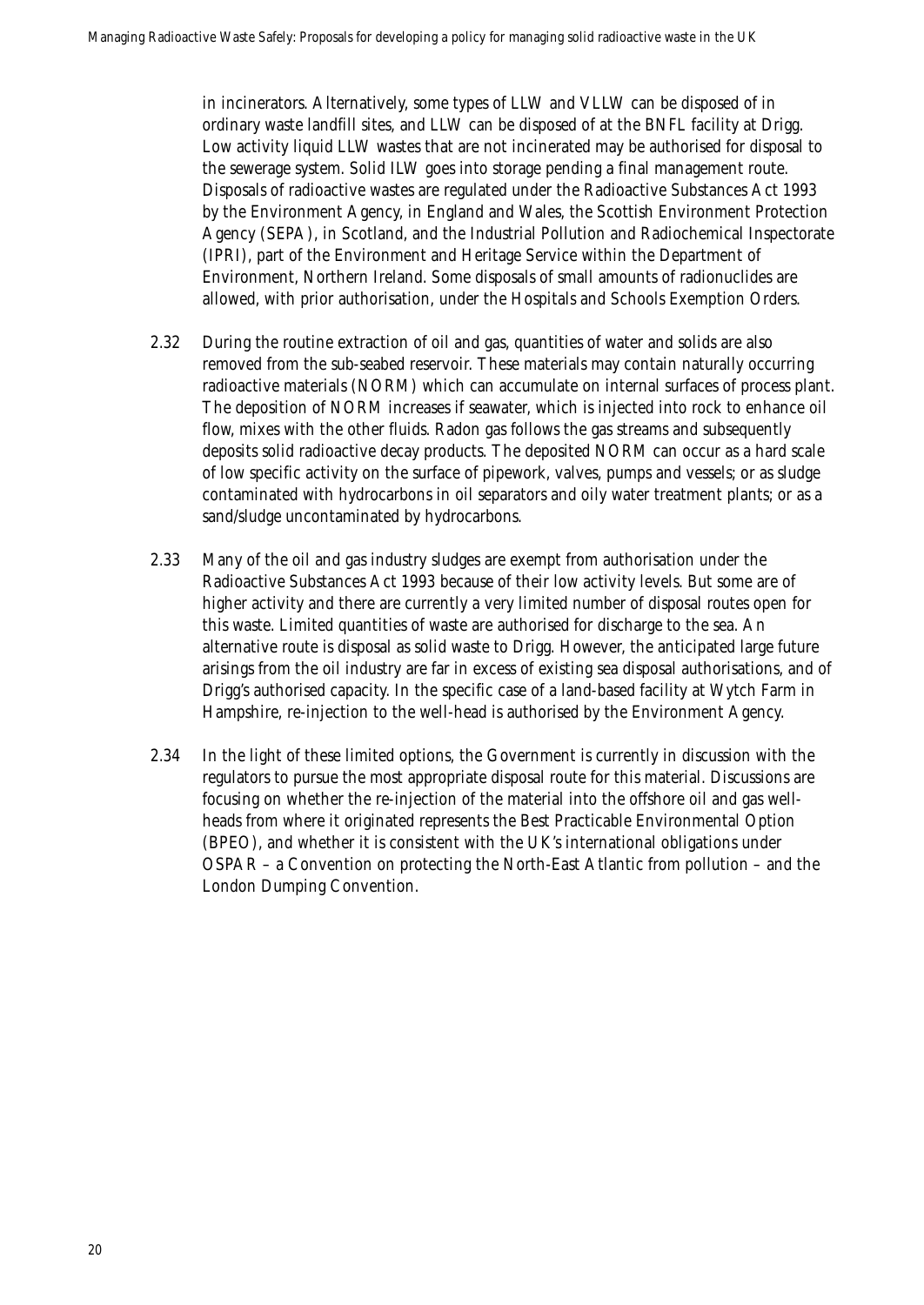in incinerators. Alternatively, some types of LLW and VLLW can be disposed of in ordinary waste landfill sites, and LLW can be disposed of at the BNFL facility at Drigg. Low activity liquid LLW wastes that are not incinerated may be authorised for disposal to the sewerage system. Solid ILW goes into storage pending a final management route. Disposals of radioactive wastes are regulated under the Radioactive Substances Act 1993 by the Environment Agency, in England and Wales, the Scottish Environment Protection Agency (SEPA), in Scotland, and the Industrial Pollution and Radiochemical Inspectorate (IPRI), part of the Environment and Heritage Service within the Department of Environment, Northern Ireland. Some disposals of small amounts of radionuclides are allowed, with prior authorisation, under the Hospitals and Schools Exemption Orders.

2.32 During the routine extraction of oil and gas, quantities of water and solids are also removed from the sub-seabed reservoir. These materials may contain naturally occurring radioactive materials (NORM) which can accumulate on internal surfaces of process plant. The deposition of NORM increases if seawater, which is injected into rock to enhance oil flow, mixes with the other fluids. Radon gas follows the gas streams and subsequently deposits solid radioactive decay products. The deposited NORM can occur as a hard scale of low specific activity on the surface of pipework, valves, pumps and vessels; or as sludge contaminated with hydrocarbons in oil separators and oily water treatment plants; or as a sand/sludge uncontaminated by hydrocarbons.

2.33 Many of the oil and gas industry sludges are exempt from authorisation under the Radioactive Substances Act 1993 because of their low activity levels. But some are of higher activity and there are currently a very limited number of disposal routes open for this waste. Limited quantities of waste are authorised for discharge to the sea. An alternative route is disposal as solid waste to Drigg. However, the anticipated large future arisings from the oil industry are far in excess of existing sea disposal authorisations, and of Drigg's authorised capacity. In the specific case of a land-based facility at Wytch Farm in Hampshire, re-injection to the well-head is authorised by the Environment Agency.

2.34 In the light of these limited options, the Government is currently in discussion with the regulators to pursue the most appropriate disposal route for this material. Discussions are focusing on whether the re-injection of the material into the offshore oil and gas well-heads from where it originated represents the Best Practicable Environmental Option (BPEO), and whether it is consistent with the UK's international obligations under OSPAR – a Convention on protecting the North-East Atlantic from pollution – and the London Dumping Convention.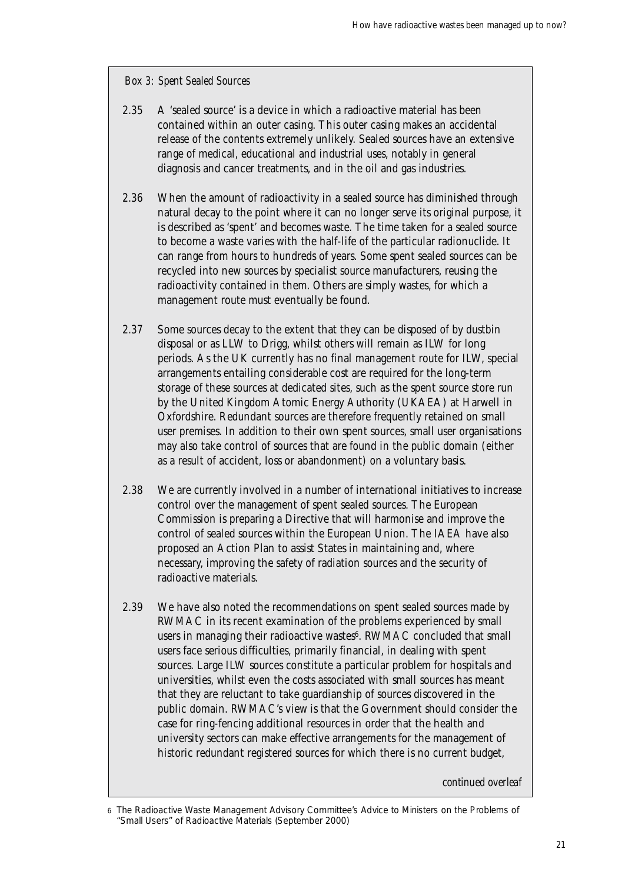*Box 3: Spent Sealed Sources*

2.35 A 'sealed source' is a device in which a radioactive material has been contained within an outer casing. This outer casing makes an accidental release of the contents extremely unlikely. Sealed sources have an extensive range of medical, educational and industrial uses, notably in general diagnosis and cancer treatments, and in the oil and gas industries.

2.36 When the amount of radioactivity in a sealed source has diminished through natural decay to the point where it can no longer serve its original purpose, it is described as 'spent' and becomes waste. The time taken for a sealed source to become a waste varies with the half-life of the particular radionuclide. It can range from hours to hundreds of years. Some spent sealed sources can be recycled into new sources by specialist source manufacturers, reusing the radioactivity contained in them. Others are simply wastes, for which a management route must eventually be found.

2.37 Some sources decay to the extent that they can be disposed of by dustbin disposal or as LLW to Drigg, whilst others will remain as ILW for long periods. As the UK currently has no final management route for ILW, special arrangements entailing considerable cost are required for the long-term storage of these sources at dedicated sites, such as the spent source store run by the United Kingdom Atomic Energy Authority (UKAEA) at Harwell in Oxfordshire. Redundant sources are therefore frequently retained on small user premises. In addition to their own spent sources, small user organisations may also take control of sources that are found in the public domain (either as a result of accident, loss or abandonment) on a voluntary basis.

2.38 We are currently involved in a number of international initiatives to increase control over the management of spent sealed sources. The European Commission is preparing a Directive that will harmonise and improve the control of sealed sources within the European Union. The IAEA have also proposed an Action Plan to assist States in maintaining and, where necessary, improving the safety of radiation sources and the security of radioactive materials.

2.39 We have also noted the recommendations on spent sealed sources made by RWMAC in its recent examination of the problems experienced by small users in managing their radioactive wastes[6]. RWMAC concluded that small users face serious difficulties, primarily financial, in dealing with spent sources. Large ILW sources constitute a particular problem for hospitals and universities, whilst even the costs associated with small sources has meant that they are reluctant to take guardianship of sources discovered in the public domain. RWMAC's view is that the Government should consider the case for ring-fencing additional resources in order that the health and university sectors can make effective arrangements for the management of historic redundant registered sources for which there is no current budget,

*continued overleaf*

[6] The Radioactive Waste Management Advisory Committee's Advice to Ministers on the Problems of "Small Users" of Radioactive Materials (September 2000)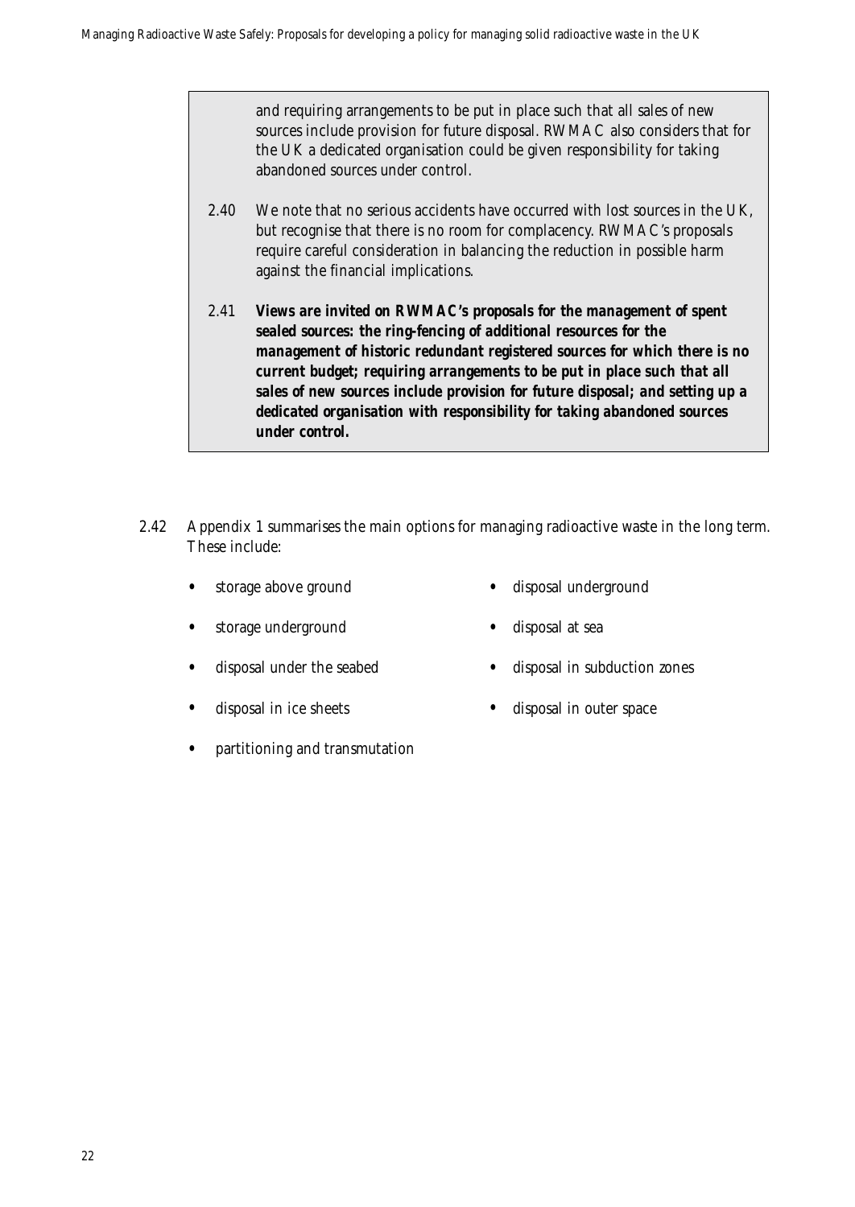and requiring arrangements to be put in place such that all sales of new sources include provision for future disposal. RWMAC also considers that for the UK a dedicated organisation could be given responsibility for taking abandoned sources under control.

2.40 We note that no serious accidents have occurred with lost sources in the UK, but recognise that there is no room for complacency. RWMAC's proposals require careful consideration in balancing the reduction in possible harm against the financial implications.

2.41 **Views are invited on RWMAC's proposals for the management of spent sealed sources: the ring-fencing of additional resources for the management of historic redundant registered sources for which there is no current budget; requiring arrangements to be put in place such that all sales of new sources include provision for future disposal; and setting up a dedicated organisation with responsibility for taking abandoned sources under control.**

2.42 Appendix 1 summarises the main options for managing radioactive waste in the long term. These include:

- storage above ground
- disposal underground
- storage underground
- disposal at sea
- disposal under the seabed
- disposal in subduction zones
- disposal in ice sheets
- disposal in outer space
- partitioning and transmutation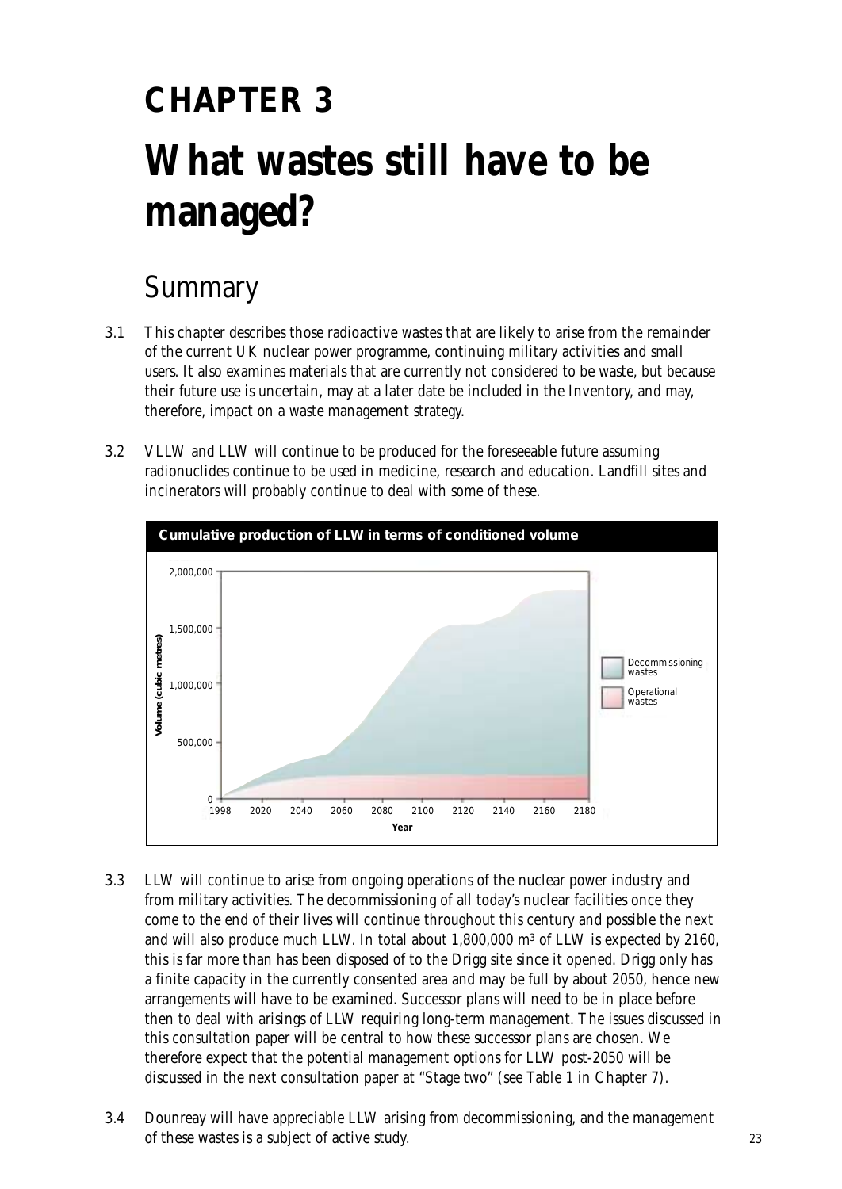# CHAPTER 3

# What wastes still have to be managed?

## Summary

3.1 This chapter describes those radioactive wastes that are likely to arise from the remainder of the current UK nuclear power programme, continuing military activities and small users. It also examines materials that are currently not considered to be waste, but because their future use is uncertain, may at a later date be included in the Inventory, and may, therefore, impact on a waste management strategy.

3.2 VLLW and LLW will continue to be produced for the foreseeable future assuming radionuclides continue to be used in medicine, research and education. Landfill sites and incinerators will probably continue to deal with some of these.

**Cumulative production of LLW in terms of conditioned volume**

3.3 LLW will continue to arise from ongoing operations of the nuclear power industry and from military activities. The decommissioning of all today's nuclear facilities once they come to the end of their lives will continue throughout this century and possible the next and will also produce much LLW. In total about 1,800,000 m$^3$ of LLW is expected by 2160, this is far more than has been disposed of to the Drigg site since it opened. Drigg only has a finite capacity in the currently consented area and may be full by about 2050, hence new arrangements will have to be examined. Successor plans will need to be in place before then to deal with arisings of LLW requiring long-term management. The issues discussed in this consultation paper will be central to how these successor plans are chosen. We therefore expect that the potential management options for LLW post-2050 will be discussed in the next consultation paper at "Stage two" (see Table 1 in Chapter 7).

3.4 Dounreay will have appreciable LLW arising from decommissioning, and the management of these wastes is a subject of active study.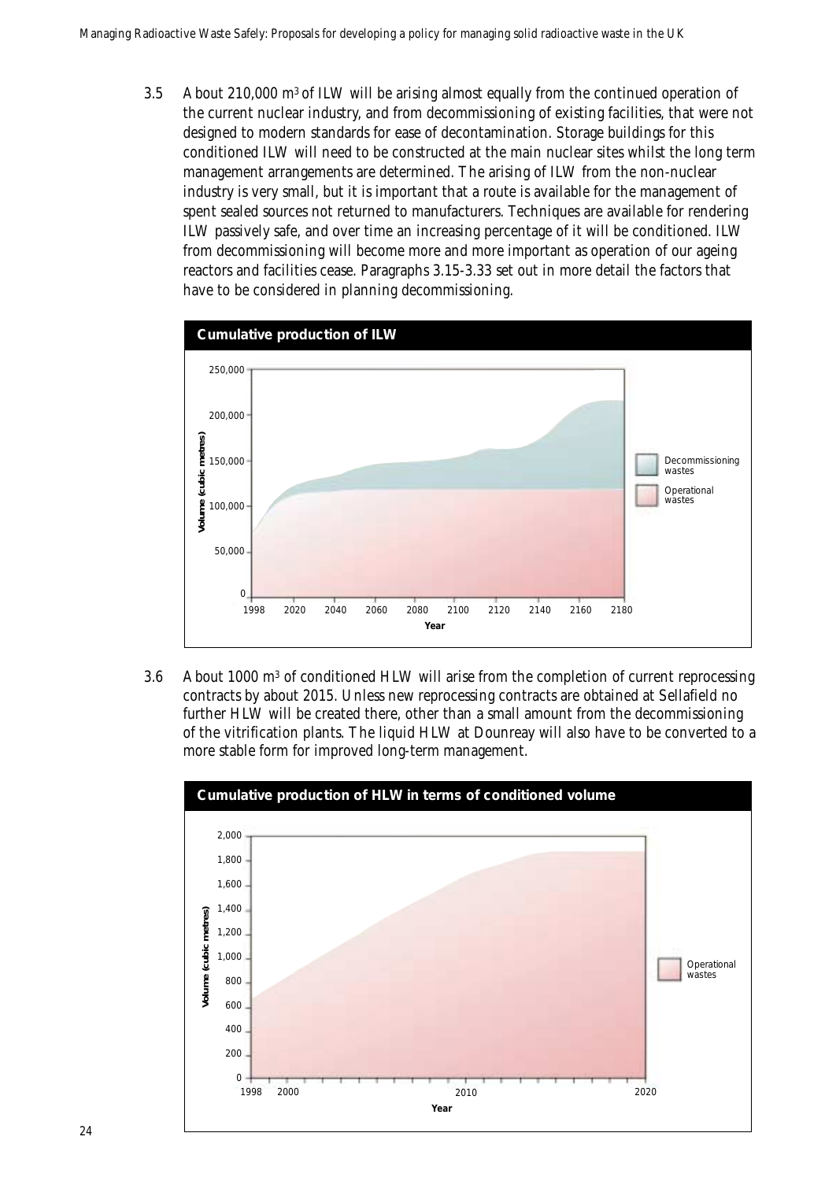3.5 About 210,000 $m^3$ of ILW will be arising almost equally from the continued operation of the current nuclear industry, and from decommissioning of existing facilities, that were not designed to modern standards for ease of decontamination. Storage buildings for this conditioned ILW will need to be constructed at the main nuclear sites whilst the long term management arrangements are determined. The arising of ILW from the non-nuclear industry is very small, but it is important that a route is available for the management of spent sealed sources not returned to manufacturers. Techniques are available for rendering ILW passively safe, and over time an increasing percentage of it will be conditioned. ILW from decommissioning will become more and more important as operation of our ageing reactors and facilities cease. Paragraphs 3.15-3.33 set out in more detail the factors that have to be considered in planning decommissioning.

**Cumulative production of ILW**

3.6 About 1000 $m^3$ of conditioned HLW will arise from the completion of current reprocessing contracts by about 2015. Unless new reprocessing contracts are obtained at Sellafield no further HLW will be created there, other than a small amount from the decommissioning of the vitrification plants. The liquid HLW at Dounreay will also have to be converted to a more stable form for improved long-term management.

**Cumulative production of HLW in terms of conditioned volume**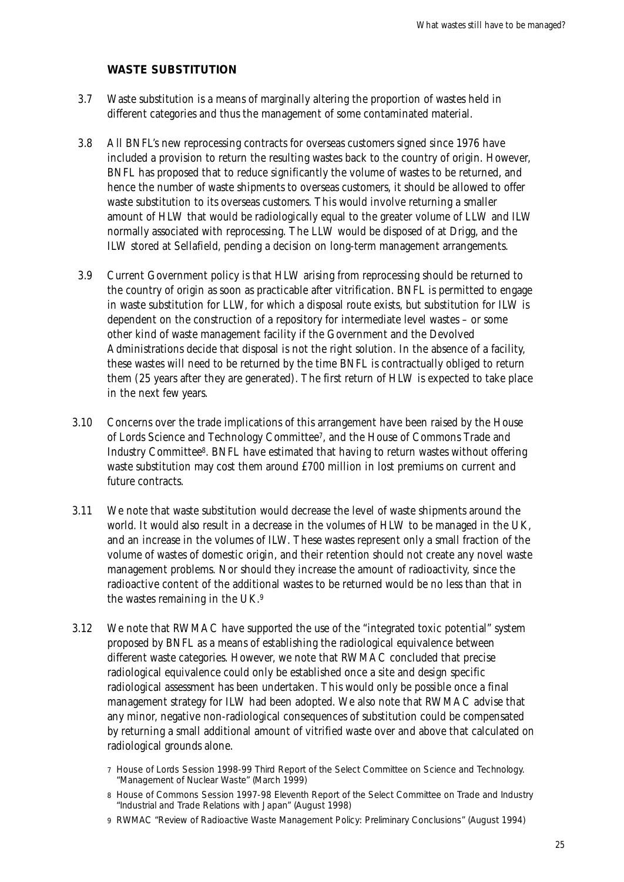## WASTE SUBSTITUTION

3.7 Waste substitution is a means of marginally altering the proportion of wastes held in different categories and thus the management of some contaminated material.

3.8 All BNFL's new reprocessing contracts for overseas customers signed since 1976 have included a provision to return the resulting wastes back to the country of origin. However, BNFL has proposed that to reduce significantly the volume of wastes to be returned, and hence the number of waste shipments to overseas customers, it should be allowed to offer waste substitution to its overseas customers. This would involve returning a smaller amount of HLW that would be radiologically equal to the greater volume of LLW and ILW normally associated with reprocessing. The LLW would be disposed of at Drigg, and the ILW stored at Sellafield, pending a decision on long-term management arrangements.

3.9 Current Government policy is that HLW arising from reprocessing should be returned to the country of origin as soon as practicable after vitrification. BNFL is permitted to engage in waste substitution for LLW, for which a disposal route exists, but substitution for ILW is dependent on the construction of a repository for intermediate level wastes – or some other kind of waste management facility if the Government and the Devolved Administrations decide that disposal is not the right solution. In the absence of a facility, these wastes will need to be returned by the time BNFL is contractually obliged to return them (25 years after they are generated). The first return of HLW is expected to take place in the next few years.

3.10 Concerns over the trade implications of this arrangement have been raised by the House of Lords Science and Technology Committee[7], and the House of Commons Trade and Industry Committee[8]. BNFL have estimated that having to return wastes without offering waste substitution may cost them around £700 million in lost premiums on current and future contracts.

3.11 We note that waste substitution would decrease the level of waste shipments around the world. It would also result in a decrease in the volumes of HLW to be managed in the UK, and an increase in the volumes of ILW. These wastes represent only a small fraction of the volume of wastes of domestic origin, and their retention should not create any novel waste management problems. Nor should they increase the amount of radioactivity, since the radioactive content of the additional wastes to be returned would be no less than that in the wastes remaining in the UK.[9]

3.12 We note that RWMAC have supported the use of the "integrated toxic potential" system proposed by BNFL as a means of establishing the radiological equivalence between different waste categories. However, we note that RWMAC concluded that precise radiological equivalence could only be established once a site and design specific radiological assessment has been undertaken. This would only be possible once a final management strategy for ILW had been adopted. We also note that RWMAC advise that any minor, negative non-radiological consequences of substitution could be compensated by returning a small additional amount of vitrified waste over and above that calculated on radiological grounds alone.

7 House of Lords Session 1998-99 Third Report of the Select Committee on Science and Technology. "Management of Nuclear Waste" (March 1999)

8 House of Commons Session 1997-98 Eleventh Report of the Select Committee on Trade and Industry "Industrial and Trade Relations with Japan" (August 1998)

9 RWMAC "Review of Radioactive Waste Management Policy: Preliminary Conclusions" (August 1994)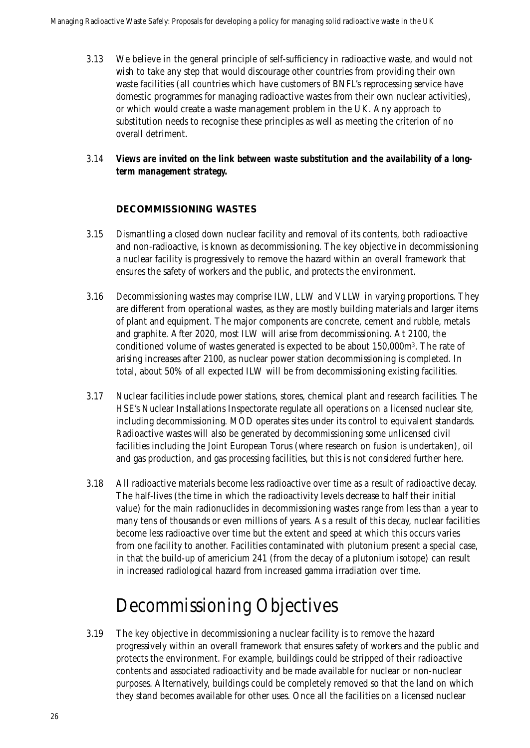3.13 We believe in the general principle of self-sufficiency in radioactive waste, and would not wish to take any step that would discourage other countries from providing their own waste facilities (all countries which have customers of BNFL's reprocessing service have domestic programmes for managing radioactive wastes from their own nuclear activities), or which would create a waste management problem in the UK. Any approach to substitution needs to recognise these principles as well as meeting the criterion of no overall detriment.

3.14 ***Views are invited on the link between waste substitution and the availability of a long-term management strategy.***

### DECOMMISSIONING WASTES

3.15 Dismantling a closed down nuclear facility and removal of its contents, both radioactive and non-radioactive, is known as decommissioning. The key objective in decommissioning a nuclear facility is progressively to remove the hazard within an overall framework that ensures the safety of workers and the public, and protects the environment.

3.16 Decommissioning wastes may comprise ILW, LLW and VLLW in varying proportions. They are different from operational wastes, as they are mostly building materials and larger items of plant and equipment. The major components are concrete, cement and rubble, metals and graphite. After 2020, most ILW will arise from decommissioning. At 2100, the conditioned volume of wastes generated is expected to be about 150,000$m^3$. The rate of arising increases after 2100, as nuclear power station decommissioning is completed. In total, about 50% of all expected ILW will be from decommissioning existing facilities.

3.17 Nuclear facilities include power stations, stores, chemical plant and research facilities. The HSE's Nuclear Installations Inspectorate regulate all operations on a licensed nuclear site, including decommissioning. MOD operates sites under its control to equivalent standards. Radioactive wastes will also be generated by decommissioning some unlicensed civil facilities including the Joint European Torus (where research on fusion is undertaken), oil and gas production, and gas processing facilities, but this is not considered further here.

3.18 All radioactive materials become less radioactive over time as a result of radioactive decay. The half-lives (the time in which the radioactivity levels decrease to half their initial value) for the main radionuclides in decommissioning wastes range from less than a year to many tens of thousands or even millions of years. As a result of this decay, nuclear facilities become less radioactive over time but the extent and speed at which this occurs varies from one facility to another. Facilities contaminated with plutonium present a special case, in that the build-up of americium 241 (from the decay of a plutonium isotope) can result in increased radiological hazard from increased gamma irradiation over time.

## Decommissioning Objectives

3.19 The key objective in decommissioning a nuclear facility is to remove the hazard progressively within an overall framework that ensures safety of workers and the public and protects the environment. For example, buildings could be stripped of their radioactive contents and associated radioactivity and be made available for nuclear or non-nuclear purposes. Alternatively, buildings could be completely removed so that the land on which they stand becomes available for other uses. Once all the facilities on a licensed nuclear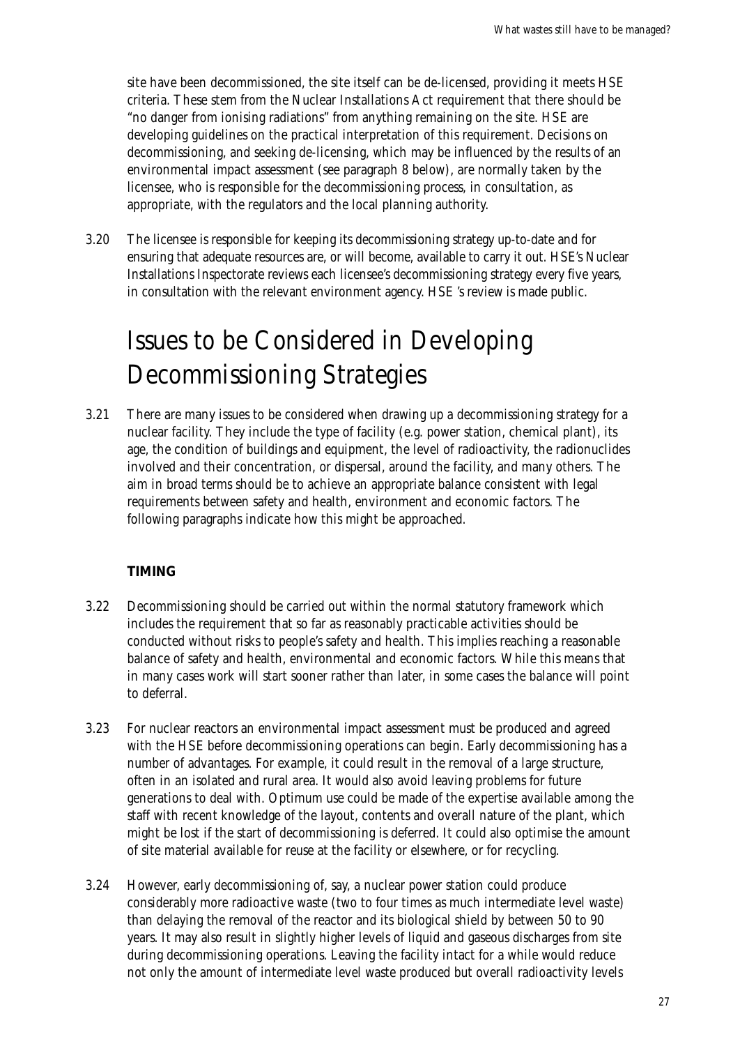site have been decommissioned, the site itself can be de-licensed, providing it meets HSE criteria. These stem from the Nuclear Installations Act requirement that there should be "no danger from ionising radiations" from anything remaining on the site. HSE are developing guidelines on the practical interpretation of this requirement. Decisions on decommissioning, and seeking de-licensing, which may be influenced by the results of an environmental impact assessment (see paragraph 8 below), are normally taken by the licensee, who is responsible for the decommissioning process, in consultation, as appropriate, with the regulators and the local planning authority.

3.20 The licensee is responsible for keeping its decommissioning strategy up-to-date and for ensuring that adequate resources are, or will become, available to carry it out. HSE's Nuclear Installations Inspectorate reviews each licensee's decommissioning strategy every five years, in consultation with the relevant environment agency. HSE 's review is made public.

# Issues to be Considered in Developing Decommissioning Strategies

3.21 There are many issues to be considered when drawing up a decommissioning strategy for a nuclear facility. They include the type of facility (e.g. power station, chemical plant), its age, the condition of buildings and equipment, the level of radioactivity, the radionuclides involved and their concentration, or dispersal, around the facility, and many others. The aim in broad terms should be to achieve an appropriate balance consistent with legal requirements between safety and health, environment and economic factors. The following paragraphs indicate how this might be approached.

**TIMING**

3.22 Decommissioning should be carried out within the normal statutory framework which includes the requirement that so far as reasonably practicable activities should be conducted without risks to people's safety and health. This implies reaching a reasonable balance of safety and health, environmental and economic factors. While this means that in many cases work will start sooner rather than later, in some cases the balance will point to deferral.

3.23 For nuclear reactors an environmental impact assessment must be produced and agreed with the HSE before decommissioning operations can begin. Early decommissioning has a number of advantages. For example, it could result in the removal of a large structure, often in an isolated and rural area. It would also avoid leaving problems for future generations to deal with. Optimum use could be made of the expertise available among the staff with recent knowledge of the layout, contents and overall nature of the plant, which might be lost if the start of decommissioning is deferred. It could also optimise the amount of site material available for reuse at the facility or elsewhere, or for recycling.

3.24 However, early decommissioning of, say, a nuclear power station could produce considerably more radioactive waste (two to four times as much intermediate level waste) than delaying the removal of the reactor and its biological shield by between 50 to 90 years. It may also result in slightly higher levels of liquid and gaseous discharges from site during decommissioning operations. Leaving the facility intact for a while would reduce not only the amount of intermediate level waste produced but overall radioactivity levels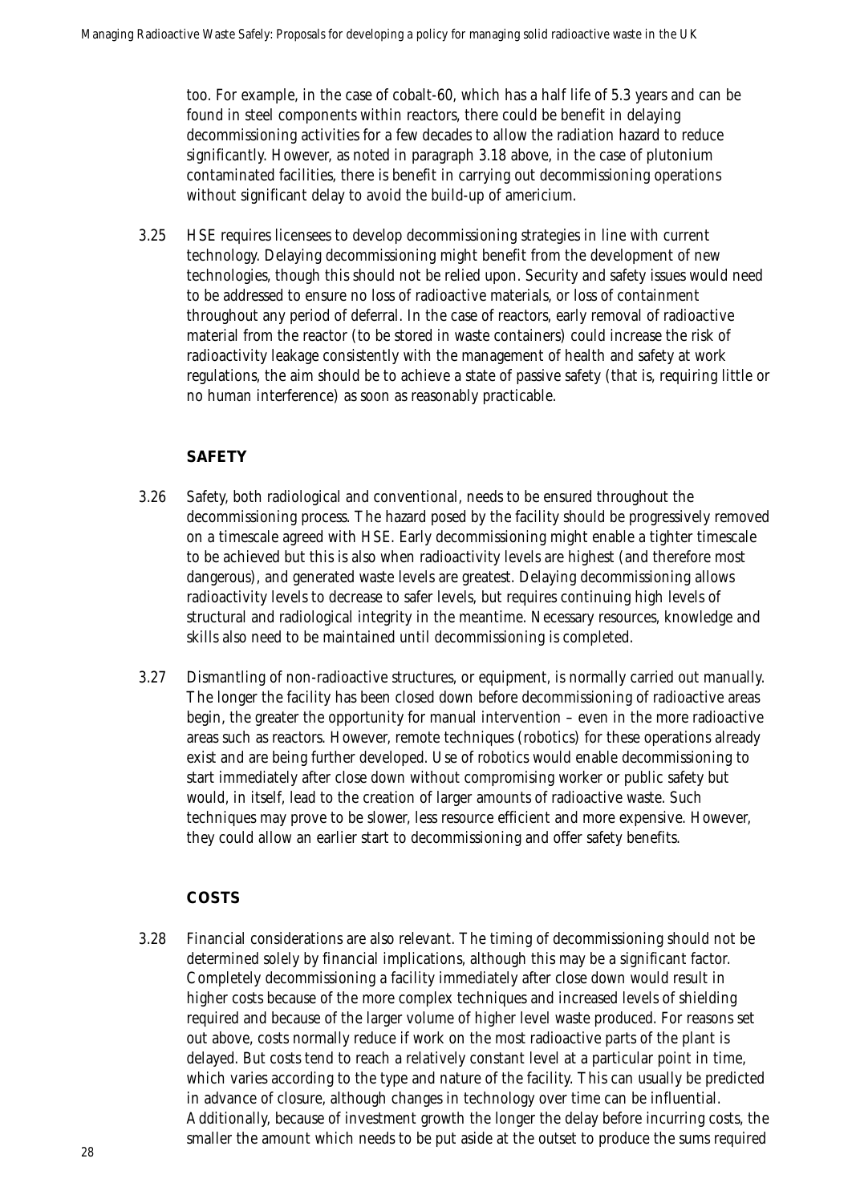too. For example, in the case of cobalt-60, which has a half life of 5.3 years and can be found in steel components within reactors, there could be benefit in delaying decommissioning activities for a few decades to allow the radiation hazard to reduce significantly. However, as noted in paragraph 3.18 above, in the case of plutonium contaminated facilities, there is benefit in carrying out decommissioning operations without significant delay to avoid the build-up of americium.

3.25 HSE requires licensees to develop decommissioning strategies in line with current technology. Delaying decommissioning might benefit from the development of new technologies, though this should not be relied upon. Security and safety issues would need to be addressed to ensure no loss of radioactive materials, or loss of containment throughout any period of deferral. In the case of reactors, early removal of radioactive material from the reactor (to be stored in waste containers) could increase the risk of radioactivity leakage consistently with the management of health and safety at work regulations, the aim should be to achieve a state of passive safety (that is, requiring little or no human interference) as soon as reasonably practicable.

### SAFETY

3.26 Safety, both radiological and conventional, needs to be ensured throughout the decommissioning process. The hazard posed by the facility should be progressively removed on a timescale agreed with HSE. Early decommissioning might enable a tighter timescale to be achieved but this is also when radioactivity levels are highest (and therefore most dangerous), and generated waste levels are greatest. Delaying decommissioning allows radioactivity levels to decrease to safer levels, but requires continuing high levels of structural and radiological integrity in the meantime. Necessary resources, knowledge and skills also need to be maintained until decommissioning is completed.

3.27 Dismantling of non-radioactive structures, or equipment, is normally carried out manually. The longer the facility has been closed down before decommissioning of radioactive areas begin, the greater the opportunity for manual intervention – even in the more radioactive areas such as reactors. However, remote techniques (robotics) for these operations already exist and are being further developed. Use of robotics would enable decommissioning to start immediately after close down without compromising worker or public safety but would, in itself, lead to the creation of larger amounts of radioactive waste. Such techniques may prove to be slower, less resource efficient and more expensive. However, they could allow an earlier start to decommissioning and offer safety benefits.

### COSTS

3.28 Financial considerations are also relevant. The timing of decommissioning should not be determined solely by financial implications, although this may be a significant factor. Completely decommissioning a facility immediately after close down would result in higher costs because of the more complex techniques and increased levels of shielding required and because of the larger volume of higher level waste produced. For reasons set out above, costs normally reduce if work on the most radioactive parts of the plant is delayed. But costs tend to reach a relatively constant level at a particular point in time, which varies according to the type and nature of the facility. This can usually be predicted in advance of closure, although changes in technology over time can be influential. Additionally, because of investment growth the longer the delay before incurring costs, the smaller the amount which needs to be put aside at the outset to produce the sums required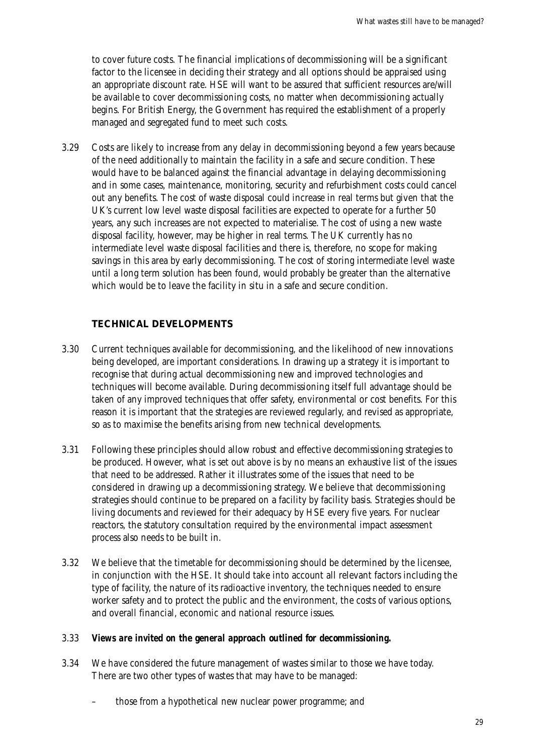to cover future costs. The financial implications of decommissioning will be a significant factor to the licensee in deciding their strategy and all options should be appraised using an appropriate discount rate. HSE will want to be assured that sufficient resources are/will be available to cover decommissioning costs, no matter when decommissioning actually begins. For British Energy, the Government has required the establishment of a properly managed and segregated fund to meet such costs.

3.29 Costs are likely to increase from any delay in decommissioning beyond a few years because of the need additionally to maintain the facility in a safe and secure condition. These would have to be balanced against the financial advantage in delaying decommissioning and in some cases, maintenance, monitoring, security and refurbishment costs could cancel out any benefits. The cost of waste disposal could increase in real terms but given that the UK's current low level waste disposal facilities are expected to operate for a further 50 years, any such increases are not expected to materialise. The cost of using a new waste disposal facility, however, may be higher in real terms. The UK currently has no intermediate level waste disposal facilities and there is, therefore, no scope for making savings in this area by early decommissioning. The cost of storing intermediate level waste until a long term solution has been found, would probably be greater than the alternative which would be to leave the facility in situ in a safe and secure condition.

### TECHNICAL DEVELOPMENTS

3.30 Current techniques available for decommissioning, and the likelihood of new innovations being developed, are important considerations. In drawing up a strategy it is important to recognise that during actual decommissioning new and improved technologies and techniques will become available. During decommissioning itself full advantage should be taken of any improved techniques that offer safety, environmental or cost benefits. For this reason it is important that the strategies are reviewed regularly, and revised as appropriate, so as to maximise the benefits arising from new technical developments.

3.31 Following these principles should allow robust and effective decommissioning strategies to be produced. However, what is set out above is by no means an exhaustive list of the issues that need to be addressed. Rather it illustrates some of the issues that need to be considered in drawing up a decommissioning strategy. We believe that decommissioning strategies should continue to be prepared on a facility by facility basis. Strategies should be living documents and reviewed for their adequacy by HSE every five years. For nuclear reactors, the statutory consultation required by the environmental impact assessment process also needs to be built in.

3.32 We believe that the timetable for decommissioning should be determined by the licensee, in conjunction with the HSE. It should take into account all relevant factors including the type of facility, the nature of its radioactive inventory, the techniques needed to ensure worker safety and to protect the public and the environment, the costs of various options, and overall financial, economic and national resource issues.

3.33 ***Views are invited on the general approach outlined for decommissioning.***

3.34 We have considered the future management of wastes similar to those we have today. There are two other types of wastes that may have to be managed:

– those from a hypothetical new nuclear power programme; and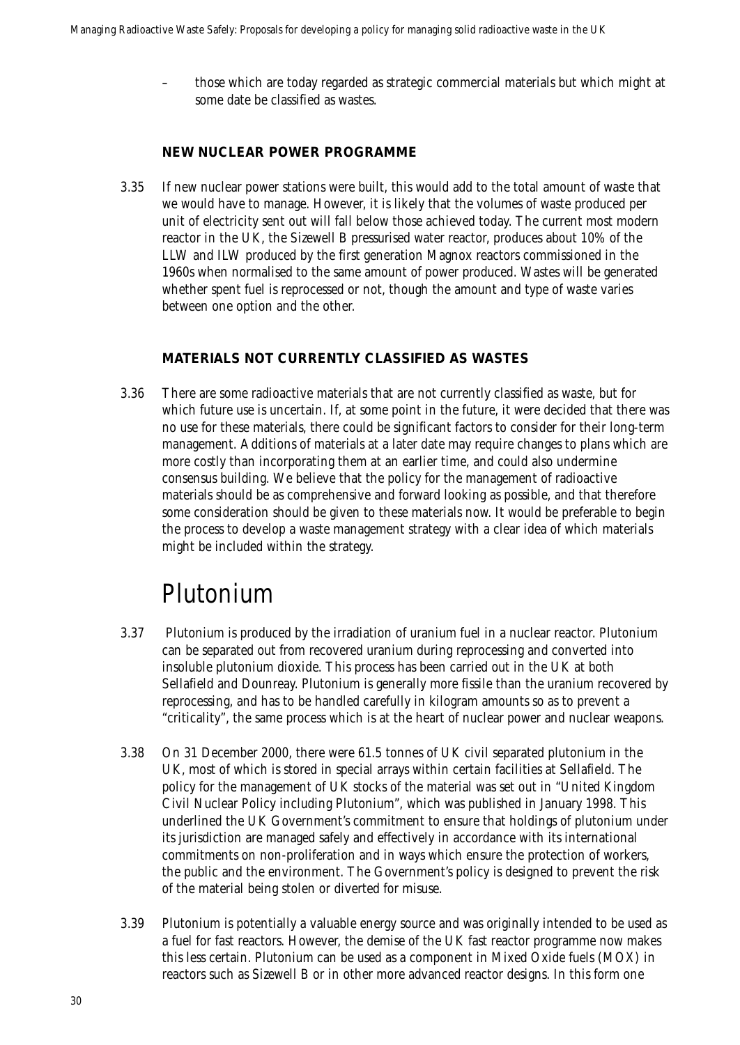– those which are today regarded as strategic commercial materials but which might at some date be classified as wastes.

### NEW NUCLEAR POWER PROGRAMME

3.35 If new nuclear power stations were built, this would add to the total amount of waste that we would have to manage. However, it is likely that the volumes of waste produced per unit of electricity sent out will fall below those achieved today. The current most modern reactor in the UK, the Sizewell B pressurised water reactor, produces about 10% of the LLW and ILW produced by the first generation Magnox reactors commissioned in the 1960s when normalised to the same amount of power produced. Wastes will be generated whether spent fuel is reprocessed or not, though the amount and type of waste varies between one option and the other.

### MATERIALS NOT CURRENTLY CLASSIFIED AS WASTES

3.36 There are some radioactive materials that are not currently classified as waste, but for which future use is uncertain. If, at some point in the future, it were decided that there was no use for these materials, there could be significant factors to consider for their long-term management. Additions of materials at a later date may require changes to plans which are more costly than incorporating them at an earlier time, and could also undermine consensus building. We believe that the policy for the management of radioactive materials should be as comprehensive and forward looking as possible, and that therefore some consideration should be given to these materials now. It would be preferable to begin the process to develop a waste management strategy with a clear idea of which materials might be included within the strategy.

## Plutonium

3.37 Plutonium is produced by the irradiation of uranium fuel in a nuclear reactor. Plutonium can be separated out from recovered uranium during reprocessing and converted into insoluble plutonium dioxide. This process has been carried out in the UK at both Sellafield and Dounreay. Plutonium is generally more fissile than the uranium recovered by reprocessing, and has to be handled carefully in kilogram amounts so as to prevent a "criticality", the same process which is at the heart of nuclear power and nuclear weapons.

3.38 On 31 December 2000, there were 61.5 tonnes of UK civil separated plutonium in the UK, most of which is stored in special arrays within certain facilities at Sellafield. The policy for the management of UK stocks of the material was set out in "United Kingdom Civil Nuclear Policy including Plutonium", which was published in January 1998. This underlined the UK Government's commitment to ensure that holdings of plutonium under its jurisdiction are managed safely and effectively in accordance with its international commitments on non-proliferation and in ways which ensure the protection of workers, the public and the environment. The Government's policy is designed to prevent the risk of the material being stolen or diverted for misuse.

3.39 Plutonium is potentially a valuable energy source and was originally intended to be used as a fuel for fast reactors. However, the demise of the UK fast reactor programme now makes this less certain. Plutonium can be used as a component in Mixed Oxide fuels (MOX) in reactors such as Sizewell B or in other more advanced reactor designs. In this form one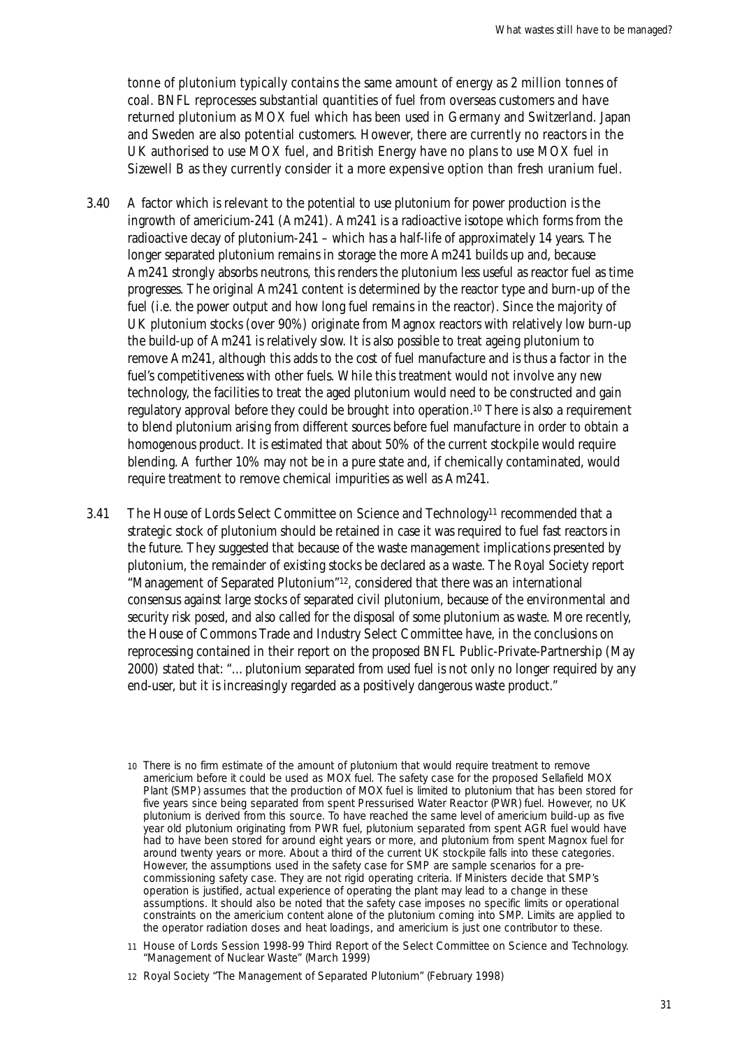tonne of plutonium typically contains the same amount of energy as 2 million tonnes of coal. BNFL reprocesses substantial quantities of fuel from overseas customers and have returned plutonium as MOX fuel which has been used in Germany and Switzerland. Japan and Sweden are also potential customers. However, there are currently no reactors in the UK authorised to use MOX fuel, and British Energy have no plans to use MOX fuel in Sizewell B as they currently consider it a more expensive option than fresh uranium fuel.

3.40 A factor which is relevant to the potential to use plutonium for power production is the ingrowth of americium-241 (Am241). Am241 is a radioactive isotope which forms from the radioactive decay of plutonium-241 – which has a half-life of approximately 14 years. The longer separated plutonium remains in storage the more Am241 builds up and, because Am241 strongly absorbs neutrons, this renders the plutonium less useful as reactor fuel as time progresses. The original Am241 content is determined by the reactor type and burn-up of the fuel (i.e. the power output and how long fuel remains in the reactor). Since the majority of UK plutonium stocks (over 90%) originate from Magnox reactors with relatively low burn-up the build-up of Am241 is relatively slow. It is also possible to treat ageing plutonium to remove Am241, although this adds to the cost of fuel manufacture and is thus a factor in the fuel's competitiveness with other fuels. While this treatment would not involve any new technology, the facilities to treat the aged plutonium would need to be constructed and gain regulatory approval before they could be brought into operation.[10] There is also a requirement to blend plutonium arising from different sources before fuel manufacture in order to obtain a homogenous product. It is estimated that about 50% of the current stockpile would require blending. A further 10% may not be in a pure state and, if chemically contaminated, would require treatment to remove chemical impurities as well as Am241.

3.41 The House of Lords Select Committee on Science and Technology[11] recommended that a strategic stock of plutonium should be retained in case it was required to fuel fast reactors in the future. They suggested that because of the waste management implications presented by plutonium, the remainder of existing stocks be declared as a waste. The Royal Society report "Management of Separated Plutonium"[12], considered that there was an international consensus against large stocks of separated civil plutonium, because of the environmental and security risk posed, and also called for the disposal of some plutonium as waste. More recently, the House of Commons Trade and Industry Select Committee have, in the conclusions on reprocessing contained in their report on the proposed BNFL Public-Private-Partnership (May 2000) stated that: "…plutonium separated from used fuel is not only no longer required by any end-user, but it is increasingly regarded as a positively dangerous waste product."

10 There is no firm estimate of the amount of plutonium that would require treatment to remove americium before it could be used as MOX fuel. The safety case for the proposed Sellafield MOX Plant (SMP) assumes that the production of MOX fuel is limited to plutonium that has been stored for five years since being separated from spent Pressurised Water Reactor (PWR) fuel. However, no UK plutonium is derived from this source. To have reached the same level of americium build-up as five year old plutonium originating from PWR fuel, plutonium separated from spent AGR fuel would have had to have been stored for around eight years or more, and plutonium from spent Magnox fuel for around twenty years or more. About a third of the current UK stockpile falls into these categories. However, the assumptions used in the safety case for SMP are sample scenarios for a pre-commissioning safety case. They are not rigid operating criteria. If Ministers decide that SMP's operation is justified, actual experience of operating the plant may lead to a change in these assumptions. It should also be noted that the safety case imposes no specific limits or operational constraints on the americium content alone of the plutonium coming into SMP. Limits are applied to the operator radiation doses and heat loadings, and americium is just one contributor to these.

11 House of Lords Session 1998-99 Third Report of the Select Committee on Science and Technology. "Management of Nuclear Waste" (March 1999)

12 Royal Society "The Management of Separated Plutonium" (February 1998)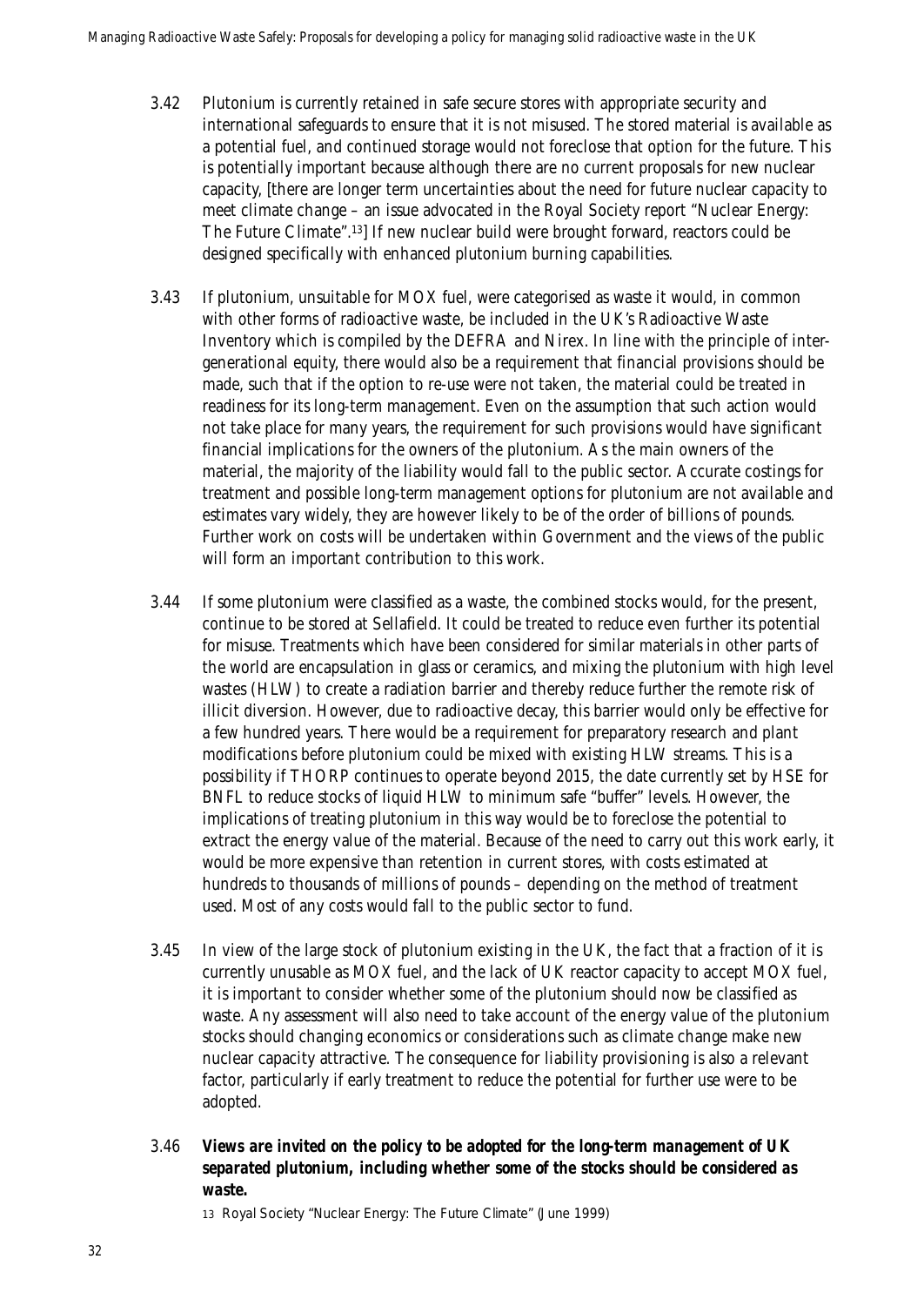3.42 Plutonium is currently retained in safe secure stores with appropriate security and international safeguards to ensure that it is not misused. The stored material is available as a potential fuel, and continued storage would not foreclose that option for the future. This is potentially important because although there are no current proposals for new nuclear capacity, [there are longer term uncertainties about the need for future nuclear capacity to meet climate change – an issue advocated in the Royal Society report "Nuclear Energy: The Future Climate".[13]] If new nuclear build were brought forward, reactors could be designed specifically with enhanced plutonium burning capabilities.

3.43 If plutonium, unsuitable for MOX fuel, were categorised as waste it would, in common with other forms of radioactive waste, be included in the UK's Radioactive Waste Inventory which is compiled by the DEFRA and Nirex. In line with the principle of inter-generational equity, there would also be a requirement that financial provisions should be made, such that if the option to re-use were not taken, the material could be treated in readiness for its long-term management. Even on the assumption that such action would not take place for many years, the requirement for such provisions would have significant financial implications for the owners of the plutonium. As the main owners of the material, the majority of the liability would fall to the public sector. Accurate costings for treatment and possible long-term management options for plutonium are not available and estimates vary widely, they are however likely to be of the order of billions of pounds. Further work on costs will be undertaken within Government and the views of the public will form an important contribution to this work.

3.44 If some plutonium were classified as a waste, the combined stocks would, for the present, continue to be stored at Sellafield. It could be treated to reduce even further its potential for misuse. Treatments which have been considered for similar materials in other parts of the world are encapsulation in glass or ceramics, and mixing the plutonium with high level wastes (HLW) to create a radiation barrier and thereby reduce further the remote risk of illicit diversion. However, due to radioactive decay, this barrier would only be effective for a few hundred years. There would be a requirement for preparatory research and plant modifications before plutonium could be mixed with existing HLW streams. This is a possibility if THORP continues to operate beyond 2015, the date currently set by HSE for BNFL to reduce stocks of liquid HLW to minimum safe "buffer" levels. However, the implications of treating plutonium in this way would be to foreclose the potential to extract the energy value of the material. Because of the need to carry out this work early, it would be more expensive than retention in current stores, with costs estimated at hundreds to thousands of millions of pounds – depending on the method of treatment used. Most of any costs would fall to the public sector to fund.

3.45 In view of the large stock of plutonium existing in the UK, the fact that a fraction of it is currently unusable as MOX fuel, and the lack of UK reactor capacity to accept MOX fuel, it is important to consider whether some of the plutonium should now be classified as waste. Any assessment will also need to take account of the energy value of the plutonium stocks should changing economics or considerations such as climate change make new nuclear capacity attractive. The consequence for liability provisioning is also a relevant factor, particularly if early treatment to reduce the potential for further use were to be adopted.

3.46 ***Views are invited on the policy to be adopted for the long-term management of UK separated plutonium, including whether some of the stocks should be considered as waste.***

13 Royal Society "Nuclear Energy: The Future Climate" (June 1999)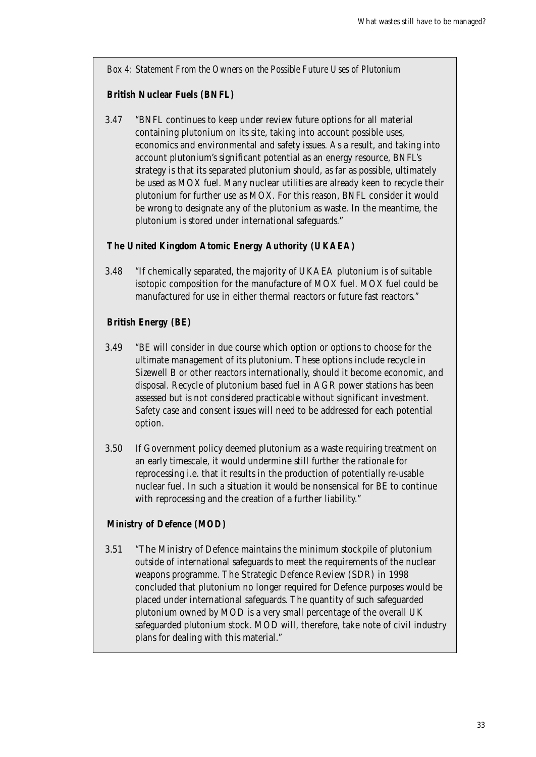*Box 4: Statement From the Owners on the Possible Future Uses of Plutonium*

**British Nuclear Fuels (BNFL)**

3.47 "BNFL continues to keep under review future options for all material containing plutonium on its site, taking into account possible uses, economics and environmental and safety issues. As a result, and taking into account plutonium's significant potential as an energy resource, BNFL's strategy is that its separated plutonium should, as far as possible, ultimately be used as MOX fuel. Many nuclear utilities are already keen to recycle their plutonium for further use as MOX. For this reason, BNFL consider it would be wrong to designate any of the plutonium as waste. In the meantime, the plutonium is stored under international safeguards."

**The United Kingdom Atomic Energy Authority (UKAEA)**

3.48 "If chemically separated, the majority of UKAEA plutonium is of suitable isotopic composition for the manufacture of MOX fuel. MOX fuel could be manufactured for use in either thermal reactors or future fast reactors."

**British Energy (BE)**

3.49 "BE will consider in due course which option or options to choose for the ultimate management of its plutonium. These options include recycle in Sizewell B or other reactors internationally, should it become economic, and disposal. Recycle of plutonium based fuel in AGR power stations has been assessed but is not considered practicable without significant investment. Safety case and consent issues will need to be addressed for each potential option.

3.50 If Government policy deemed plutonium as a waste requiring treatment on an early timescale, it would undermine still further the rationale for reprocessing i.e. that it results in the production of potentially re-usable nuclear fuel. In such a situation it would be nonsensical for BE to continue with reprocessing and the creation of a further liability."

**Ministry of Defence (MOD)**

3.51 "The Ministry of Defence maintains the minimum stockpile of plutonium outside of international safeguards to meet the requirements of the nuclear weapons programme. The Strategic Defence Review (SDR) in 1998 concluded that plutonium no longer required for Defence purposes would be placed under international safeguards. The quantity of such safeguarded plutonium owned by MOD is a very small percentage of the overall UK safeguarded plutonium stock. MOD will, therefore, take note of civil industry plans for dealing with this material."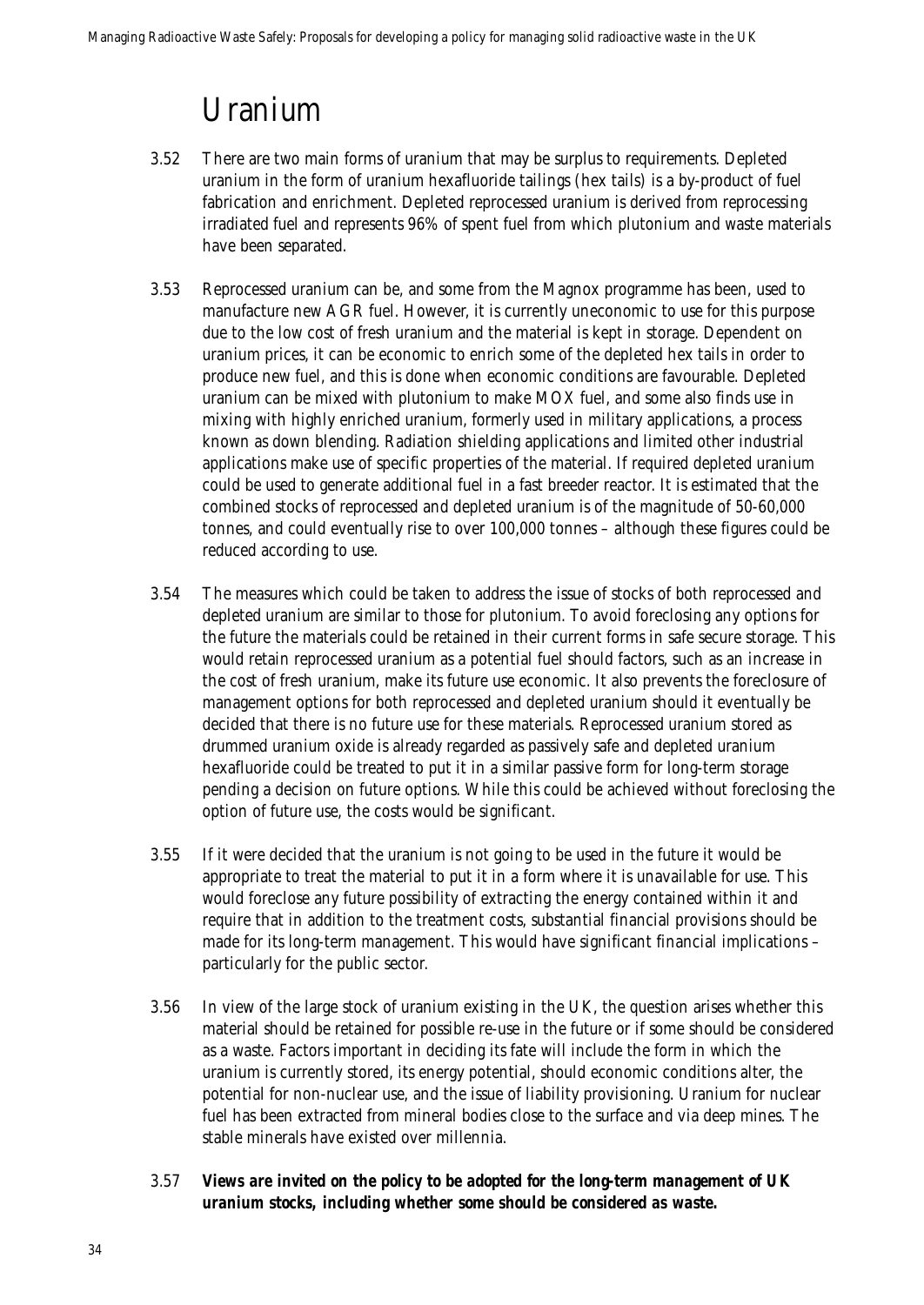# Uranium

3.52 There are two main forms of uranium that may be surplus to requirements. Depleted uranium in the form of uranium hexafluoride tailings (hex tails) is a by-product of fuel fabrication and enrichment. Depleted reprocessed uranium is derived from reprocessing irradiated fuel and represents 96% of spent fuel from which plutonium and waste materials have been separated.

3.53 Reprocessed uranium can be, and some from the Magnox programme has been, used to manufacture new AGR fuel. However, it is currently uneconomic to use for this purpose due to the low cost of fresh uranium and the material is kept in storage. Dependent on uranium prices, it can be economic to enrich some of the depleted hex tails in order to produce new fuel, and this is done when economic conditions are favourable. Depleted uranium can be mixed with plutonium to make MOX fuel, and some also finds use in mixing with highly enriched uranium, formerly used in military applications, a process known as down blending. Radiation shielding applications and limited other industrial applications make use of specific properties of the material. If required depleted uranium could be used to generate additional fuel in a fast breeder reactor. It is estimated that the combined stocks of reprocessed and depleted uranium is of the magnitude of 50-60,000 tonnes, and could eventually rise to over 100,000 tonnes – although these figures could be reduced according to use.

3.54 The measures which could be taken to address the issue of stocks of both reprocessed and depleted uranium are similar to those for plutonium. To avoid foreclosing any options for the future the materials could be retained in their current forms in safe secure storage. This would retain reprocessed uranium as a potential fuel should factors, such as an increase in the cost of fresh uranium, make its future use economic. It also prevents the foreclosure of management options for both reprocessed and depleted uranium should it eventually be decided that there is no future use for these materials. Reprocessed uranium stored as drummed uranium oxide is already regarded as passively safe and depleted uranium hexafluoride could be treated to put it in a similar passive form for long-term storage pending a decision on future options. While this could be achieved without foreclosing the option of future use, the costs would be significant.

3.55 If it were decided that the uranium is not going to be used in the future it would be appropriate to treat the material to put it in a form where it is unavailable for use. This would foreclose any future possibility of extracting the energy contained within it and require that in addition to the treatment costs, substantial financial provisions should be made for its long-term management. This would have significant financial implications – particularly for the public sector.

3.56 In view of the large stock of uranium existing in the UK, the question arises whether this material should be retained for possible re-use in the future or if some should be considered as a waste. Factors important in deciding its fate will include the form in which the uranium is currently stored, its energy potential, should economic conditions alter, the potential for non-nuclear use, and the issue of liability provisioning. Uranium for nuclear fuel has been extracted from mineral bodies close to the surface and via deep mines. The stable minerals have existed over millennia.

3.57 ***Views are invited on the policy to be adopted for the long-term management of UK uranium stocks, including whether some should be considered as waste.***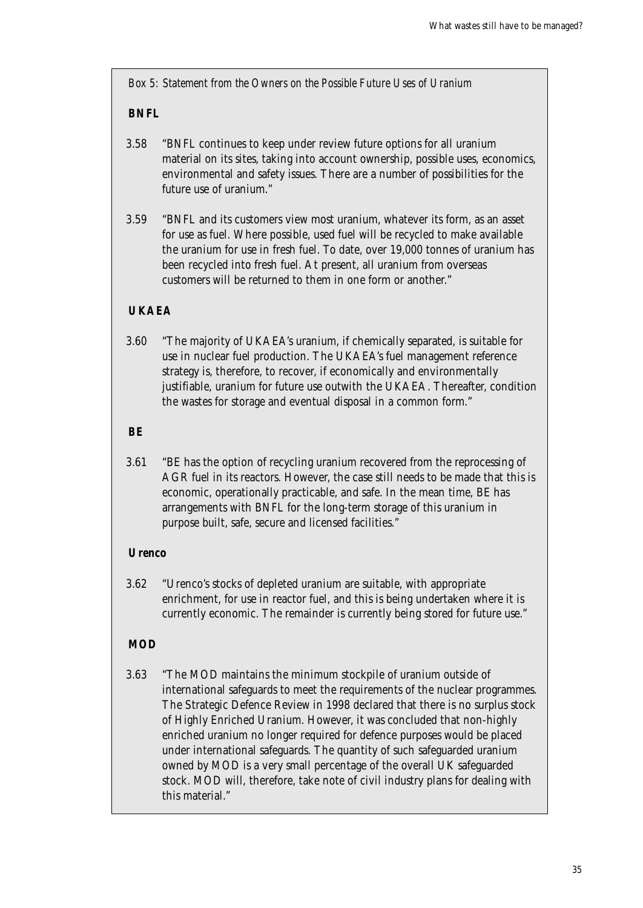*Box 5: Statement from the Owners on the Possible Future Uses of Uranium*

**BNFL**

3.58 "BNFL continues to keep under review future options for all uranium material on its sites, taking into account ownership, possible uses, economics, environmental and safety issues. There are a number of possibilities for the future use of uranium."

3.59 "BNFL and its customers view most uranium, whatever its form, as an asset for use as fuel. Where possible, used fuel will be recycled to make available the uranium for use in fresh fuel. To date, over 19,000 tonnes of uranium has been recycled into fresh fuel. At present, all uranium from overseas customers will be returned to them in one form or another."

**UKAEA**

3.60 "The majority of UKAEA's uranium, if chemically separated, is suitable for use in nuclear fuel production. The UKAEA's fuel management reference strategy is, therefore, to recover, if economically and environmentally justifiable, uranium for future use outwith the UKAEA. Thereafter, condition the wastes for storage and eventual disposal in a common form."

**BE**

3.61 "BE has the option of recycling uranium recovered from the reprocessing of AGR fuel in its reactors. However, the case still needs to be made that this is economic, operationally practicable, and safe. In the mean time, BE has arrangements with BNFL for the long-term storage of this uranium in purpose built, safe, secure and licensed facilities."

**Urenco**

3.62 "Urenco's stocks of depleted uranium are suitable, with appropriate enrichment, for use in reactor fuel, and this is being undertaken where it is currently economic. The remainder is currently being stored for future use."

**MOD**

3.63 "The MOD maintains the minimum stockpile of uranium outside of international safeguards to meet the requirements of the nuclear programmes. The Strategic Defence Review in 1998 declared that there is no surplus stock of Highly Enriched Uranium. However, it was concluded that non-highly enriched uranium no longer required for defence purposes would be placed under international safeguards. The quantity of such safeguarded uranium owned by MOD is a very small percentage of the overall UK safeguarded stock. MOD will, therefore, take note of civil industry plans for dealing with this material."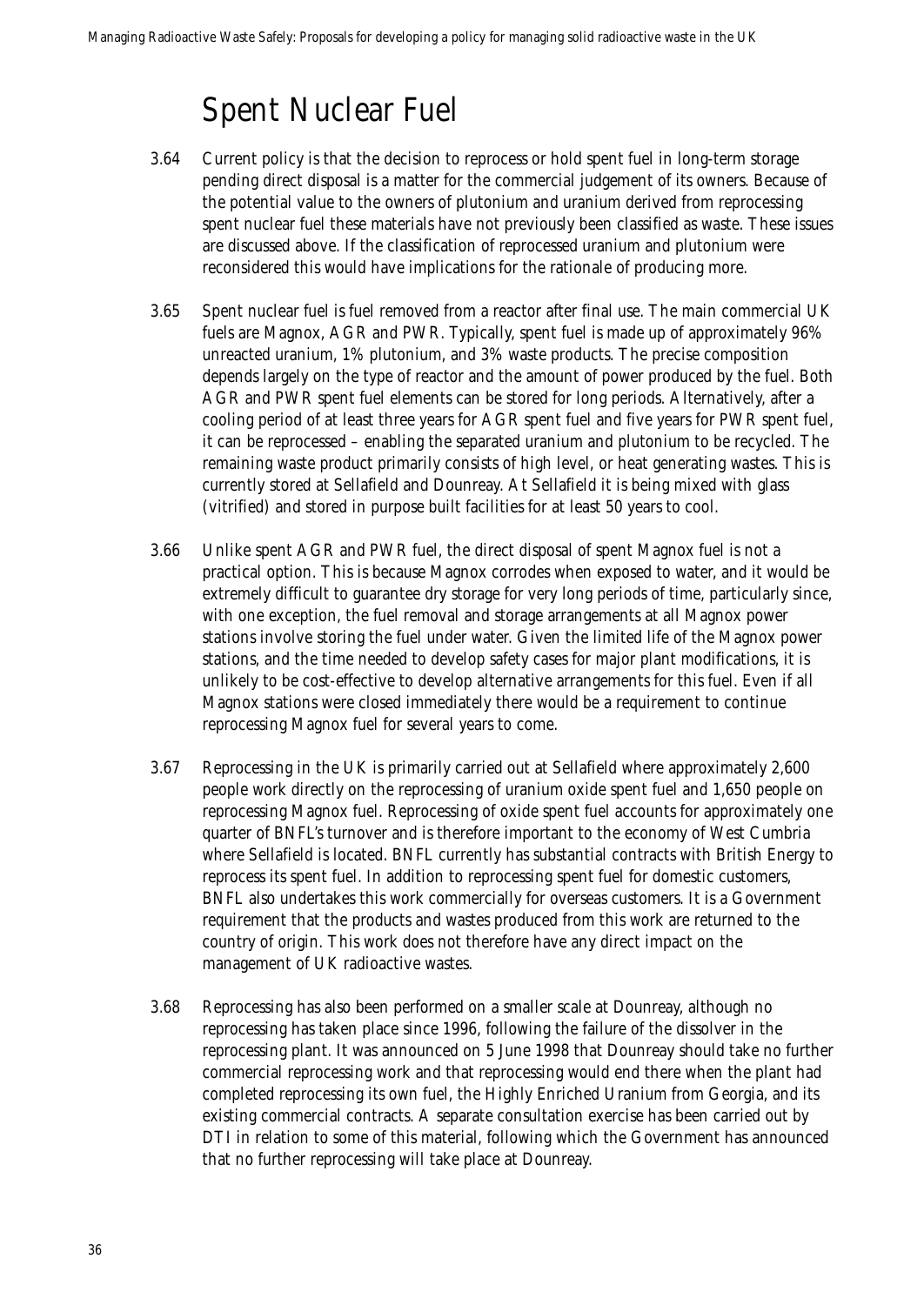# Spent Nuclear Fuel

3.64 Current policy is that the decision to reprocess or hold spent fuel in long-term storage pending direct disposal is a matter for the commercial judgement of its owners. Because of the potential value to the owners of plutonium and uranium derived from reprocessing spent nuclear fuel these materials have not previously been classified as waste. These issues are discussed above. If the classification of reprocessed uranium and plutonium were reconsidered this would have implications for the rationale of producing more.

3.65 Spent nuclear fuel is fuel removed from a reactor after final use. The main commercial UK fuels are Magnox, AGR and PWR. Typically, spent fuel is made up of approximately 96% unreacted uranium, 1% plutonium, and 3% waste products. The precise composition depends largely on the type of reactor and the amount of power produced by the fuel. Both AGR and PWR spent fuel elements can be stored for long periods. Alternatively, after a cooling period of at least three years for AGR spent fuel and five years for PWR spent fuel, it can be reprocessed – enabling the separated uranium and plutonium to be recycled. The remaining waste product primarily consists of high level, or heat generating wastes. This is currently stored at Sellafield and Dounreay. At Sellafield it is being mixed with glass (vitrified) and stored in purpose built facilities for at least 50 years to cool.

3.66 Unlike spent AGR and PWR fuel, the direct disposal of spent Magnox fuel is not a practical option. This is because Magnox corrodes when exposed to water, and it would be extremely difficult to guarantee dry storage for very long periods of time, particularly since, with one exception, the fuel removal and storage arrangements at all Magnox power stations involve storing the fuel under water. Given the limited life of the Magnox power stations, and the time needed to develop safety cases for major plant modifications, it is unlikely to be cost-effective to develop alternative arrangements for this fuel. Even if all Magnox stations were closed immediately there would be a requirement to continue reprocessing Magnox fuel for several years to come.

3.67 Reprocessing in the UK is primarily carried out at Sellafield where approximately 2,600 people work directly on the reprocessing of uranium oxide spent fuel and 1,650 people on reprocessing Magnox fuel. Reprocessing of oxide spent fuel accounts for approximately one quarter of BNFL's turnover and is therefore important to the economy of West Cumbria where Sellafield is located. BNFL currently has substantial contracts with British Energy to reprocess its spent fuel. In addition to reprocessing spent fuel for domestic customers, BNFL also undertakes this work commercially for overseas customers. It is a Government requirement that the products and wastes produced from this work are returned to the country of origin. This work does not therefore have any direct impact on the management of UK radioactive wastes.

3.68 Reprocessing has also been performed on a smaller scale at Dounreay, although no reprocessing has taken place since 1996, following the failure of the dissolver in the reprocessing plant. It was announced on 5 June 1998 that Dounreay should take no further commercial reprocessing work and that reprocessing would end there when the plant had completed reprocessing its own fuel, the Highly Enriched Uranium from Georgia, and its existing commercial contracts. A separate consultation exercise has been carried out by DTI in relation to some of this material, following which the Government has announced that no further reprocessing will take place at Dounreay.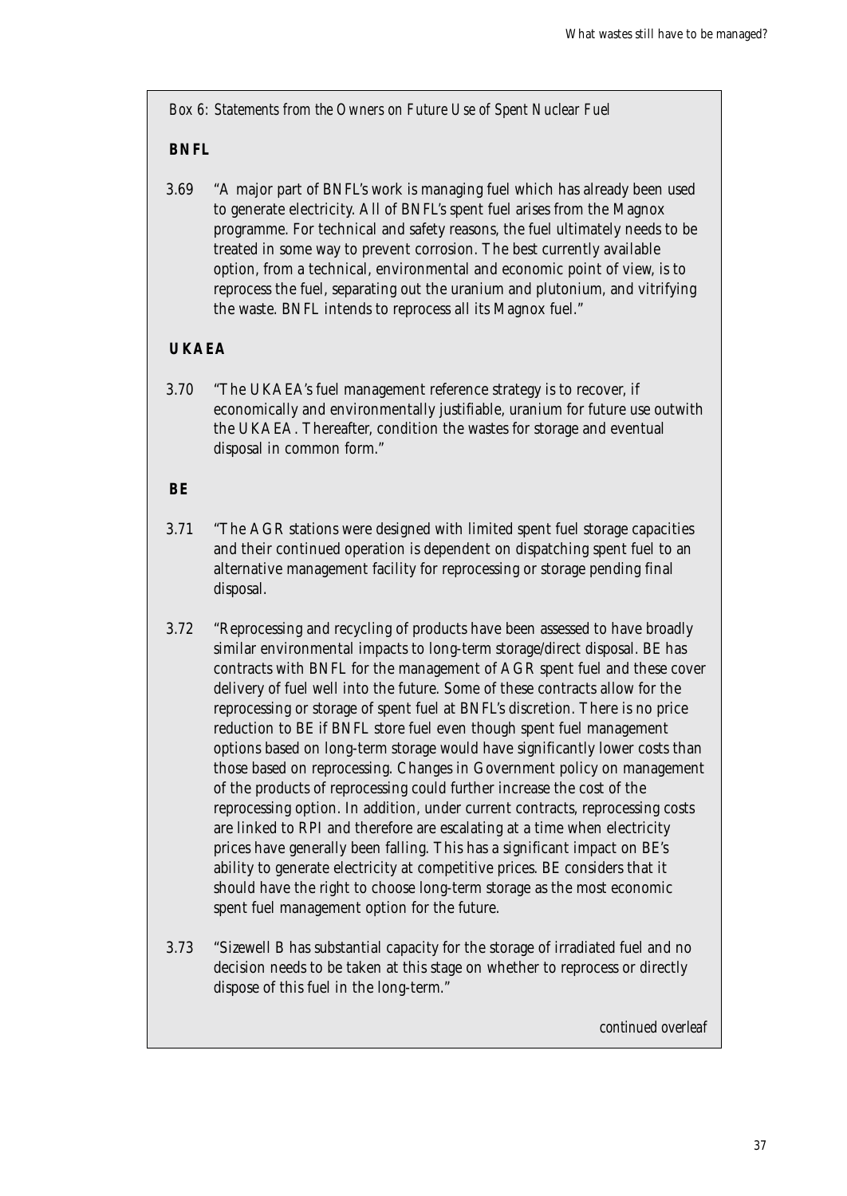*Box 6: Statements from the Owners on Future Use of Spent Nuclear Fuel*

**BNFL**

3.69 "A major part of BNFL's work is managing fuel which has already been used to generate electricity. All of BNFL's spent fuel arises from the Magnox programme. For technical and safety reasons, the fuel ultimately needs to be treated in some way to prevent corrosion. The best currently available option, from a technical, environmental and economic point of view, is to reprocess the fuel, separating out the uranium and plutonium, and vitrifying the waste. BNFL intends to reprocess all its Magnox fuel."

**UKAEA**

3.70 "The UKAEA's fuel management reference strategy is to recover, if economically and environmentally justifiable, uranium for future use outwith the UKAEA. Thereafter, condition the wastes for storage and eventual disposal in common form."

**BE**

3.71 "The AGR stations were designed with limited spent fuel storage capacities and their continued operation is dependent on dispatching spent fuel to an alternative management facility for reprocessing or storage pending final disposal.

3.72 "Reprocessing and recycling of products have been assessed to have broadly similar environmental impacts to long-term storage/direct disposal. BE has contracts with BNFL for the management of AGR spent fuel and these cover delivery of fuel well into the future. Some of these contracts allow for the reprocessing or storage of spent fuel at BNFL's discretion. There is no price reduction to BE if BNFL store fuel even though spent fuel management options based on long-term storage would have significantly lower costs than those based on reprocessing. Changes in Government policy on management of the products of reprocessing could further increase the cost of the reprocessing option. In addition, under current contracts, reprocessing costs are linked to RPI and therefore are escalating at a time when electricity prices have generally been falling. This has a significant impact on BE's ability to generate electricity at competitive prices. BE considers that it should have the right to choose long-term storage as the most economic spent fuel management option for the future.

3.73 "Sizewell B has substantial capacity for the storage of irradiated fuel and no decision needs to be taken at this stage on whether to reprocess or directly dispose of this fuel in the long-term."

*continued overleaf*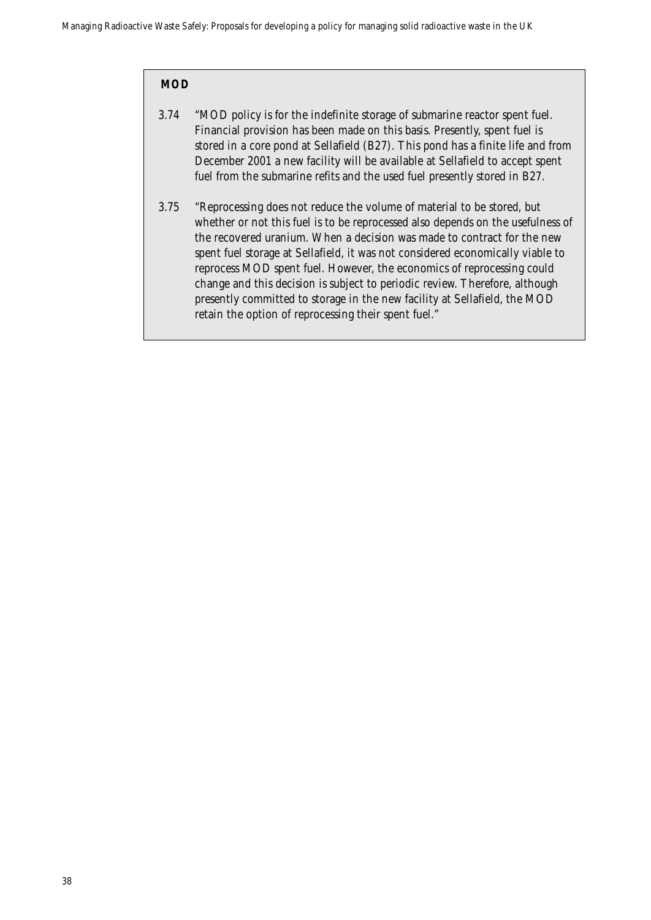**MOD**

3.74 "MOD policy is for the indefinite storage of submarine reactor spent fuel. Financial provision has been made on this basis. Presently, spent fuel is stored in a core pond at Sellafield (B27). This pond has a finite life and from December 2001 a new facility will be available at Sellafield to accept spent fuel from the submarine refits and the used fuel presently stored in B27.

3.75 "Reprocessing does not reduce the volume of material to be stored, but whether or not this fuel is to be reprocessed also depends on the usefulness of the recovered uranium. When a decision was made to contract for the new spent fuel storage at Sellafield, it was not considered economically viable to reprocess MOD spent fuel. However, the economics of reprocessing could change and this decision is subject to periodic review. Therefore, although presently committed to storage in the new facility at Sellafield, the MOD retain the option of reprocessing their spent fuel."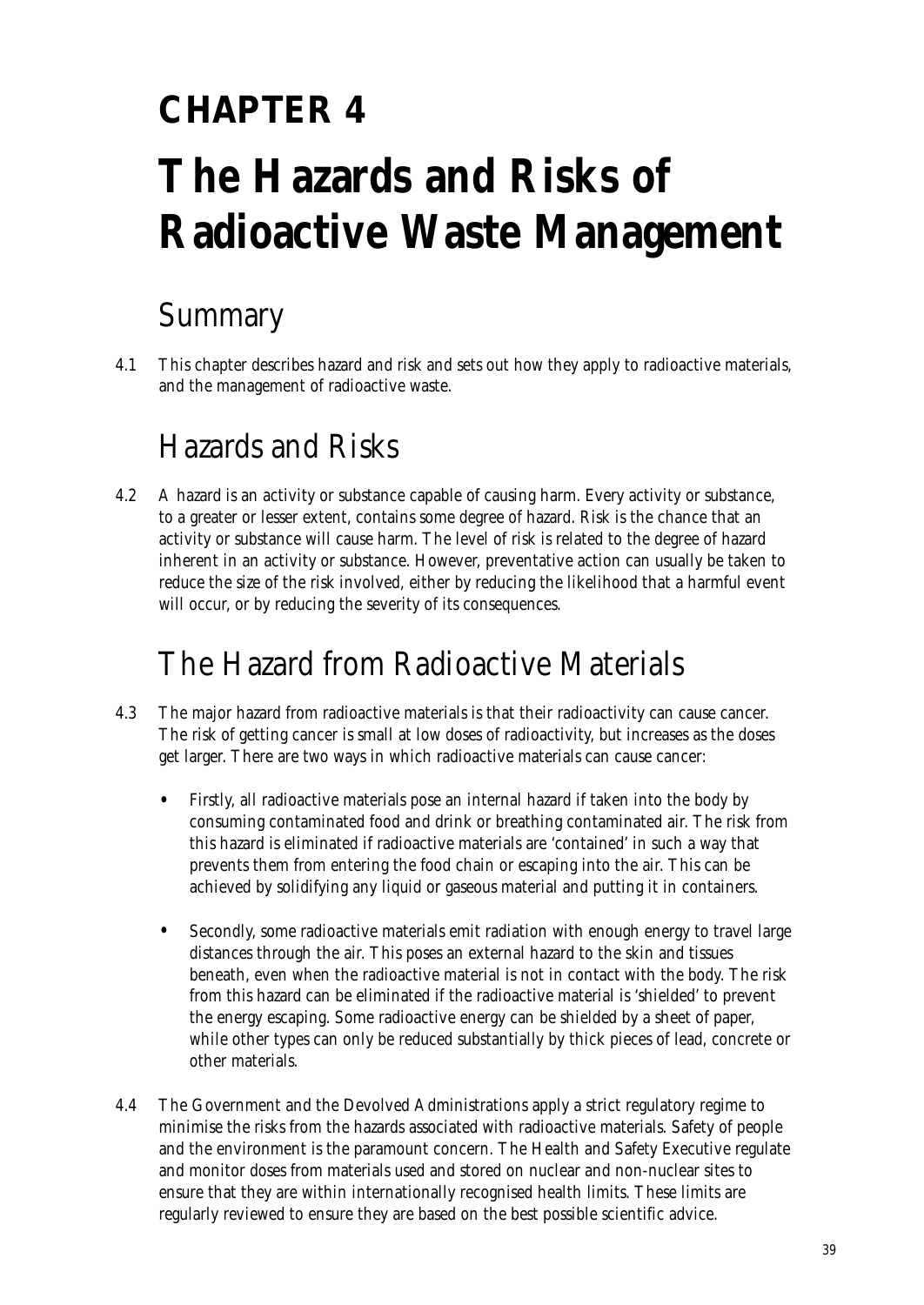# CHAPTER 4

# The Hazards and Risks of Radioactive Waste Management

## Summary

4.1 This chapter describes hazard and risk and sets out how they apply to radioactive materials, and the management of radioactive waste.

## Hazards and Risks

4.2 A hazard is an activity or substance capable of causing harm. Every activity or substance, to a greater or lesser extent, contains some degree of hazard. Risk is the chance that an activity or substance will cause harm. The level of risk is related to the degree of hazard inherent in an activity or substance. However, preventative action can usually be taken to reduce the size of the risk involved, either by reducing the likelihood that a harmful event will occur, or by reducing the severity of its consequences.

## The Hazard from Radioactive Materials

4.3 The major hazard from radioactive materials is that their radioactivity can cause cancer. The risk of getting cancer is small at low doses of radioactivity, but increases as the doses get larger. There are two ways in which radioactive materials can cause cancer:

- Firstly, all radioactive materials pose an internal hazard if taken into the body by consuming contaminated food and drink or breathing contaminated air. The risk from this hazard is eliminated if radioactive materials are 'contained' in such a way that prevents them from entering the food chain or escaping into the air. This can be achieved by solidifying any liquid or gaseous material and putting it in containers.

- Secondly, some radioactive materials emit radiation with enough energy to travel large distances through the air. This poses an external hazard to the skin and tissues beneath, even when the radioactive material is not in contact with the body. The risk from this hazard can be eliminated if the radioactive material is 'shielded' to prevent the energy escaping. Some radioactive energy can be shielded by a sheet of paper, while other types can only be reduced substantially by thick pieces of lead, concrete or other materials.

4.4 The Government and the Devolved Administrations apply a strict regulatory regime to minimise the risks from the hazards associated with radioactive materials. Safety of people and the environment is the paramount concern. The Health and Safety Executive regulate and monitor doses from materials used and stored on nuclear and non-nuclear sites to ensure that they are within internationally recognised health limits. These limits are regularly reviewed to ensure they are based on the best possible scientific advice.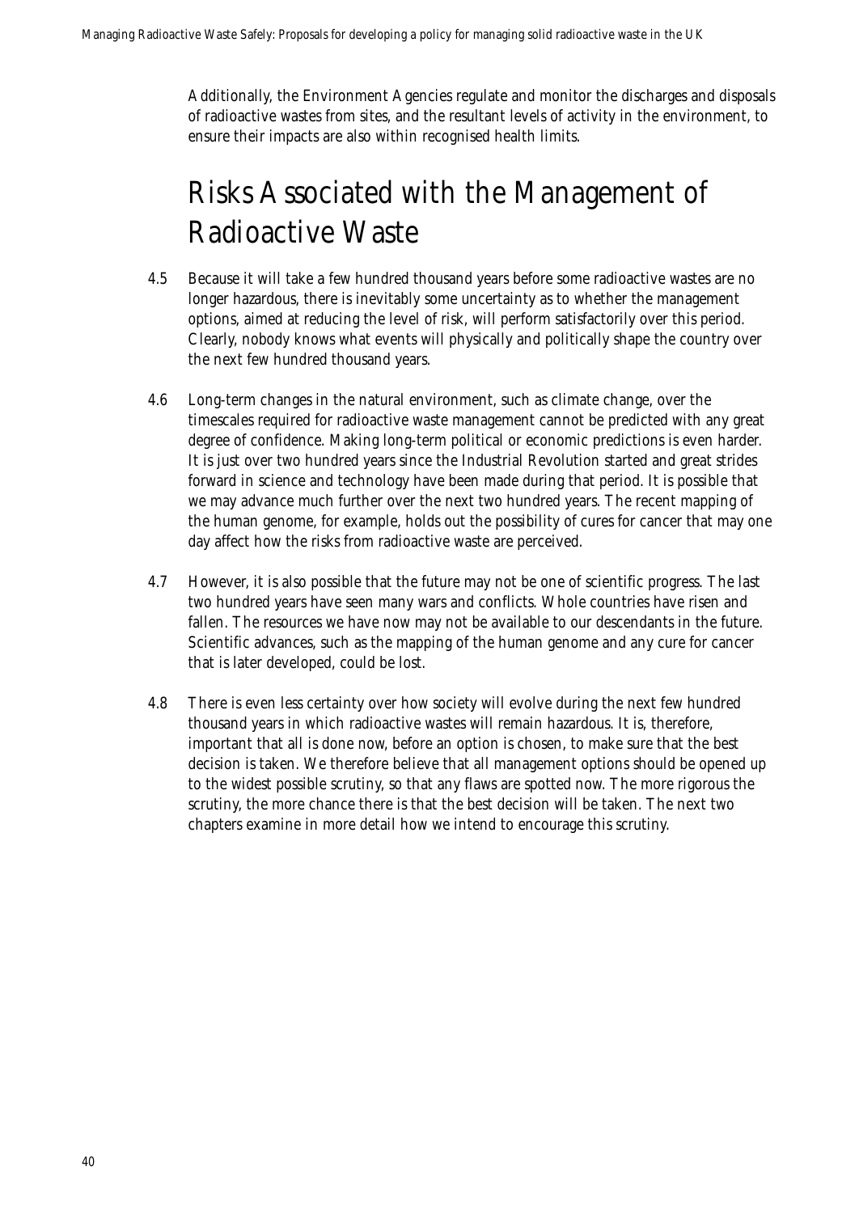Additionally, the Environment Agencies regulate and monitor the discharges and disposals of radioactive wastes from sites, and the resultant levels of activity in the environment, to ensure their impacts are also within recognised health limits.

## Risks Associated with the Management of Radioactive Waste

4.5 Because it will take a few hundred thousand years before some radioactive wastes are no longer hazardous, there is inevitably some uncertainty as to whether the management options, aimed at reducing the level of risk, will perform satisfactorily over this period. Clearly, nobody knows what events will physically and politically shape the country over the next few hundred thousand years.

4.6 Long-term changes in the natural environment, such as climate change, over the timescales required for radioactive waste management cannot be predicted with any great degree of confidence. Making long-term political or economic predictions is even harder. It is just over two hundred years since the Industrial Revolution started and great strides forward in science and technology have been made during that period. It is possible that we may advance much further over the next two hundred years. The recent mapping of the human genome, for example, holds out the possibility of cures for cancer that may one day affect how the risks from radioactive waste are perceived.

4.7 However, it is also possible that the future may not be one of scientific progress. The last two hundred years have seen many wars and conflicts. Whole countries have risen and fallen. The resources we have now may not be available to our descendants in the future. Scientific advances, such as the mapping of the human genome and any cure for cancer that is later developed, could be lost.

4.8 There is even less certainty over how society will evolve during the next few hundred thousand years in which radioactive wastes will remain hazardous. It is, therefore, important that all is done now, before an option is chosen, to make sure that the best decision is taken. We therefore believe that all management options should be opened up to the widest possible scrutiny, so that any flaws are spotted now. The more rigorous the scrutiny, the more chance there is that the best decision will be taken. The next two chapters examine in more detail how we intend to encourage this scrutiny.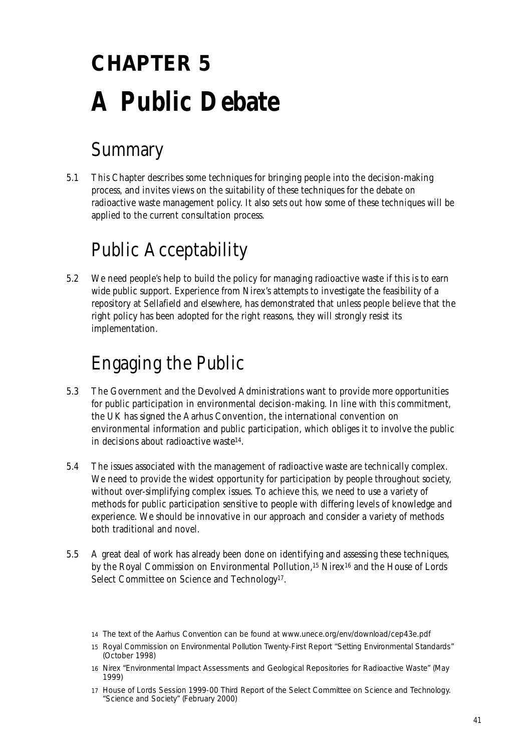# CHAPTER 5

# A Public Debate

## Summary

5.1 This Chapter describes some techniques for bringing people into the decision-making process, and invites views on the suitability of these techniques for the debate on radioactive waste management policy. It also sets out how some of these techniques will be applied to the current consultation process.

## Public Acceptability

5.2 We need people's help to build the policy for managing radioactive waste if this is to earn wide public support. Experience from Nirex's attempts to investigate the feasibility of a repository at Sellafield and elsewhere, has demonstrated that unless people believe that the right policy has been adopted for the right reasons, they will strongly resist its implementation.

## Engaging the Public

5.3 The Government and the Devolved Administrations want to provide more opportunities for public participation in environmental decision-making. In line with this commitment, the UK has signed the Aarhus Convention, the international convention on environmental information and public participation, which obliges it to involve the public in decisions about radioactive waste[14].

5.4 The issues associated with the management of radioactive waste are technically complex. We need to provide the widest opportunity for participation by people throughout society, without over-simplifying complex issues. To achieve this, we need to use a variety of methods for public participation sensitive to people with differing levels of knowledge and experience. We should be innovative in our approach and consider a variety of methods both traditional and novel.

5.5 A great deal of work has already been done on identifying and assessing these techniques, by the Royal Commission on Environmental Pollution,[15] Nirex[16] and the House of Lords Select Committee on Science and Technology[17].

14 The text of the Aarhus Convention can be found at www.unece.org/env/download/cep43e.pdf

15 Royal Commission on Environmental Pollution Twenty-First Report "Setting Environmental Standards" (October 1998)

16 Nirex "Environmental Impact Assessments and Geological Repositories for Radioactive Waste" (May 1999)

17 House of Lords Session 1999-00 Third Report of the Select Committee on Science and Technology. "Science and Society" (February 2000)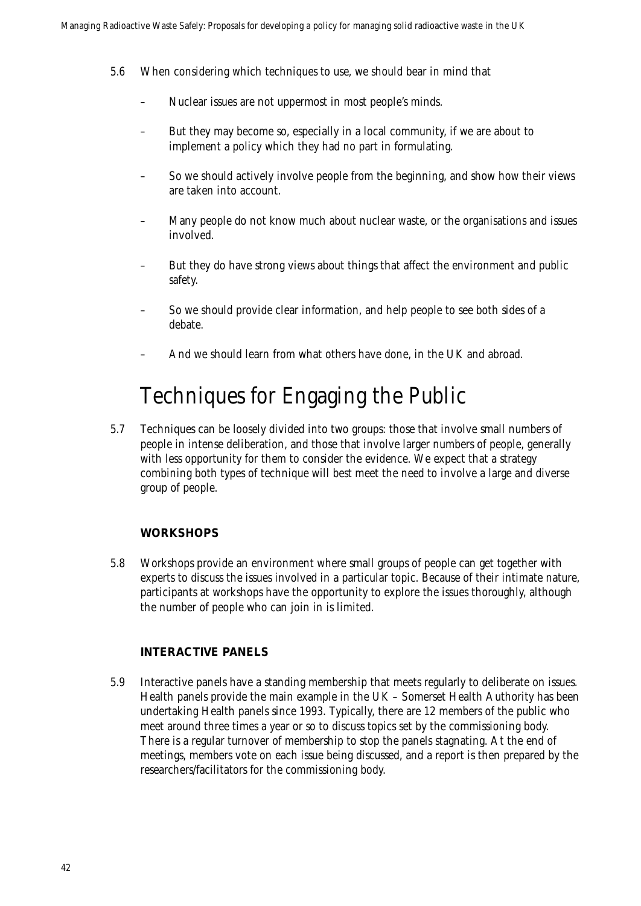5.6 When considering which techniques to use, we should bear in mind that

- Nuclear issues are not uppermost in most people's minds.
- But they may become so, especially in a local community, if we are about to implement a policy which they had no part in formulating.
- So we should actively involve people from the beginning, and show how their views are taken into account.
- Many people do not know much about nuclear waste, or the organisations and issues involved.
- But they do have strong views about things that affect the environment and public safety.
- So we should provide clear information, and help people to see both sides of a debate.
- And we should learn from what others have done, in the UK and abroad.

# Techniques for Engaging the Public

5.7 Techniques can be loosely divided into two groups: those that involve small numbers of people in intense deliberation, and those that involve larger numbers of people, generally with less opportunity for them to consider the evidence. We expect that a strategy combining both types of technique will best meet the need to involve a large and diverse group of people.

### WORKSHOPS

5.8 Workshops provide an environment where small groups of people can get together with experts to discuss the issues involved in a particular topic. Because of their intimate nature, participants at workshops have the opportunity to explore the issues thoroughly, although the number of people who can join in is limited.

### INTERACTIVE PANELS

5.9 Interactive panels have a standing membership that meets regularly to deliberate on issues. Health panels provide the main example in the UK – Somerset Health Authority has been undertaking Health panels since 1993. Typically, there are 12 members of the public who meet around three times a year or so to discuss topics set by the commissioning body. There is a regular turnover of membership to stop the panels stagnating. At the end of meetings, members vote on each issue being discussed, and a report is then prepared by the researchers/facilitators for the commissioning body.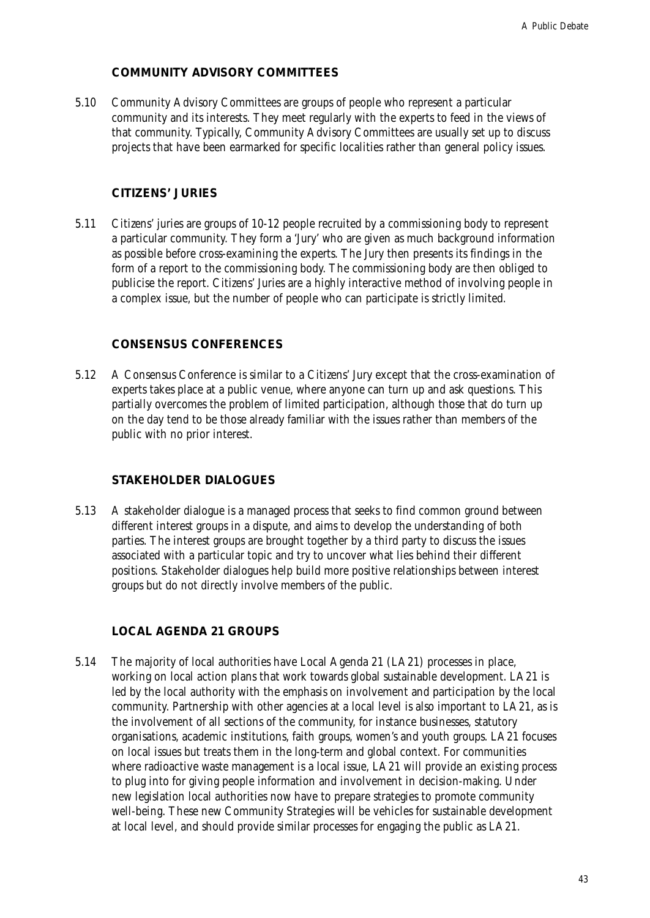### COMMUNITY ADVISORY COMMITTEES

5.10 Community Advisory Committees are groups of people who represent a particular community and its interests. They meet regularly with the experts to feed in the views of that community. Typically, Community Advisory Committees are usually set up to discuss projects that have been earmarked for specific localities rather than general policy issues.

### CITIZENS' JURIES

5.11 Citizens' juries are groups of 10-12 people recruited by a commissioning body to represent a particular community. They form a 'Jury' who are given as much background information as possible before cross-examining the experts. The Jury then presents its findings in the form of a report to the commissioning body. The commissioning body are then obliged to publicise the report. Citizens' Juries are a highly interactive method of involving people in a complex issue, but the number of people who can participate is strictly limited.

### CONSENSUS CONFERENCES

5.12 A Consensus Conference is similar to a Citizens' Jury except that the cross-examination of experts takes place at a public venue, where anyone can turn up and ask questions. This partially overcomes the problem of limited participation, although those that do turn up on the day tend to be those already familiar with the issues rather than members of the public with no prior interest.

### STAKEHOLDER DIALOGUES

5.13 A stakeholder dialogue is a managed process that seeks to find common ground between different interest groups in a dispute, and aims to develop the understanding of both parties. The interest groups are brought together by a third party to discuss the issues associated with a particular topic and try to uncover what lies behind their different positions. Stakeholder dialogues help build more positive relationships between interest groups but do not directly involve members of the public.

### LOCAL AGENDA 21 GROUPS

5.14 The majority of local authorities have Local Agenda 21 (LA21) processes in place, working on local action plans that work towards global sustainable development. LA21 is led by the local authority with the emphasis on involvement and participation by the local community. Partnership with other agencies at a local level is also important to LA21, as is the involvement of all sections of the community, for instance businesses, statutory organisations, academic institutions, faith groups, women's and youth groups. LA21 focuses on local issues but treats them in the long-term and global context. For communities where radioactive waste management is a local issue, LA21 will provide an existing process to plug into for giving people information and involvement in decision-making. Under new legislation local authorities now have to prepare strategies to promote community well-being. These new Community Strategies will be vehicles for sustainable development at local level, and should provide similar processes for engaging the public as LA21.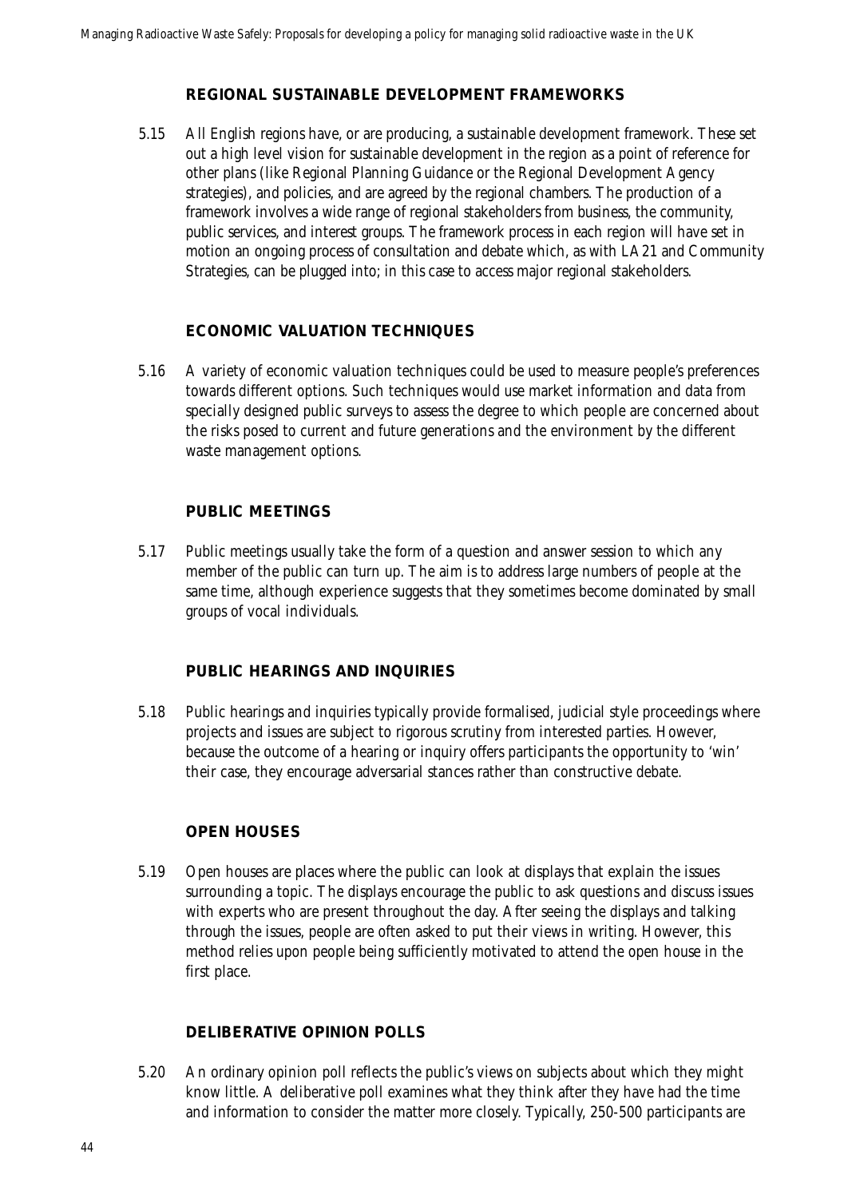### REGIONAL SUSTAINABLE DEVELOPMENT FRAMEWORKS

5.15 All English regions have, or are producing, a sustainable development framework. These set out a high level vision for sustainable development in the region as a point of reference for other plans (like Regional Planning Guidance or the Regional Development Agency strategies), and policies, and are agreed by the regional chambers. The production of a framework involves a wide range of regional stakeholders from business, the community, public services, and interest groups. The framework process in each region will have set in motion an ongoing process of consultation and debate which, as with LA21 and Community Strategies, can be plugged into; in this case to access major regional stakeholders.

### ECONOMIC VALUATION TECHNIQUES

5.16 A variety of economic valuation techniques could be used to measure people's preferences towards different options. Such techniques would use market information and data from specially designed public surveys to assess the degree to which people are concerned about the risks posed to current and future generations and the environment by the different waste management options.

### PUBLIC MEETINGS

5.17 Public meetings usually take the form of a question and answer session to which any member of the public can turn up. The aim is to address large numbers of people at the same time, although experience suggests that they sometimes become dominated by small groups of vocal individuals.

### PUBLIC HEARINGS AND INQUIRIES

5.18 Public hearings and inquiries typically provide formalised, judicial style proceedings where projects and issues are subject to rigorous scrutiny from interested parties. However, because the outcome of a hearing or inquiry offers participants the opportunity to 'win' their case, they encourage adversarial stances rather than constructive debate.

### OPEN HOUSES

5.19 Open houses are places where the public can look at displays that explain the issues surrounding a topic. The displays encourage the public to ask questions and discuss issues with experts who are present throughout the day. After seeing the displays and talking through the issues, people are often asked to put their views in writing. However, this method relies upon people being sufficiently motivated to attend the open house in the first place.

### DELIBERATIVE OPINION POLLS

5.20 An ordinary opinion poll reflects the public's views on subjects about which they might know little. A deliberative poll examines what they think after they have had the time and information to consider the matter more closely. Typically, 250-500 participants are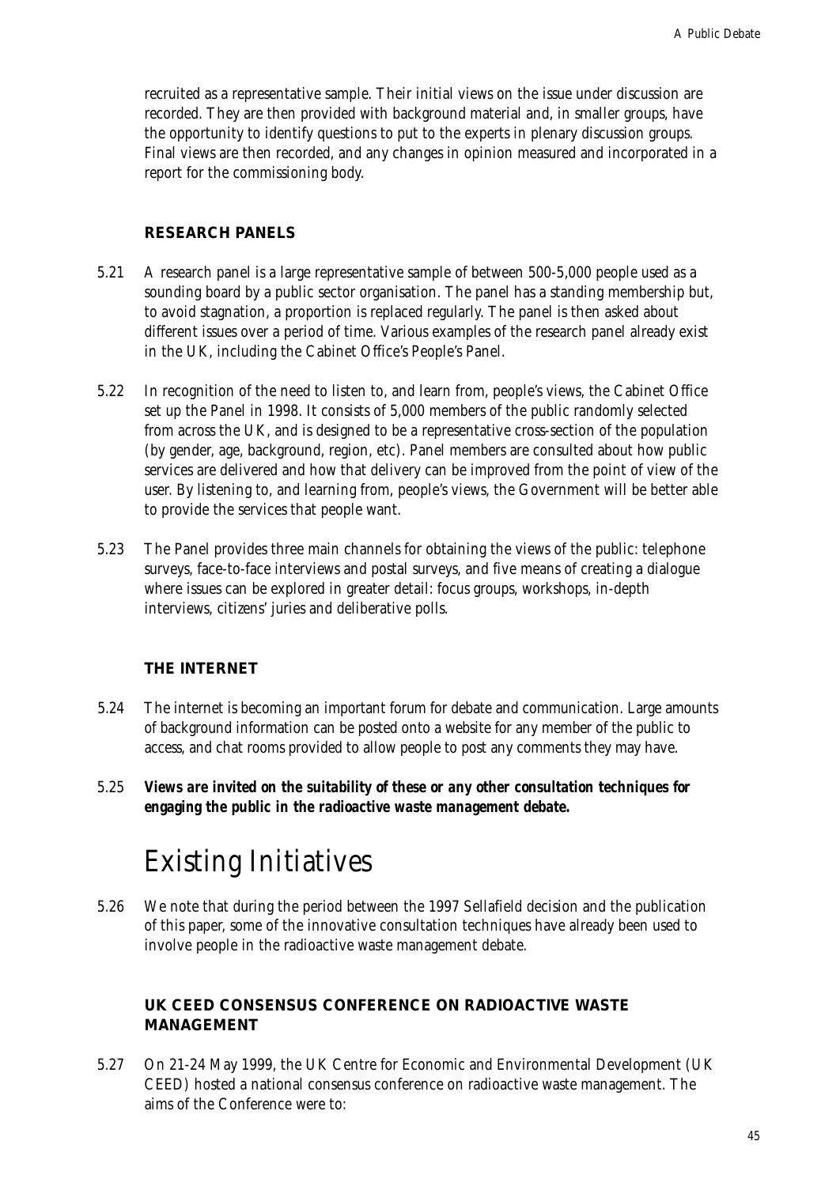recruited as a representative sample. Their initial views on the issue under discussion are recorded. They are then provided with background material and, in smaller groups, have the opportunity to identify questions to put to the experts in plenary discussion groups. Final views are then recorded, and any changes in opinion measured and incorporated in a report for the commissioning body.

### RESEARCH PANELS

5.21 A research panel is a large representative sample of between 500-5,000 people used as a sounding board by a public sector organisation. The panel has a standing membership but, to avoid stagnation, a proportion is replaced regularly. The panel is then asked about different issues over a period of time. Various examples of the research panel already exist in the UK, including the Cabinet Office's People's Panel.

5.22 In recognition of the need to listen to, and learn from, people's views, the Cabinet Office set up the Panel in 1998. It consists of 5,000 members of the public randomly selected from across the UK, and is designed to be a representative cross-section of the population (by gender, age, background, region, etc). Panel members are consulted about how public services are delivered and how that delivery can be improved from the point of view of the user. By listening to, and learning from, people's views, the Government will be better able to provide the services that people want.

5.23 The Panel provides three main channels for obtaining the views of the public: telephone surveys, face-to-face interviews and postal surveys, and five means of creating a dialogue where issues can be explored in greater detail: focus groups, workshops, in-depth interviews, citizens' juries and deliberative polls.

### THE INTERNET

5.24 The internet is becoming an important forum for debate and communication. Large amounts of background information can be posted onto a website for any member of the public to access, and chat rooms provided to allow people to post any comments they may have.

5.25 ***Views are invited on the suitability of these or any other consultation techniques for engaging the public in the radioactive waste management debate.***

## Existing Initiatives

5.26 We note that during the period between the 1997 Sellafield decision and the publication of this paper, some of the innovative consultation techniques have already been used to involve people in the radioactive waste management debate.

### UK CEED CONSENSUS CONFERENCE ON RADIOACTIVE WASTE MANAGEMENT

5.27 On 21-24 May 1999, the UK Centre for Economic and Environmental Development (UK CEED) hosted a national consensus conference on radioactive waste management. The aims of the Conference were to: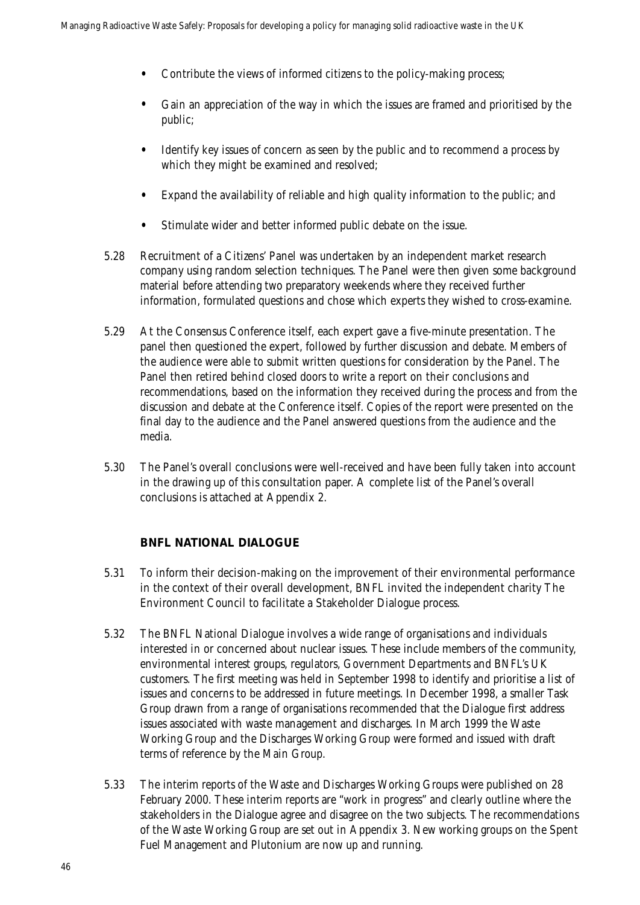- Contribute the views of informed citizens to the policy-making process;
- Gain an appreciation of the way in which the issues are framed and prioritised by the public;
- Identify key issues of concern as seen by the public and to recommend a process by which they might be examined and resolved;
- Expand the availability of reliable and high quality information to the public; and
- Stimulate wider and better informed public debate on the issue.

5.28 Recruitment of a Citizens' Panel was undertaken by an independent market research company using random selection techniques. The Panel were then given some background material before attending two preparatory weekends where they received further information, formulated questions and chose which experts they wished to cross-examine.

5.29 At the Consensus Conference itself, each expert gave a five-minute presentation. The panel then questioned the expert, followed by further discussion and debate. Members of the audience were able to submit written questions for consideration by the Panel. The Panel then retired behind closed doors to write a report on their conclusions and recommendations, based on the information they received during the process and from the discussion and debate at the Conference itself. Copies of the report were presented on the final day to the audience and the Panel answered questions from the audience and the media.

5.30 The Panel's overall conclusions were well-received and have been fully taken into account in the drawing up of this consultation paper. A complete list of the Panel's overall conclusions is attached at Appendix 2.

### BNFL NATIONAL DIALOGUE

5.31 To inform their decision-making on the improvement of their environmental performance in the context of their overall development, BNFL invited the independent charity The Environment Council to facilitate a Stakeholder Dialogue process.

5.32 The BNFL National Dialogue involves a wide range of organisations and individuals interested in or concerned about nuclear issues. These include members of the community, environmental interest groups, regulators, Government Departments and BNFL's UK customers. The first meeting was held in September 1998 to identify and prioritise a list of issues and concerns to be addressed in future meetings. In December 1998, a smaller Task Group drawn from a range of organisations recommended that the Dialogue first address issues associated with waste management and discharges. In March 1999 the Waste Working Group and the Discharges Working Group were formed and issued with draft terms of reference by the Main Group.

5.33 The interim reports of the Waste and Discharges Working Groups were published on 28 February 2000. These interim reports are "work in progress" and clearly outline where the stakeholders in the Dialogue agree and disagree on the two subjects. The recommendations of the Waste Working Group are set out in Appendix 3. New working groups on the Spent Fuel Management and Plutonium are now up and running.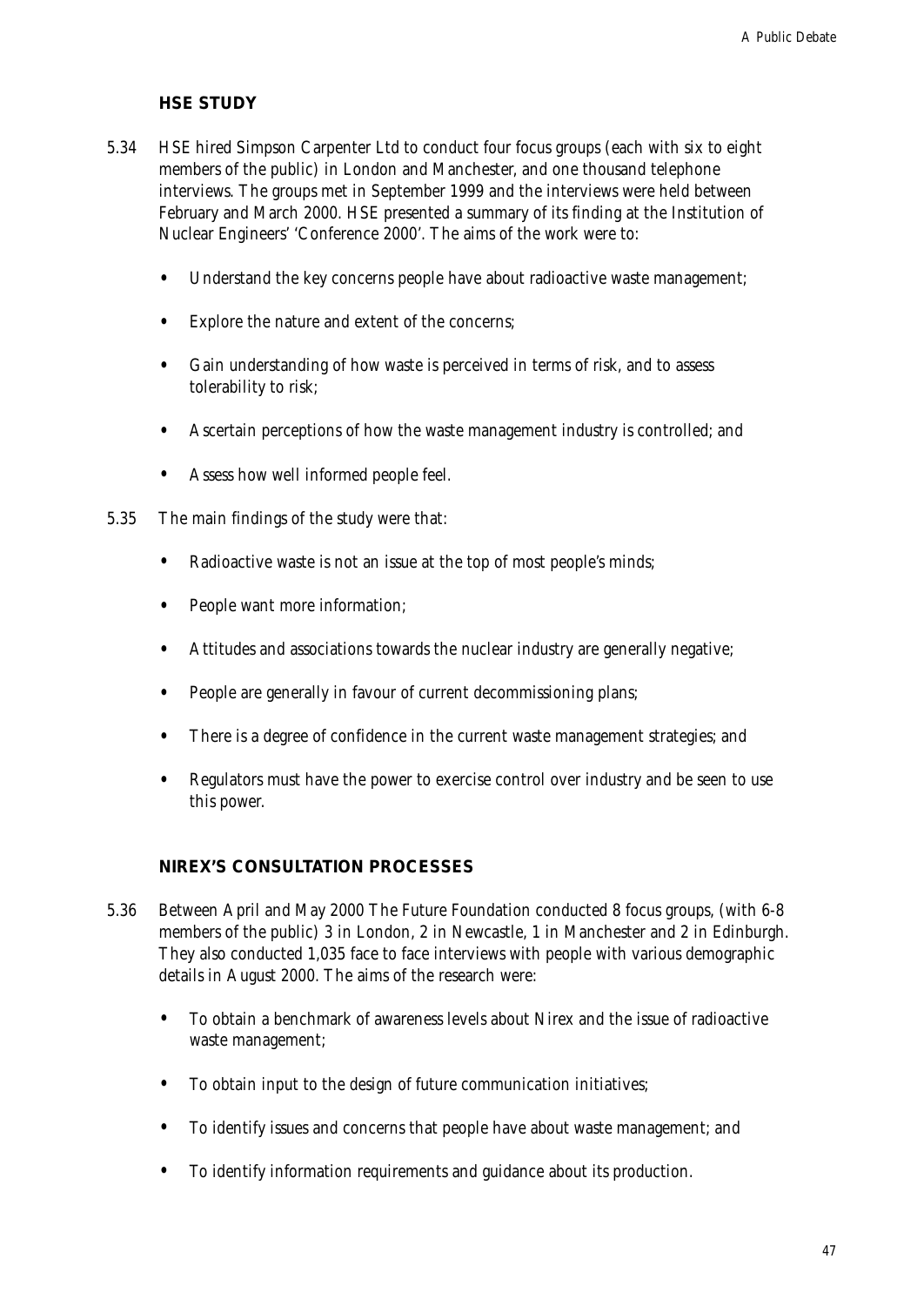## HSE STUDY

5.34 HSE hired Simpson Carpenter Ltd to conduct four focus groups (each with six to eight members of the public) in London and Manchester, and one thousand telephone interviews. The groups met in September 1999 and the interviews were held between February and March 2000. HSE presented a summary of its finding at the Institution of Nuclear Engineers' 'Conference 2000'. The aims of the work were to:

- Understand the key concerns people have about radioactive waste management;
- Explore the nature and extent of the concerns;
- Gain understanding of how waste is perceived in terms of risk, and to assess tolerability to risk;
- Ascertain perceptions of how the waste management industry is controlled; and
- Assess how well informed people feel.

5.35 The main findings of the study were that:

- Radioactive waste is not an issue at the top of most people's minds;
- People want more information;
- Attitudes and associations towards the nuclear industry are generally negative;
- People are generally in favour of current decommissioning plans;
- There is a degree of confidence in the current waste management strategies; and
- Regulators must have the power to exercise control over industry and be seen to use this power.

## NIREX'S CONSULTATION PROCESSES

5.36 Between April and May 2000 The Future Foundation conducted 8 focus groups, (with 6-8 members of the public) 3 in London, 2 in Newcastle, 1 in Manchester and 2 in Edinburgh. They also conducted 1,035 face to face interviews with people with various demographic details in August 2000. The aims of the research were:

- To obtain a benchmark of awareness levels about Nirex and the issue of radioactive waste management;
- To obtain input to the design of future communication initiatives;
- To identify issues and concerns that people have about waste management; and
- To identify information requirements and guidance about its production.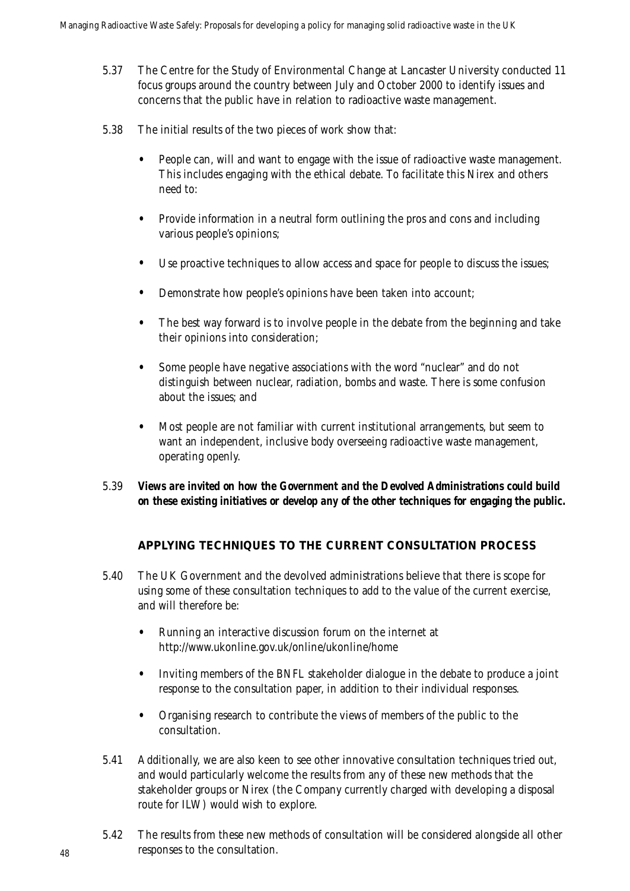5.37 The Centre for the Study of Environmental Change at Lancaster University conducted 11 focus groups around the country between July and October 2000 to identify issues and concerns that the public have in relation to radioactive waste management.

5.38 The initial results of the two pieces of work show that:

- People can, will and want to engage with the issue of radioactive waste management. This includes engaging with the ethical debate. To facilitate this Nirex and others need to:
- Provide information in a neutral form outlining the pros and cons and including various people's opinions;
- Use proactive techniques to allow access and space for people to discuss the issues;
- Demonstrate how people's opinions have been taken into account;
- The best way forward is to involve people in the debate from the beginning and take their opinions into consideration;
- Some people have negative associations with the word "nuclear" and do not distinguish between nuclear, radiation, bombs and waste. There is some confusion about the issues; and
- Most people are not familiar with current institutional arrangements, but seem to want an independent, inclusive body overseeing radioactive waste management, operating openly.

5.39 ***Views are invited on how the Government and the Devolved Administrations could build on these existing initiatives or develop any of the other techniques for engaging the public.***

## APPLYING TECHNIQUES TO THE CURRENT CONSULTATION PROCESS

5.40 The UK Government and the devolved administrations believe that there is scope for using some of these consultation techniques to add to the value of the current exercise, and will therefore be:

- Running an interactive discussion forum on the internet at http://www.ukonline.gov.uk/online/ukonline/home
- Inviting members of the BNFL stakeholder dialogue in the debate to produce a joint response to the consultation paper, in addition to their individual responses.
- Organising research to contribute the views of members of the public to the consultation.

5.41 Additionally, we are also keen to see other innovative consultation techniques tried out, and would particularly welcome the results from any of these new methods that the stakeholder groups or Nirex (the Company currently charged with developing a disposal route for ILW) would wish to explore.

5.42 The results from these new methods of consultation will be considered alongside all other responses to the consultation.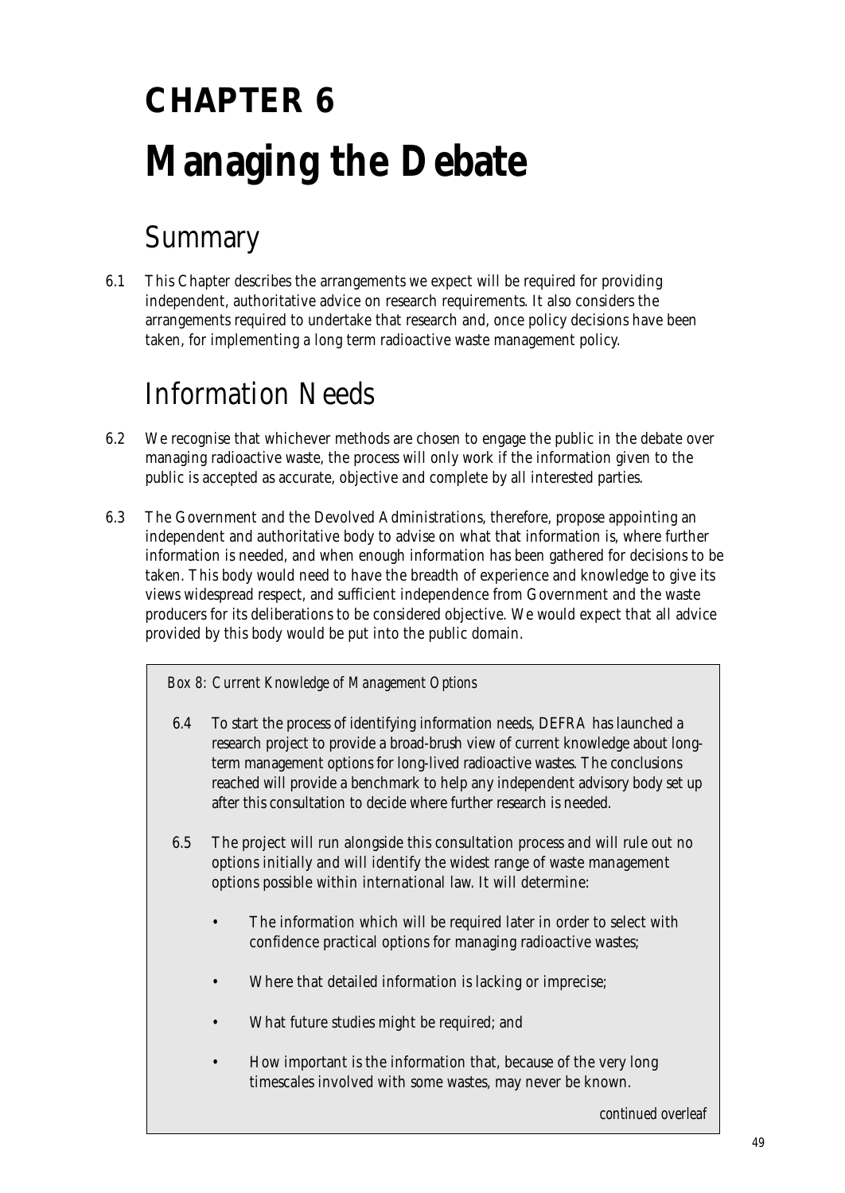# CHAPTER 6

# Managing the Debate

## Summary

6.1 This Chapter describes the arrangements we expect will be required for providing independent, authoritative advice on research requirements. It also considers the arrangements required to undertake that research and, once policy decisions have been taken, for implementing a long term radioactive waste management policy.

## Information Needs

6.2 We recognise that whichever methods are chosen to engage the public in the debate over managing radioactive waste, the process will only work if the information given to the public is accepted as accurate, objective and complete by all interested parties.

6.3 The Government and the Devolved Administrations, therefore, propose appointing an independent and authoritative body to advise on what that information is, where further information is needed, and when enough information has been gathered for decisions to be taken. This body would need to have the breadth of experience and knowledge to give its views widespread respect, and sufficient independence from Government and the waste producers for its deliberations to be considered objective. We would expect that all advice provided by this body would be put into the public domain.

*Box 8: Current Knowledge of Management Options*

6.4 To start the process of identifying information needs, DEFRA has launched a research project to provide a broad-brush view of current knowledge about long-term management options for long-lived radioactive wastes. The conclusions reached will provide a benchmark to help any independent advisory body set up after this consultation to decide where further research is needed.

6.5 The project will run alongside this consultation process and will rule out no options initially and will identify the widest range of waste management options possible within international law. It will determine:

- The information which will be required later in order to select with confidence practical options for managing radioactive wastes;
- Where that detailed information is lacking or imprecise;
- What future studies might be required; and
- How important is the information that, because of the very long timescales involved with some wastes, may never be known.

*continued overleaf*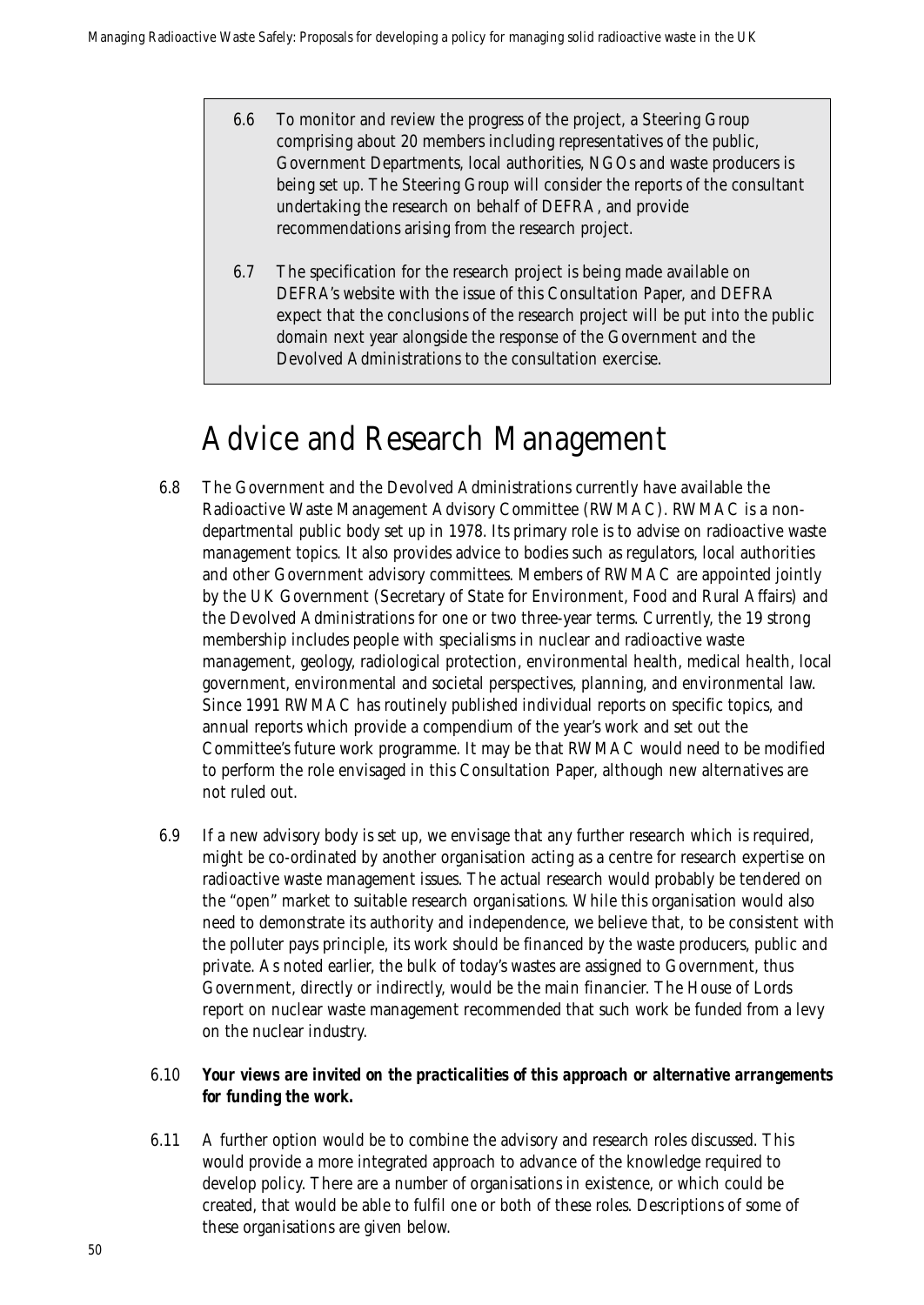6.6 To monitor and review the progress of the project, a Steering Group comprising about 20 members including representatives of the public, Government Departments, local authorities, NGOs and waste producers is being set up. The Steering Group will consider the reports of the consultant undertaking the research on behalf of DEFRA, and provide recommendations arising from the research project.

6.7 The specification for the research project is being made available on DEFRA's website with the issue of this Consultation Paper, and DEFRA expect that the conclusions of the research project will be put into the public domain next year alongside the response of the Government and the Devolved Administrations to the consultation exercise.

# Advice and Research Management

6.8 The Government and the Devolved Administrations currently have available the Radioactive Waste Management Advisory Committee (RWMAC). RWMAC is a non-departmental public body set up in 1978. Its primary role is to advise on radioactive waste management topics. It also provides advice to bodies such as regulators, local authorities and other Government advisory committees. Members of RWMAC are appointed jointly by the UK Government (Secretary of State for Environment, Food and Rural Affairs) and the Devolved Administrations for one or two three-year terms. Currently, the 19 strong membership includes people with specialisms in nuclear and radioactive waste management, geology, radiological protection, environmental health, medical health, local government, environmental and societal perspectives, planning, and environmental law. Since 1991 RWMAC has routinely published individual reports on specific topics, and annual reports which provide a compendium of the year's work and set out the Committee's future work programme. It may be that RWMAC would need to be modified to perform the role envisaged in this Consultation Paper, although new alternatives are not ruled out.

6.9 If a new advisory body is set up, we envisage that any further research which is required, might be co-ordinated by another organisation acting as a centre for research expertise on radioactive waste management issues. The actual research would probably be tendered on the "open" market to suitable research organisations. While this organisation would also need to demonstrate its authority and independence, we believe that, to be consistent with the polluter pays principle, its work should be financed by the waste producers, public and private. As noted earlier, the bulk of today's wastes are assigned to Government, thus Government, directly or indirectly, would be the main financier. The House of Lords report on nuclear waste management recommended that such work be funded from a levy on the nuclear industry.

6.10 ***Your views are invited on the practicalities of this approach or alternative arrangements for funding the work.***

6.11 A further option would be to combine the advisory and research roles discussed. This would provide a more integrated approach to advance of the knowledge required to develop policy. There are a number of organisations in existence, or which could be created, that would be able to fulfil one or both of these roles. Descriptions of some of these organisations are given below.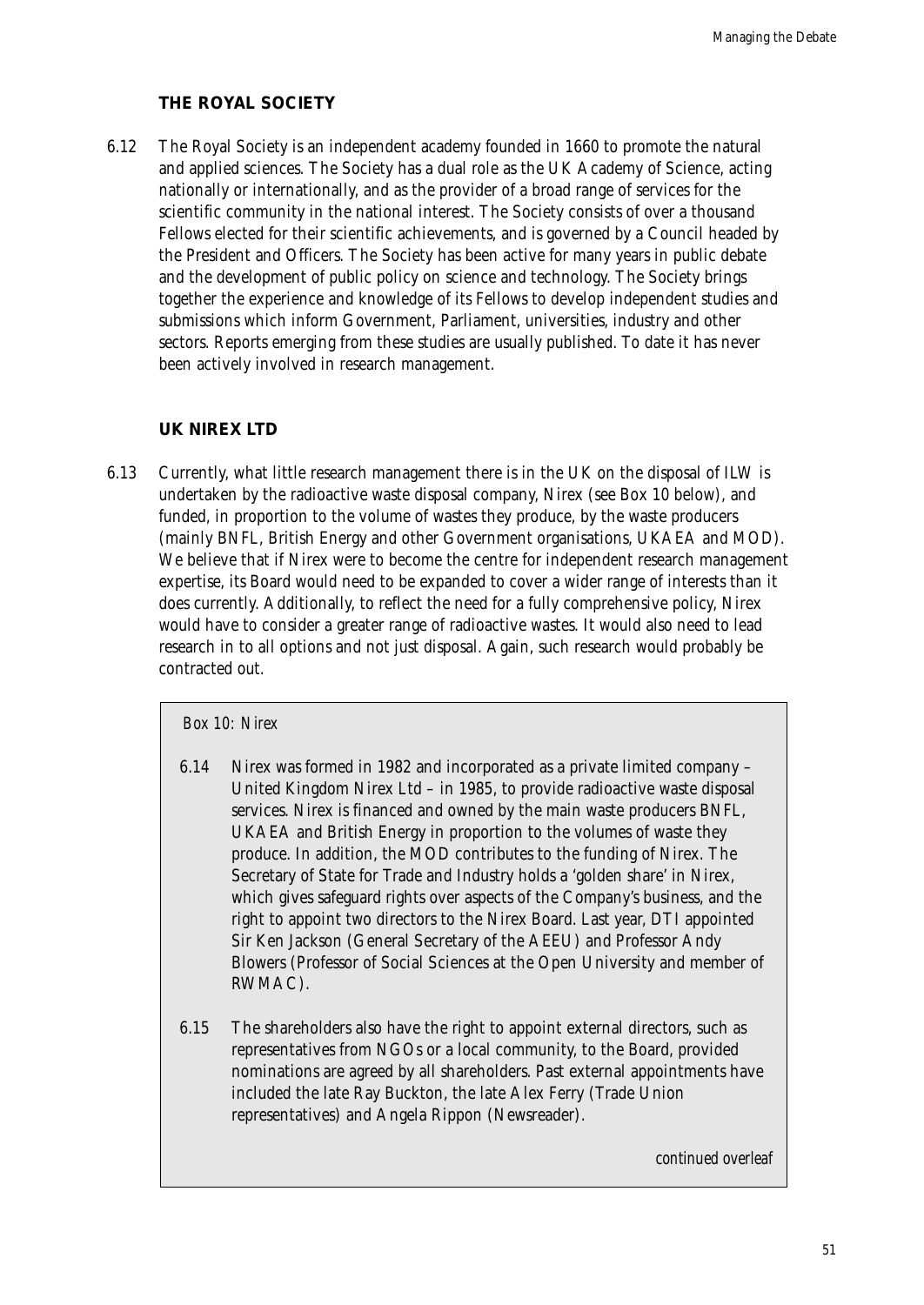### THE ROYAL SOCIETY

6.12 The Royal Society is an independent academy founded in 1660 to promote the natural and applied sciences. The Society has a dual role as the UK Academy of Science, acting nationally or internationally, and as the provider of a broad range of services for the scientific community in the national interest. The Society consists of over a thousand Fellows elected for their scientific achievements, and is governed by a Council headed by the President and Officers. The Society has been active for many years in public debate and the development of public policy on science and technology. The Society brings together the experience and knowledge of its Fellows to develop independent studies and submissions which inform Government, Parliament, universities, industry and other sectors. Reports emerging from these studies are usually published. To date it has never been actively involved in research management.

### UK NIREX LTD

6.13 Currently, what little research management there is in the UK on the disposal of ILW is undertaken by the radioactive waste disposal company, Nirex (see Box 10 below), and funded, in proportion to the volume of wastes they produce, by the waste producers (mainly BNFL, British Energy and other Government organisations, UKAEA and MOD). We believe that if Nirex were to become the centre for independent research management expertise, its Board would need to be expanded to cover a wider range of interests than it does currently. Additionally, to reflect the need for a fully comprehensive policy, Nirex would have to consider a greater range of radioactive wastes. It would also need to lead research in to all options and not just disposal. Again, such research would probably be contracted out.

> *Box 10: Nirex*
>
> 6.14 Nirex was formed in 1982 and incorporated as a private limited company – United Kingdom Nirex Ltd – in 1985, to provide radioactive waste disposal services. Nirex is financed and owned by the main waste producers BNFL, UKAEA and British Energy in proportion to the volumes of waste they produce. In addition, the MOD contributes to the funding of Nirex. The Secretary of State for Trade and Industry holds a 'golden share' in Nirex, which gives safeguard rights over aspects of the Company's business, and the right to appoint two directors to the Nirex Board. Last year, DTI appointed Sir Ken Jackson (General Secretary of the AEEU) and Professor Andy Blowers (Professor of Social Sciences at the Open University and member of RWMAC).
>
> 6.15 The shareholders also have the right to appoint external directors, such as representatives from NGOs or a local community, to the Board, provided nominations are agreed by all shareholders. Past external appointments have included the late Ray Buckton, the late Alex Ferry (Trade Union representatives) and Angela Rippon (Newsreader).
>
> *continued overleaf*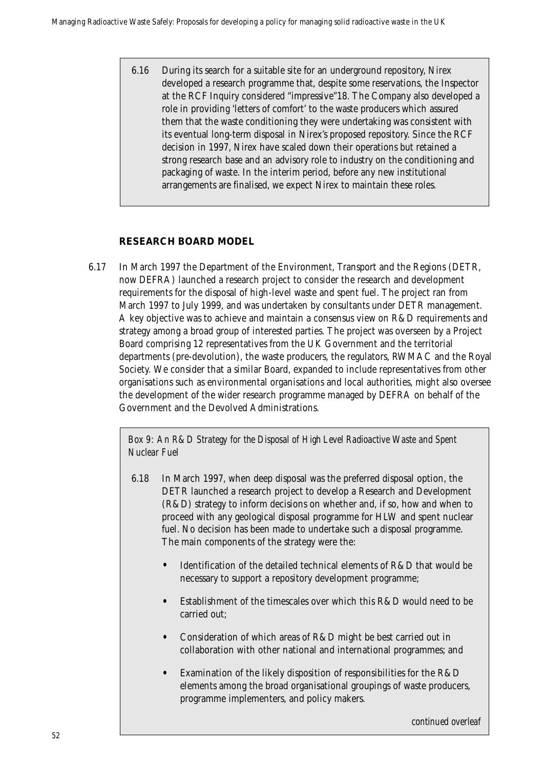6.16 During its search for a suitable site for an underground repository, Nirex developed a research programme that, despite some reservations, the Inspector at the RCF Inquiry considered "impressive"18. The Company also developed a role in providing 'letters of comfort' to the waste producers which assured them that the waste conditioning they were undertaking was consistent with its eventual long-term disposal in Nirex's proposed repository. Since the RCF decision in 1997, Nirex have scaled down their operations but retained a strong research base and an advisory role to industry on the conditioning and packaging of waste. In the interim period, before any new institutional arrangements are finalised, we expect Nirex to maintain these roles.

## RESEARCH BOARD MODEL

6.17 In March 1997 the Department of the Environment, Transport and the Regions (DETR, now DEFRA) launched a research project to consider the research and development requirements for the disposal of high-level waste and spent fuel. The project ran from March 1997 to July 1999, and was undertaken by consultants under DETR management. A key objective was to achieve and maintain a consensus view on R&D requirements and strategy among a broad group of interested parties. The project was overseen by a Project Board comprising 12 representatives from the UK Government and the territorial departments (pre-devolution), the waste producers, the regulators, RWMAC and the Royal Society. We consider that a similar Board, expanded to include representatives from other organisations such as environmental organisations and local authorities, might also oversee the development of the wider research programme managed by DEFRA on behalf of the Government and the Devolved Administrations.

*Box 9: An R&D Strategy for the Disposal of High Level Radioactive Waste and Spent Nuclear Fuel*

6.18 In March 1997, when deep disposal was the preferred disposal option, the DETR launched a research project to develop a Research and Development (R&D) strategy to inform decisions on whether and, if so, how and when to proceed with any geological disposal programme for HLW and spent nuclear fuel. No decision has been made to undertake such a disposal programme. The main components of the strategy were the:

- Identification of the detailed technical elements of R&D that would be necessary to support a repository development programme;
- Establishment of the timescales over which this R&D would need to be carried out;
- Consideration of which areas of R&D might be best carried out in collaboration with other national and international programmes; and
- Examination of the likely disposition of responsibilities for the R&D elements among the broad organisational groupings of waste producers, programme implementers, and policy makers.

*continued overleaf*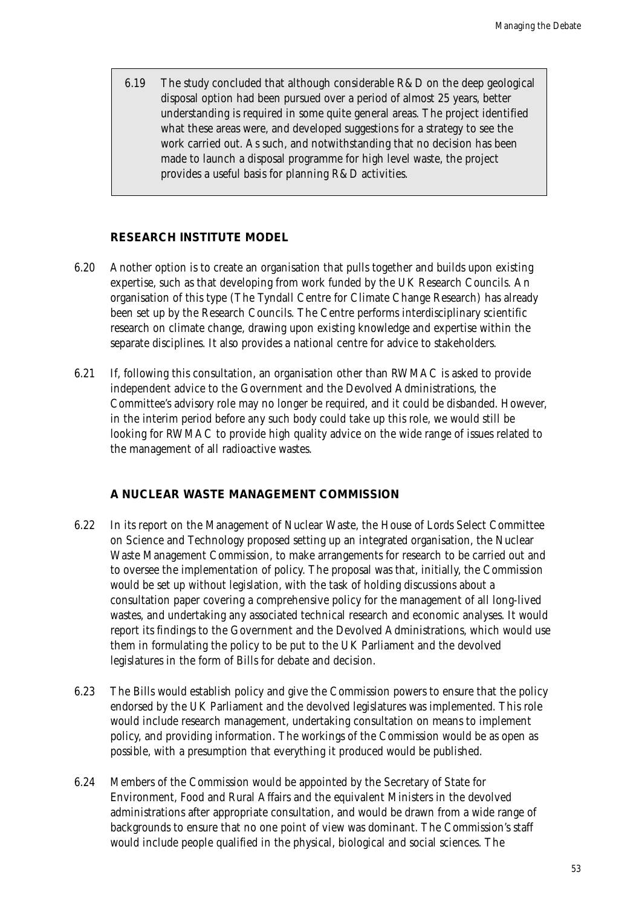6.19 The study concluded that although considerable R&D on the deep geological disposal option had been pursued over a period of almost 25 years, better understanding is required in some quite general areas. The project identified what these areas were, and developed suggestions for a strategy to see the work carried out. As such, and notwithstanding that no decision has been made to launch a disposal programme for high level waste, the project provides a useful basis for planning R&D activities.

### RESEARCH INSTITUTE MODEL

6.20 Another option is to create an organisation that pulls together and builds upon existing expertise, such as that developing from work funded by the UK Research Councils. An organisation of this type (The Tyndall Centre for Climate Change Research) has already been set up by the Research Councils. The Centre performs interdisciplinary scientific research on climate change, drawing upon existing knowledge and expertise within the separate disciplines. It also provides a national centre for advice to stakeholders.

6.21 If, following this consultation, an organisation other than RWMAC is asked to provide independent advice to the Government and the Devolved Administrations, the Committee's advisory role may no longer be required, and it could be disbanded. However, in the interim period before any such body could take up this role, we would still be looking for RWMAC to provide high quality advice on the wide range of issues related to the management of all radioactive wastes.

### A NUCLEAR WASTE MANAGEMENT COMMISSION

6.22 In its report on the Management of Nuclear Waste, the House of Lords Select Committee on Science and Technology proposed setting up an integrated organisation, the Nuclear Waste Management Commission, to make arrangements for research to be carried out and to oversee the implementation of policy. The proposal was that, initially, the Commission would be set up without legislation, with the task of holding discussions about a consultation paper covering a comprehensive policy for the management of all long-lived wastes, and undertaking any associated technical research and economic analyses. It would report its findings to the Government and the Devolved Administrations, which would use them in formulating the policy to be put to the UK Parliament and the devolved legislatures in the form of Bills for debate and decision.

6.23 The Bills would establish policy and give the Commission powers to ensure that the policy endorsed by the UK Parliament and the devolved legislatures was implemented. This role would include research management, undertaking consultation on means to implement policy, and providing information. The workings of the Commission would be as open as possible, with a presumption that everything it produced would be published.

6.24 Members of the Commission would be appointed by the Secretary of State for Environment, Food and Rural Affairs and the equivalent Ministers in the devolved administrations after appropriate consultation, and would be drawn from a wide range of backgrounds to ensure that no one point of view was dominant. The Commission's staff would include people qualified in the physical, biological and social sciences. The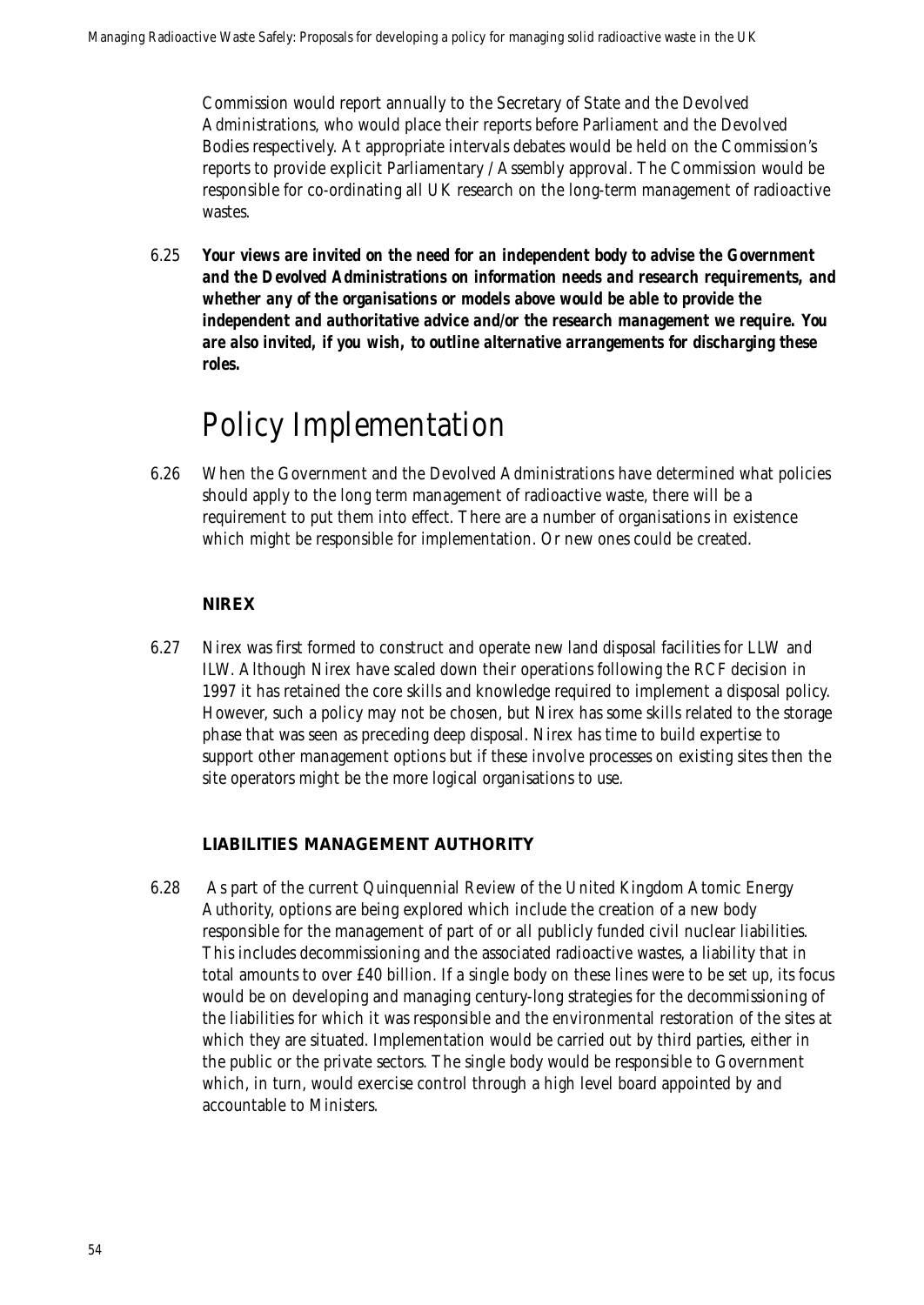Commission would report annually to the Secretary of State and the Devolved Administrations, who would place their reports before Parliament and the Devolved Bodies respectively. At appropriate intervals debates would be held on the Commission's reports to provide explicit Parliamentary / Assembly approval. The Commission would be responsible for co-ordinating all UK research on the long-term management of radioactive wastes.

6.25 ***Your views are invited on the need for an independent body to advise the Government and the Devolved Administrations on information needs and research requirements, and whether any of the organisations or models above would be able to provide the independent and authoritative advice and/or the research management we require. You are also invited, if you wish, to outline alternative arrangements for discharging these roles.***

# Policy Implementation

6.26 When the Government and the Devolved Administrations have determined what policies should apply to the long term management of radioactive waste, there will be a requirement to put them into effect. There are a number of organisations in existence which might be responsible for implementation. Or new ones could be created.

### NIREX

6.27 Nirex was first formed to construct and operate new land disposal facilities for LLW and ILW. Although Nirex have scaled down their operations following the RCF decision in 1997 it has retained the core skills and knowledge required to implement a disposal policy. However, such a policy may not be chosen, but Nirex has some skills related to the storage phase that was seen as preceding deep disposal. Nirex has time to build expertise to support other management options but if these involve processes on existing sites then the site operators might be the more logical organisations to use.

### LIABILITIES MANAGEMENT AUTHORITY

6.28 As part of the current Quinquennial Review of the United Kingdom Atomic Energy Authority, options are being explored which include the creation of a new body responsible for the management of part of or all publicly funded civil nuclear liabilities. This includes decommissioning and the associated radioactive wastes, a liability that in total amounts to over £40 billion. If a single body on these lines were to be set up, its focus would be on developing and managing century-long strategies for the decommissioning of the liabilities for which it was responsible and the environmental restoration of the sites at which they are situated. Implementation would be carried out by third parties, either in the public or the private sectors. The single body would be responsible to Government which, in turn, would exercise control through a high level board appointed by and accountable to Ministers.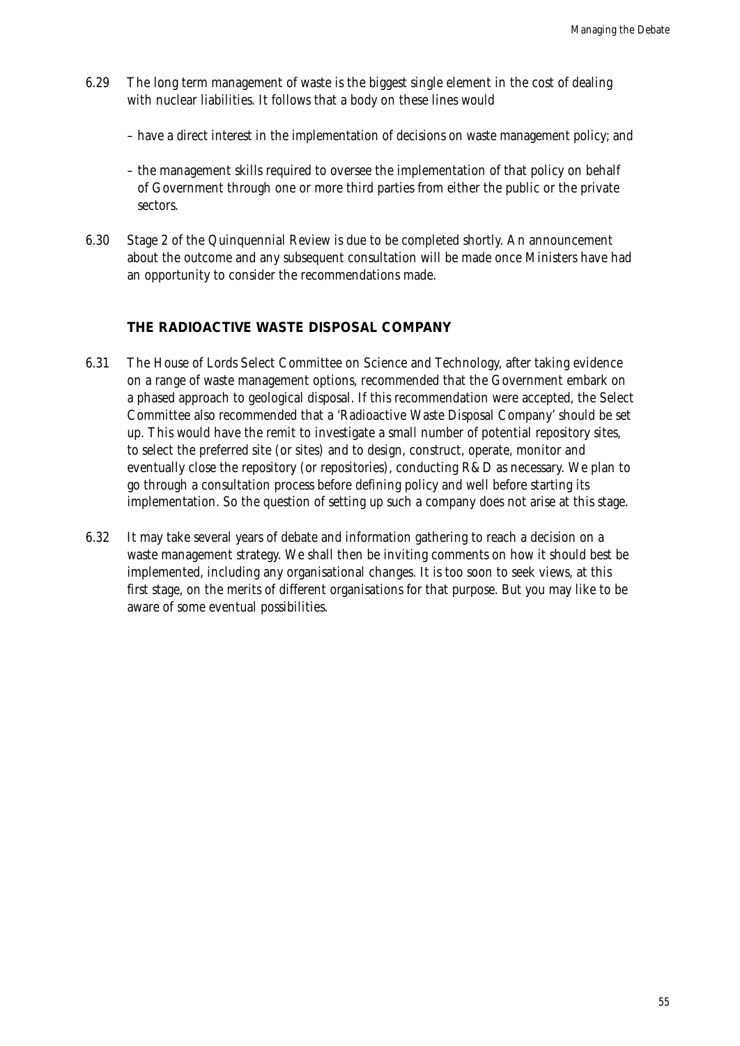6.29 The long term management of waste is the biggest single element in the cost of dealing with nuclear liabilities. It follows that a body on these lines would

– have a direct interest in the implementation of decisions on waste management policy; and

– the management skills required to oversee the implementation of that policy on behalf of Government through one or more third parties from either the public or the private sectors.

6.30 Stage 2 of the Quinquennial Review is due to be completed shortly. An announcement about the outcome and any subsequent consultation will be made once Ministers have had an opportunity to consider the recommendations made.

## THE RADIOACTIVE WASTE DISPOSAL COMPANY

6.31 The House of Lords Select Committee on Science and Technology, after taking evidence on a range of waste management options, recommended that the Government embark on a phased approach to geological disposal. If this recommendation were accepted, the Select Committee also recommended that a 'Radioactive Waste Disposal Company' should be set up. This would have the remit to investigate a small number of potential repository sites, to select the preferred site (or sites) and to design, construct, operate, monitor and eventually close the repository (or repositories), conducting R&D as necessary. We plan to go through a consultation process before defining policy and well before starting its implementation. So the question of setting up such a company does not arise at this stage.

6.32 It may take several years of debate and information gathering to reach a decision on a waste management strategy. We shall then be inviting comments on how it should best be implemented, including any organisational changes. It is too soon to seek views, at this first stage, on the merits of different organisations for that purpose. But you may like to be aware of some eventual possibilities.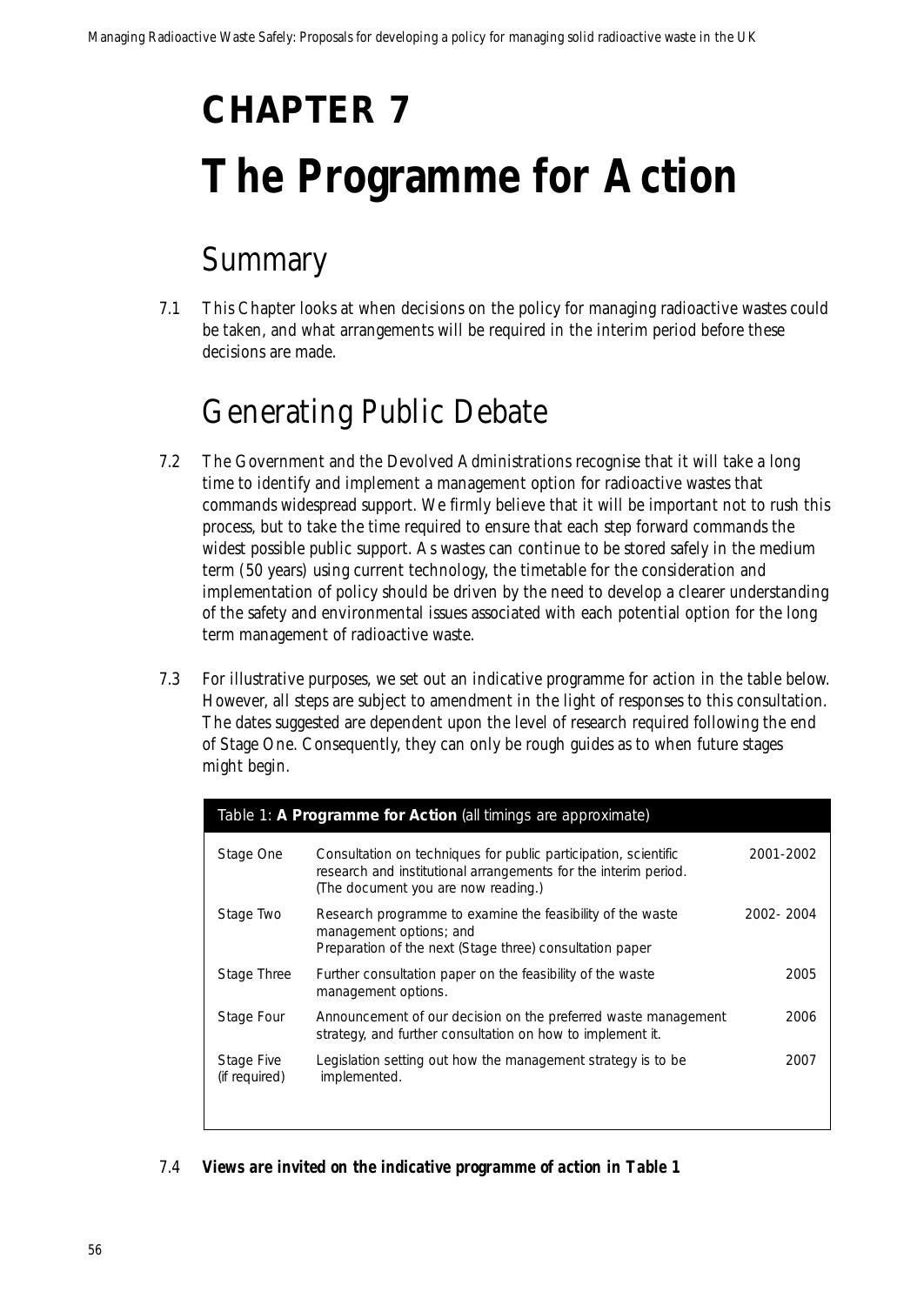# CHAPTER 7

# The Programme for Action

## Summary

7.1 This Chapter looks at when decisions on the policy for managing radioactive wastes could be taken, and what arrangements will be required in the interim period before these decisions are made.

## Generating Public Debate

7.2 The Government and the Devolved Administrations recognise that it will take a long time to identify and implement a management option for radioactive wastes that commands widespread support. We firmly believe that it will be important not to rush this process, but to take the time required to ensure that each step forward commands the widest possible public support. As wastes can continue to be stored safely in the medium term (50 years) using current technology, the timetable for the consideration and implementation of policy should be driven by the need to develop a clearer understanding of the safety and environmental issues associated with each potential option for the long term management of radioactive waste.

7.3 For illustrative purposes, we set out an indicative programme for action in the table below. However, all steps are subject to amendment in the light of responses to this consultation. The dates suggested are dependent upon the level of research required following the end of Stage One. Consequently, they can only be rough guides as to when future stages might begin.

Table 1: **A Programme for Action** (all timings are approximate)

| | | |
|---|---|---|
| Stage One | Consultation on techniques for public participation, scientific research and institutional arrangements for the interim period. (The document you are now reading.) | 2001-2002 |
| Stage Two | Research programme to examine the feasibility of the waste management options; and<br>Preparation of the next (Stage three) consultation paper | 2002- 2004 |
| Stage Three | Further consultation paper on the feasibility of the waste management options. | 2005 |
| Stage Four | Announcement of our decision on the preferred waste management strategy, and further consultation on how to implement it. | 2006 |
| Stage Five (if required) | Legislation setting out how the management strategy is to be implemented. | 2007 |

7.4 ***Views are invited on the indicative programme of action in Table 1***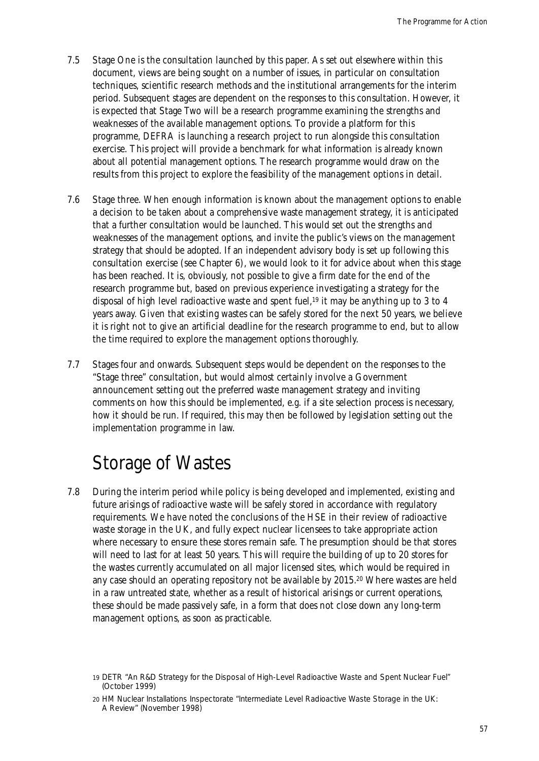7.5 Stage One is the consultation launched by this paper. As set out elsewhere within this document, views are being sought on a number of issues, in particular on consultation techniques, scientific research methods and the institutional arrangements for the interim period. Subsequent stages are dependent on the responses to this consultation. However, it is expected that Stage Two will be a research programme examining the strengths and weaknesses of the available management options. To provide a platform for this programme, DEFRA is launching a research project to run alongside this consultation exercise. This project will provide a benchmark for what information is already known about all potential management options. The research programme would draw on the results from this project to explore the feasibility of the management options in detail.

7.6 Stage three. When enough information is known about the management options to enable a decision to be taken about a comprehensive waste management strategy, it is anticipated that a further consultation would be launched. This would set out the strengths and weaknesses of the management options, and invite the public's views on the management strategy that should be adopted. If an independent advisory body is set up following this consultation exercise (see Chapter 6), we would look to it for advice about when this stage has been reached. It is, obviously, not possible to give a firm date for the end of the research programme but, based on previous experience investigating a strategy for the disposal of high level radioactive waste and spent fuel,[19] it may be anything up to 3 to 4 years away. Given that existing wastes can be safely stored for the next 50 years, we believe it is right not to give an artificial deadline for the research programme to end, but to allow the time required to explore the management options thoroughly.

7.7 Stages four and onwards. Subsequent steps would be dependent on the responses to the "Stage three" consultation, but would almost certainly involve a Government announcement setting out the preferred waste management strategy and inviting comments on how this should be implemented, e.g. if a site selection process is necessary, how it should be run. If required, this may then be followed by legislation setting out the implementation programme in law.

## Storage of Wastes

7.8 During the interim period while policy is being developed and implemented, existing and future arisings of radioactive waste will be safely stored in accordance with regulatory requirements. We have noted the conclusions of the HSE in their review of radioactive waste storage in the UK, and fully expect nuclear licensees to take appropriate action where necessary to ensure these stores remain safe. The presumption should be that stores will need to last for at least 50 years. This will require the building of up to 20 stores for the wastes currently accumulated on all major licensed sites, which would be required in any case should an operating repository not be available by 2015.[20] Where wastes are held in a raw untreated state, whether as a result of historical arisings or current operations, these should be made passively safe, in a form that does not close down any long-term management options, as soon as practicable.

---

19 DETR "An R&D Strategy for the Disposal of High-Level Radioactive Waste and Spent Nuclear Fuel" (October 1999)

20 HM Nuclear Installations Inspectorate "Intermediate Level Radioactive Waste Storage in the UK: A Review" (November 1998)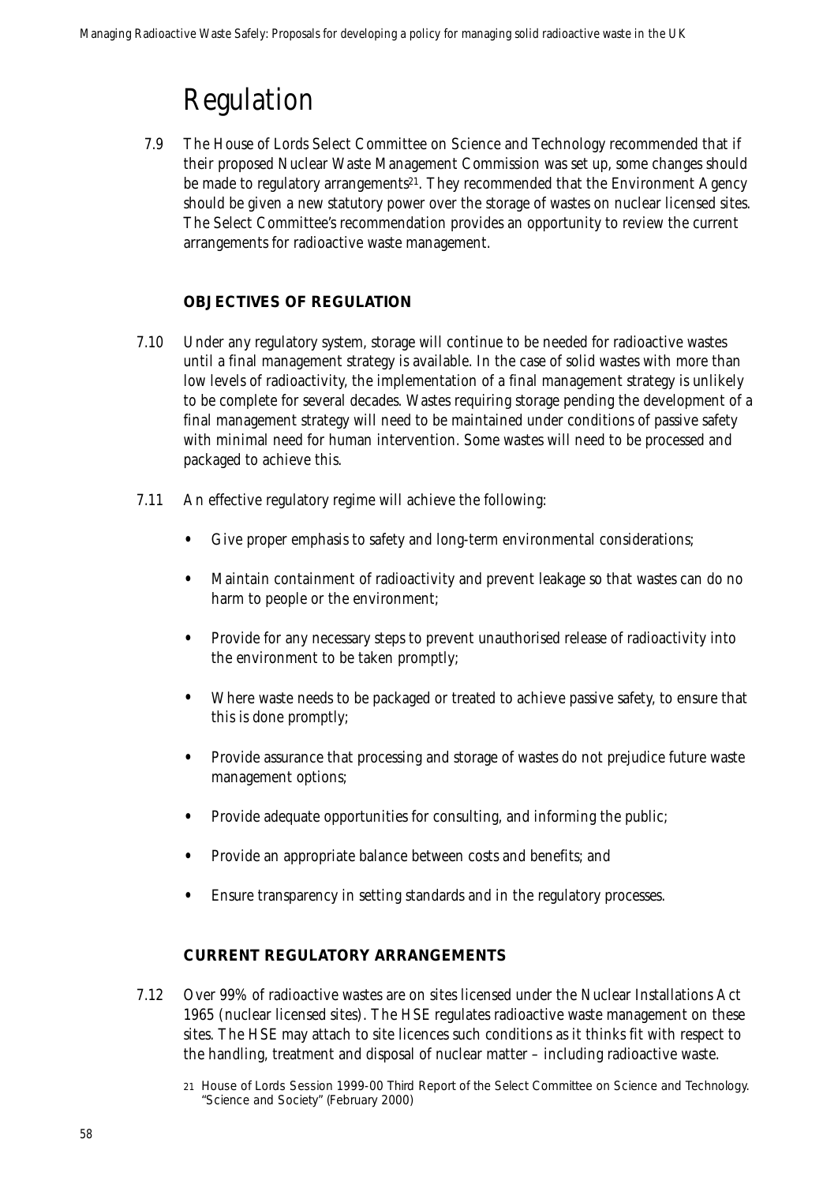# Regulation

7.9 The House of Lords Select Committee on Science and Technology recommended that if their proposed Nuclear Waste Management Commission was set up, some changes should be made to regulatory arrangements[21]. They recommended that the Environment Agency should be given a new statutory power over the storage of wastes on nuclear licensed sites. The Select Committee's recommendation provides an opportunity to review the current arrangements for radioactive waste management.

### OBJECTIVES OF REGULATION

7.10 Under any regulatory system, storage will continue to be needed for radioactive wastes until a final management strategy is available. In the case of solid wastes with more than low levels of radioactivity, the implementation of a final management strategy is unlikely to be complete for several decades. Wastes requiring storage pending the development of a final management strategy will need to be maintained under conditions of passive safety with minimal need for human intervention. Some wastes will need to be processed and packaged to achieve this.

7.11 An effective regulatory regime will achieve the following:

- Give proper emphasis to safety and long-term environmental considerations;
- Maintain containment of radioactivity and prevent leakage so that wastes can do no harm to people or the environment;
- Provide for any necessary steps to prevent unauthorised release of radioactivity into the environment to be taken promptly;
- Where waste needs to be packaged or treated to achieve passive safety, to ensure that this is done promptly;
- Provide assurance that processing and storage of wastes do not prejudice future waste management options;
- Provide adequate opportunities for consulting, and informing the public;
- Provide an appropriate balance between costs and benefits; and
- Ensure transparency in setting standards and in the regulatory processes.

### CURRENT REGULATORY ARRANGEMENTS

7.12 Over 99% of radioactive wastes are on sites licensed under the Nuclear Installations Act 1965 (nuclear licensed sites). The HSE regulates radioactive waste management on these sites. The HSE may attach to site licences such conditions as it thinks fit with respect to the handling, treatment and disposal of nuclear matter – including radioactive waste.

21 House of Lords Session 1999-00 Third Report of the Select Committee on Science and Technology. "Science and Society" (February 2000)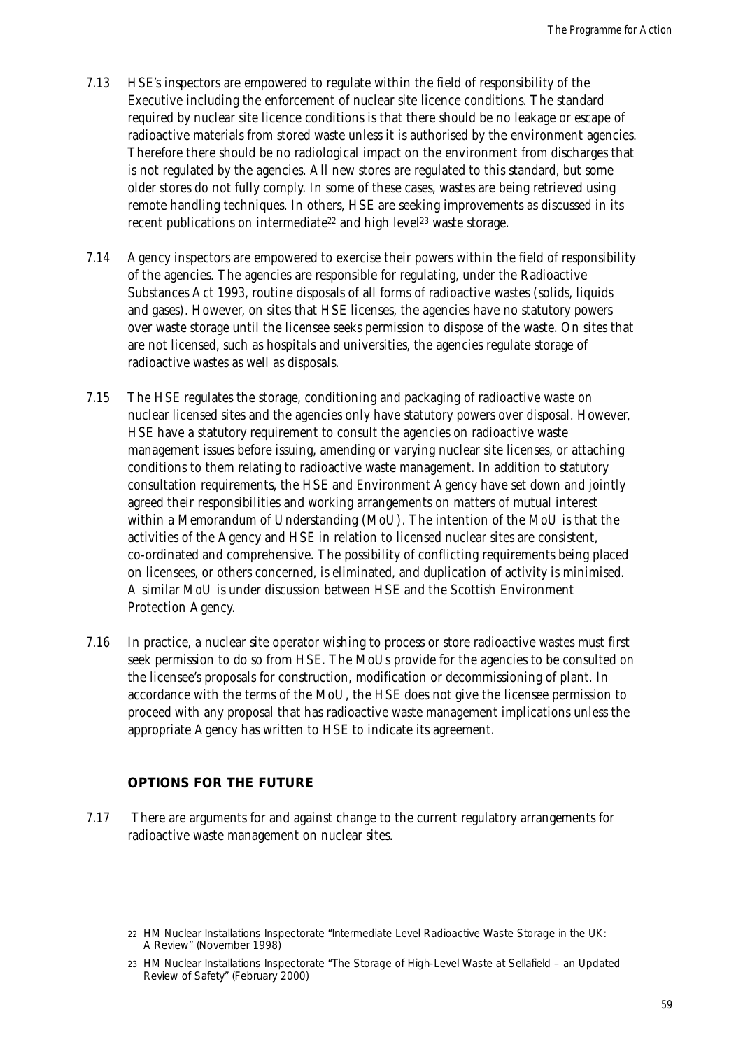7.13 HSE's inspectors are empowered to regulate within the field of responsibility of the Executive including the enforcement of nuclear site licence conditions. The standard required by nuclear site licence conditions is that there should be no leakage or escape of radioactive materials from stored waste unless it is authorised by the environment agencies. Therefore there should be no radiological impact on the environment from discharges that is not regulated by the agencies. All new stores are regulated to this standard, but some older stores do not fully comply. In some of these cases, wastes are being retrieved using remote handling techniques. In others, HSE are seeking improvements as discussed in its recent publications on intermediate[22] and high level[23] waste storage.

7.14 Agency inspectors are empowered to exercise their powers within the field of responsibility of the agencies. The agencies are responsible for regulating, under the Radioactive Substances Act 1993, routine disposals of all forms of radioactive wastes (solids, liquids and gases). However, on sites that HSE licenses, the agencies have no statutory powers over waste storage until the licensee seeks permission to dispose of the waste. On sites that are not licensed, such as hospitals and universities, the agencies regulate storage of radioactive wastes as well as disposals.

7.15 The HSE regulates the storage, conditioning and packaging of radioactive waste on nuclear licensed sites and the agencies only have statutory powers over disposal. However, HSE have a statutory requirement to consult the agencies on radioactive waste management issues before issuing, amending or varying nuclear site licenses, or attaching conditions to them relating to radioactive waste management. In addition to statutory consultation requirements, the HSE and Environment Agency have set down and jointly agreed their responsibilities and working arrangements on matters of mutual interest within a Memorandum of Understanding (MoU). The intention of the MoU is that the activities of the Agency and HSE in relation to licensed nuclear sites are consistent, co-ordinated and comprehensive. The possibility of conflicting requirements being placed on licensees, or others concerned, is eliminated, and duplication of activity is minimised. A similar MoU is under discussion between HSE and the Scottish Environment Protection Agency.

7.16 In practice, a nuclear site operator wishing to process or store radioactive wastes must first seek permission to do so from HSE. The MoUs provide for the agencies to be consulted on the licensee's proposals for construction, modification or decommissioning of plant. In accordance with the terms of the MoU, the HSE does not give the licensee permission to proceed with any proposal that has radioactive waste management implications unless the appropriate Agency has written to HSE to indicate its agreement.

## OPTIONS FOR THE FUTURE

7.17 There are arguments for and against change to the current regulatory arrangements for radioactive waste management on nuclear sites.

[22] HM Nuclear Installations Inspectorate "Intermediate Level Radioactive Waste Storage in the UK: A Review" (November 1998)

[23] HM Nuclear Installations Inspectorate "The Storage of High-Level Waste at Sellafield – an Updated Review of Safety" (February 2000)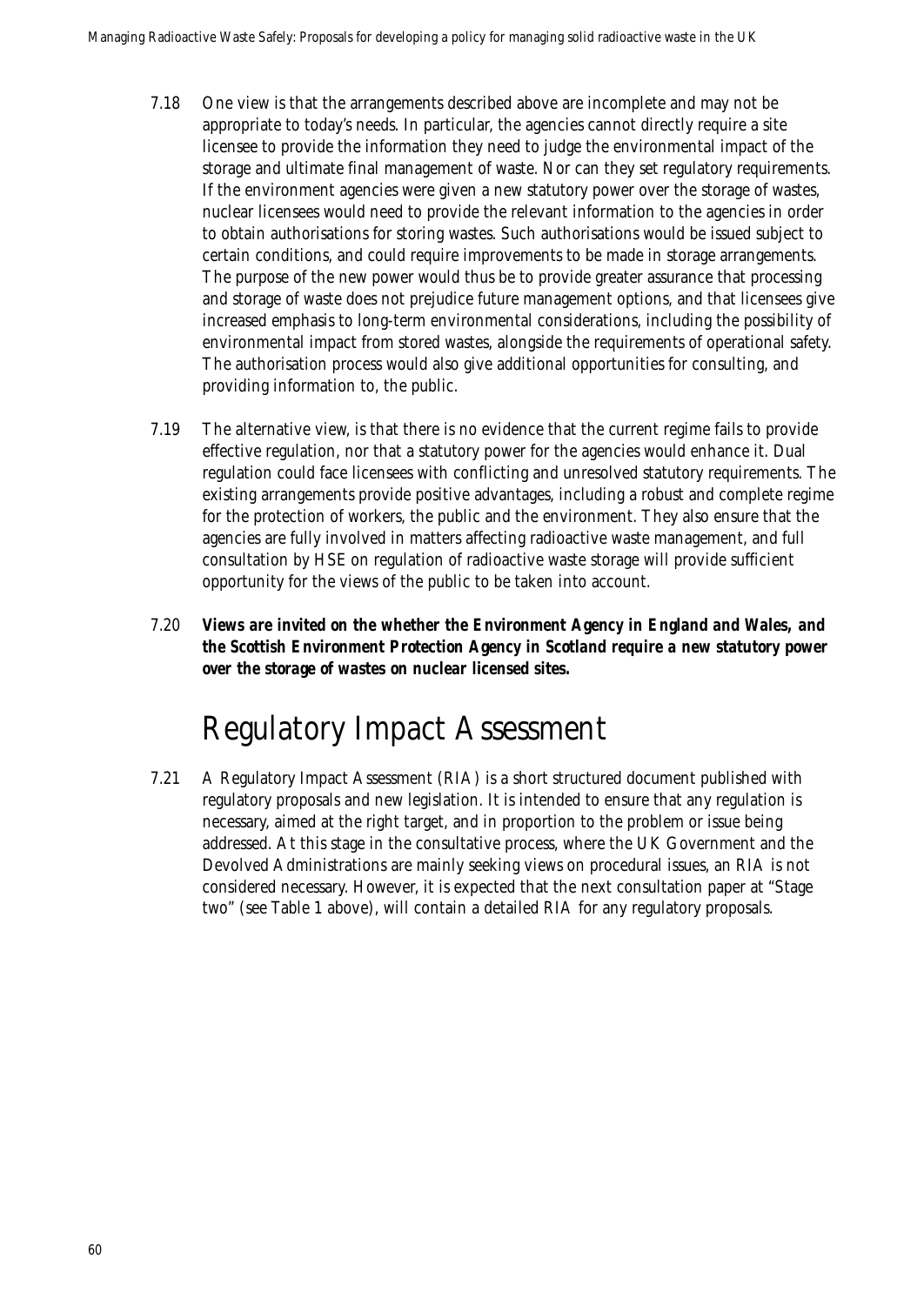7.18 One view is that the arrangements described above are incomplete and may not be appropriate to today's needs. In particular, the agencies cannot directly require a site licensee to provide the information they need to judge the environmental impact of the storage and ultimate final management of waste. Nor can they set regulatory requirements. If the environment agencies were given a new statutory power over the storage of wastes, nuclear licensees would need to provide the relevant information to the agencies in order to obtain authorisations for storing wastes. Such authorisations would be issued subject to certain conditions, and could require improvements to be made in storage arrangements. The purpose of the new power would thus be to provide greater assurance that processing and storage of waste does not prejudice future management options, and that licensees give increased emphasis to long-term environmental considerations, including the possibility of environmental impact from stored wastes, alongside the requirements of operational safety. The authorisation process would also give additional opportunities for consulting, and providing information to, the public.

7.19 The alternative view, is that there is no evidence that the current regime fails to provide effective regulation, nor that a statutory power for the agencies would enhance it. Dual regulation could face licensees with conflicting and unresolved statutory requirements. The existing arrangements provide positive advantages, including a robust and complete regime for the protection of workers, the public and the environment. They also ensure that the agencies are fully involved in matters affecting radioactive waste management, and full consultation by HSE on regulation of radioactive waste storage will provide sufficient opportunity for the views of the public to be taken into account.

7.20 ***Views are invited on the whether the Environment Agency in England and Wales, and the Scottish Environment Protection Agency in Scotland require a new statutory power over the storage of wastes on nuclear licensed sites.***

# Regulatory Impact Assessment

7.21 A Regulatory Impact Assessment (RIA) is a short structured document published with regulatory proposals and new legislation. It is intended to ensure that any regulation is necessary, aimed at the right target, and in proportion to the problem or issue being addressed. At this stage in the consultative process, where the UK Government and the Devolved Administrations are mainly seeking views on procedural issues, an RIA is not considered necessary. However, it is expected that the next consultation paper at "Stage two" (see Table 1 above), will contain a detailed RIA for any regulatory proposals.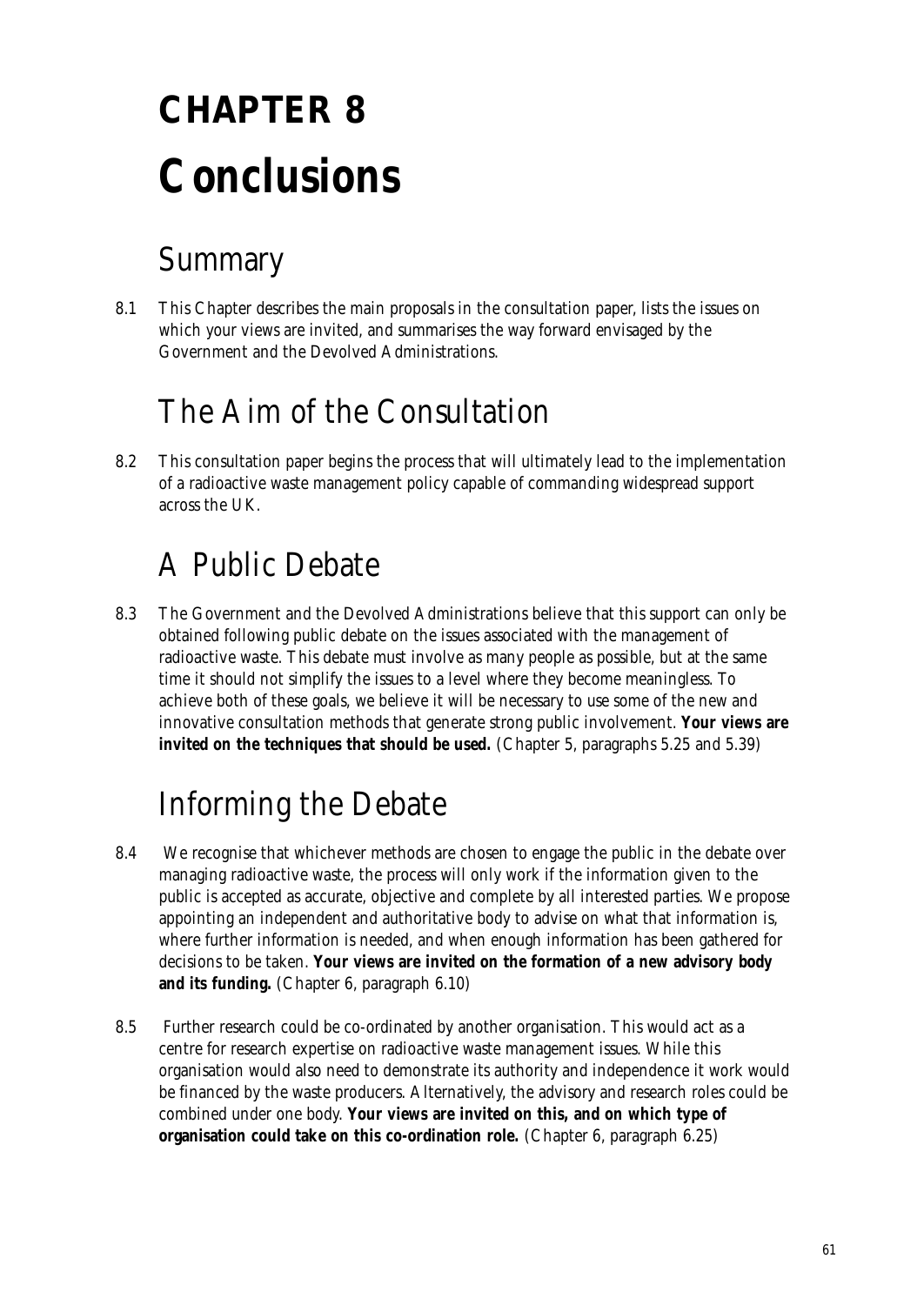# CHAPTER 8
# Conclusions

## Summary

8.1 This Chapter describes the main proposals in the consultation paper, lists the issues on which your views are invited, and summarises the way forward envisaged by the Government and the Devolved Administrations.

## The Aim of the Consultation

8.2 This consultation paper begins the process that will ultimately lead to the implementation of a radioactive waste management policy capable of commanding widespread support across the UK.

## A Public Debate

8.3 The Government and the Devolved Administrations believe that this support can only be obtained following public debate on the issues associated with the management of radioactive waste. This debate must involve as many people as possible, but at the same time it should not simplify the issues to a level where they become meaningless. To achieve both of these goals, we believe it will be necessary to use some of the new and innovative consultation methods that generate strong public involvement. **Your views are invited on the techniques that should be used.** (Chapter 5, paragraphs 5.25 and 5.39)

## Informing the Debate

8.4 We recognise that whichever methods are chosen to engage the public in the debate over managing radioactive waste, the process will only work if the information given to the public is accepted as accurate, objective and complete by all interested parties. We propose appointing an independent and authoritative body to advise on what that information is, where further information is needed, and when enough information has been gathered for decisions to be taken. **Your views are invited on the formation of a new advisory body and its funding.** (Chapter 6, paragraph 6.10)

8.5 Further research could be co-ordinated by another organisation. This would act as a centre for research expertise on radioactive waste management issues. While this organisation would also need to demonstrate its authority and independence it work would be financed by the waste producers. Alternatively, the advisory and research roles could be combined under one body. **Your views are invited on this, and on which type of organisation could take on this co-ordination role.** (Chapter 6, paragraph 6.25)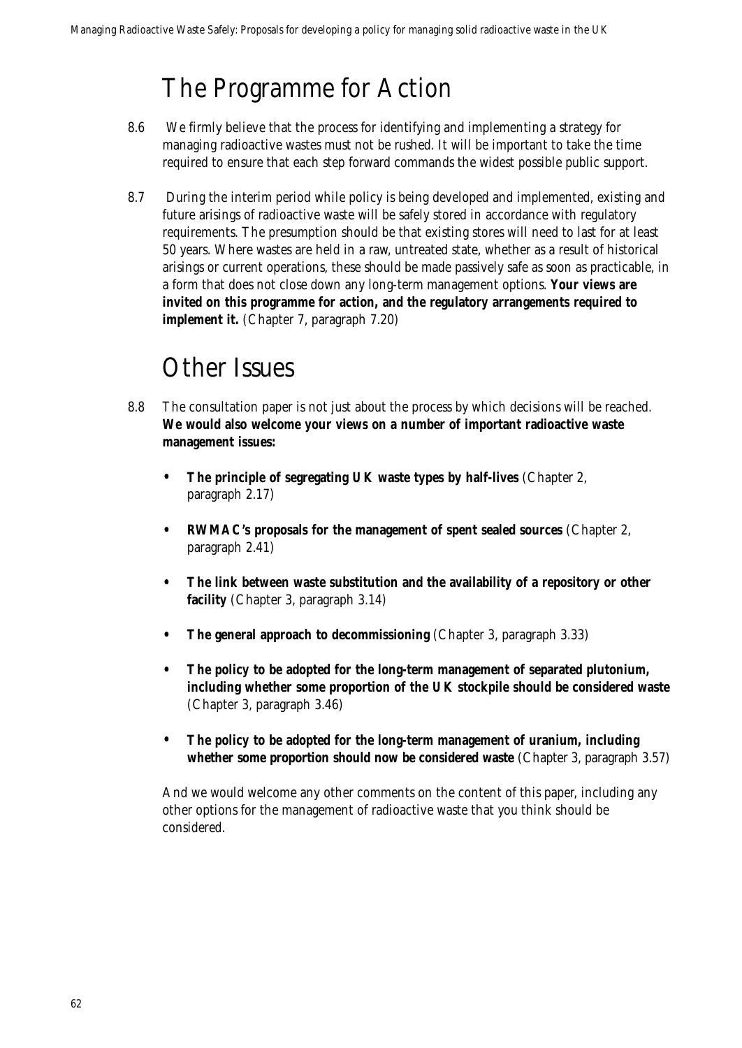# The Programme for Action

8.6 We firmly believe that the process for identifying and implementing a strategy for managing radioactive wastes must not be rushed. It will be important to take the time required to ensure that each step forward commands the widest possible public support.

8.7 During the interim period while policy is being developed and implemented, existing and future arisings of radioactive waste will be safely stored in accordance with regulatory requirements. The presumption should be that existing stores will need to last for at least 50 years. Where wastes are held in a raw, untreated state, whether as a result of historical arisings or current operations, these should be made passively safe as soon as practicable, in a form that does not close down any long-term management options. **Your views are invited on this programme for action, and the regulatory arrangements required to implement it.** (Chapter 7, paragraph 7.20)

# Other Issues

8.8 The consultation paper is not just about the process by which decisions will be reached. **We would also welcome your views on a number of important radioactive waste management issues:**

- **The principle of segregating UK waste types by half-lives** (Chapter 2, paragraph 2.17)
- **RWMAC's proposals for the management of spent sealed sources** (Chapter 2, paragraph 2.41)
- **The link between waste substitution and the availability of a repository or other facility** (Chapter 3, paragraph 3.14)
- **The general approach to decommissioning** (Chapter 3, paragraph 3.33)
- **The policy to be adopted for the long-term management of separated plutonium, including whether some proportion of the UK stockpile should be considered waste** (Chapter 3, paragraph 3.46)
- **The policy to be adopted for the long-term management of uranium, including whether some proportion should now be considered waste** (Chapter 3, paragraph 3.57)

And we would welcome any other comments on the content of this paper, including any other options for the management of radioactive waste that you think should be considered.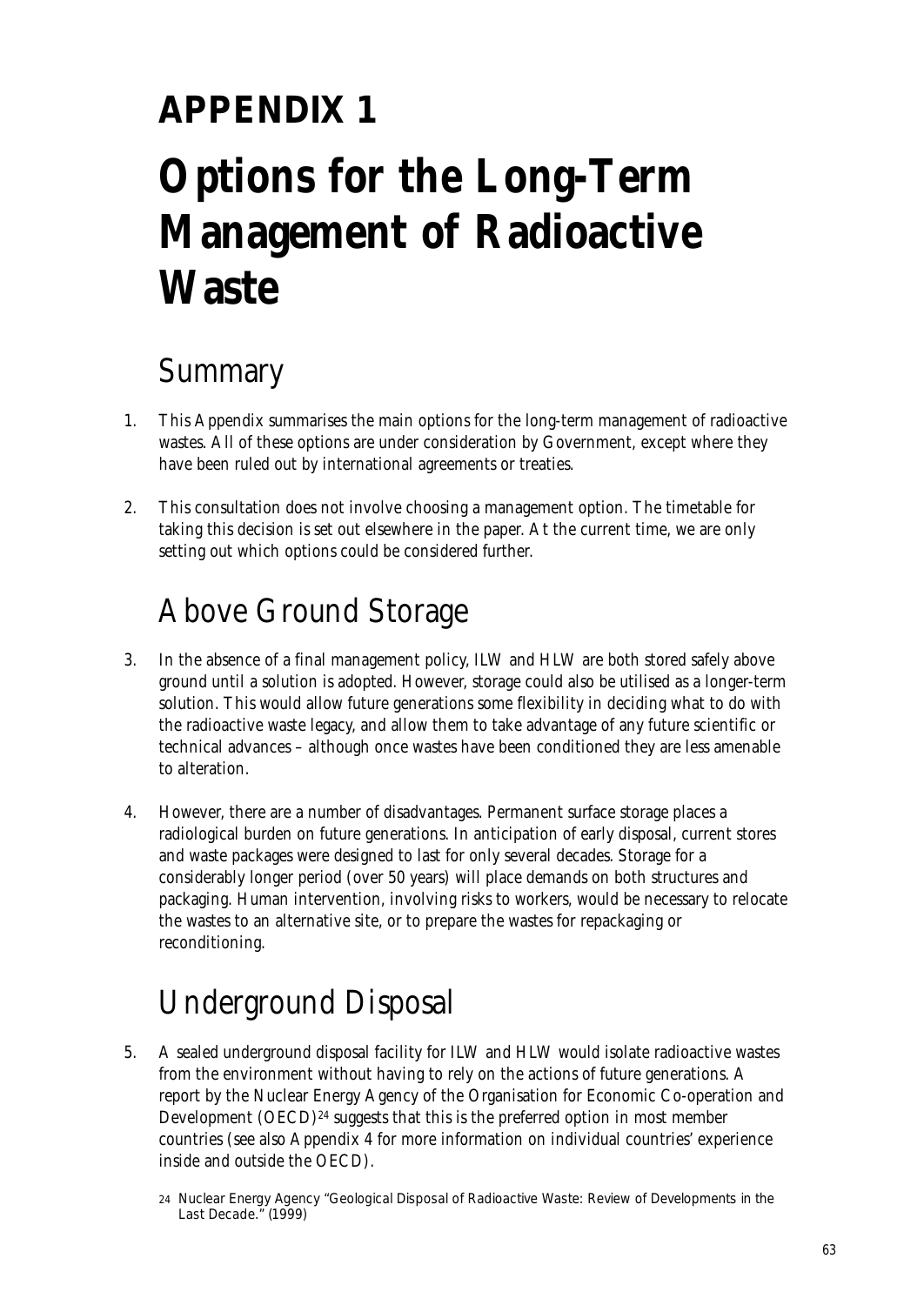# APPENDIX 1

# Options for the Long-Term Management of Radioactive Waste

## Summary

1. This Appendix summarises the main options for the long-term management of radioactive wastes. All of these options are under consideration by Government, except where they have been ruled out by international agreements or treaties.

2. This consultation does not involve choosing a management option. The timetable for taking this decision is set out elsewhere in the paper. At the current time, we are only setting out which options could be considered further.

## Above Ground Storage

3. In the absence of a final management policy, ILW and HLW are both stored safely above ground until a solution is adopted. However, storage could also be utilised as a longer-term solution. This would allow future generations some flexibility in deciding what to do with the radioactive waste legacy, and allow them to take advantage of any future scientific or technical advances – although once wastes have been conditioned they are less amenable to alteration.

4. However, there are a number of disadvantages. Permanent surface storage places a radiological burden on future generations. In anticipation of early disposal, current stores and waste packages were designed to last for only several decades. Storage for a considerably longer period (over 50 years) will place demands on both structures and packaging. Human intervention, involving risks to workers, would be necessary to relocate the wastes to an alternative site, or to prepare the wastes for repackaging or reconditioning.

## Underground Disposal

5. A sealed underground disposal facility for ILW and HLW would isolate radioactive wastes from the environment without having to rely on the actions of future generations. A report by the Nuclear Energy Agency of the Organisation for Economic Co-operation and Development (OECD)[24] suggests that this is the preferred option in most member countries (see also Appendix 4 for more information on individual countries' experience inside and outside the OECD).

24 Nuclear Energy Agency "Geological Disposal of Radioactive Waste: Review of Developments in the Last Decade." (1999)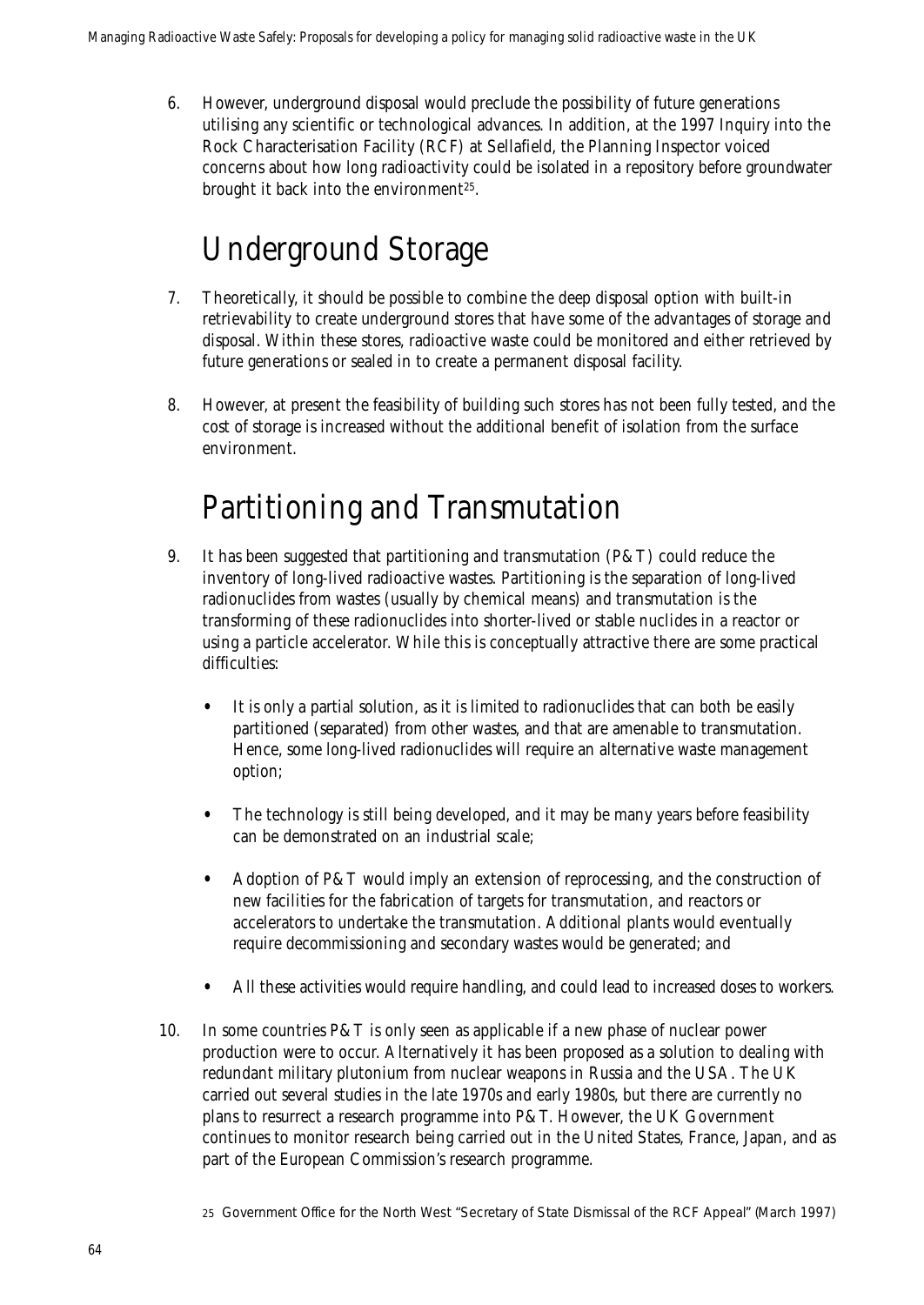6. However, underground disposal would preclude the possibility of future generations utilising any scientific or technological advances. In addition, at the 1997 Inquiry into the Rock Characterisation Facility (RCF) at Sellafield, the Planning Inspector voiced concerns about how long radioactivity could be isolated in a repository before groundwater brought it back into the environment[25].

## Underground Storage

7. Theoretically, it should be possible to combine the deep disposal option with built-in retrievability to create underground stores that have some of the advantages of storage and disposal. Within these stores, radioactive waste could be monitored and either retrieved by future generations or sealed in to create a permanent disposal facility.

8. However, at present the feasibility of building such stores has not been fully tested, and the cost of storage is increased without the additional benefit of isolation from the surface environment.

## Partitioning and Transmutation

9. It has been suggested that partitioning and transmutation (P&T) could reduce the inventory of long-lived radioactive wastes. Partitioning is the separation of long-lived radionuclides from wastes (usually by chemical means) and transmutation is the transforming of these radionuclides into shorter-lived or stable nuclides in a reactor or using a particle accelerator. While this is conceptually attractive there are some practical difficulties:

   - It is only a partial solution, as it is limited to radionuclides that can both be easily partitioned (separated) from other wastes, and that are amenable to transmutation. Hence, some long-lived radionuclides will require an alternative waste management option;
   - The technology is still being developed, and it may be many years before feasibility can be demonstrated on an industrial scale;
   - Adoption of P&T would imply an extension of reprocessing, and the construction of new facilities for the fabrication of targets for transmutation, and reactors or accelerators to undertake the transmutation. Additional plants would eventually require decommissioning and secondary wastes would be generated; and
   - All these activities would require handling, and could lead to increased doses to workers.

10. In some countries P&T is only seen as applicable if a new phase of nuclear power production were to occur. Alternatively it has been proposed as a solution to dealing with redundant military plutonium from nuclear weapons in Russia and the USA. The UK carried out several studies in the late 1970s and early 1980s, but there are currently no plans to resurrect a research programme into P&T. However, the UK Government continues to monitor research being carried out in the United States, France, Japan, and as part of the European Commission's research programme.

[25] Government Office for the North West "Secretary of State Dismissal of the RCF Appeal" (March 1997)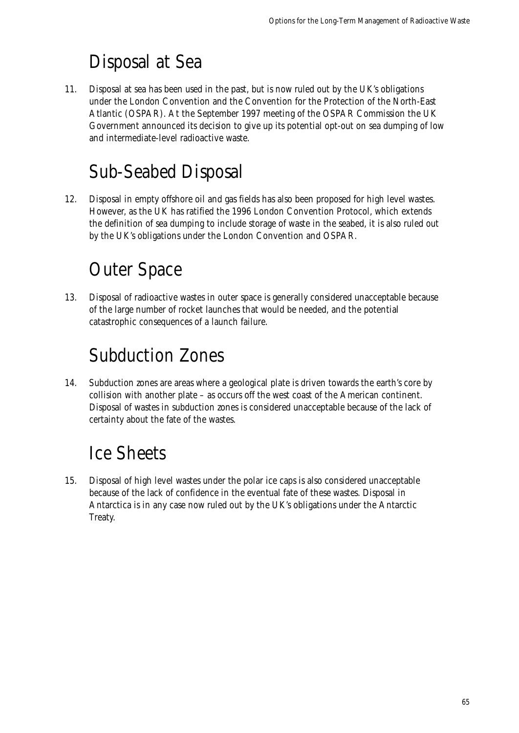## Disposal at Sea

11. Disposal at sea has been used in the past, but is now ruled out by the UK's obligations under the London Convention and the Convention for the Protection of the North-East Atlantic (OSPAR). At the September 1997 meeting of the OSPAR Commission the UK Government announced its decision to give up its potential opt-out on sea dumping of low and intermediate-level radioactive waste.

## Sub-Seabed Disposal

12. Disposal in empty offshore oil and gas fields has also been proposed for high level wastes. However, as the UK has ratified the 1996 London Convention Protocol, which extends the definition of sea dumping to include storage of waste in the seabed, it is also ruled out by the UK's obligations under the London Convention and OSPAR.

## Outer Space

13. Disposal of radioactive wastes in outer space is generally considered unacceptable because of the large number of rocket launches that would be needed, and the potential catastrophic consequences of a launch failure.

## Subduction Zones

14. Subduction zones are areas where a geological plate is driven towards the earth's core by collision with another plate – as occurs off the west coast of the American continent. Disposal of wastes in subduction zones is considered unacceptable because of the lack of certainty about the fate of the wastes.

## Ice Sheets

15. Disposal of high level wastes under the polar ice caps is also considered unacceptable because of the lack of confidence in the eventual fate of these wastes. Disposal in Antarctica is in any case now ruled out by the UK's obligations under the Antarctic Treaty.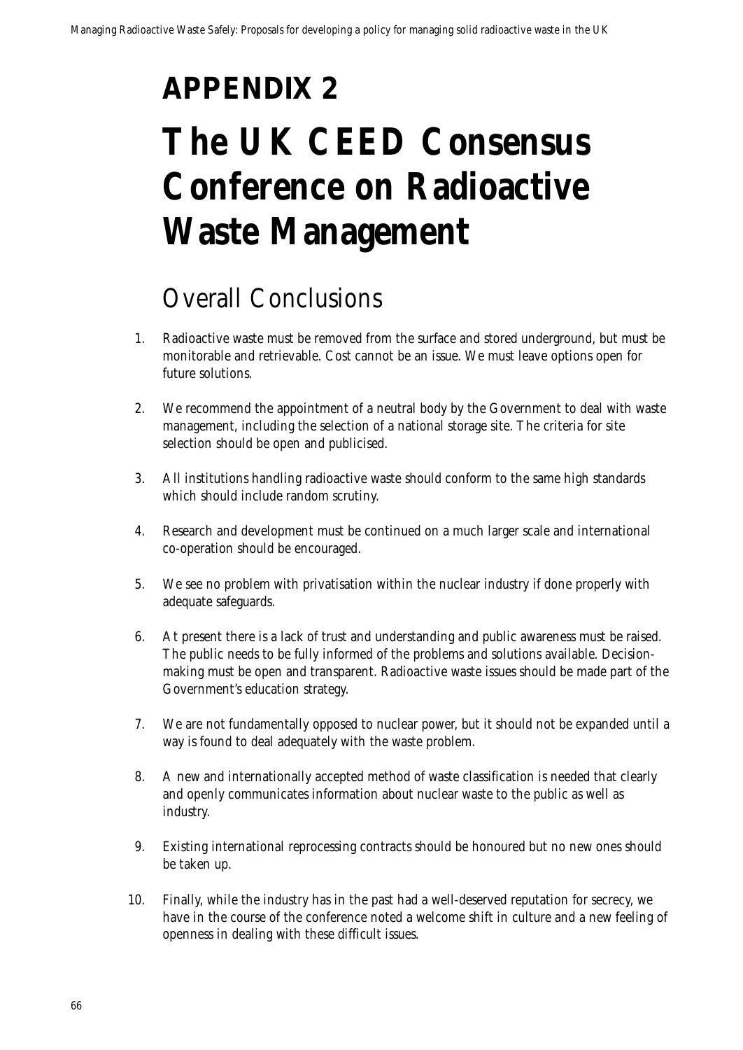# APPENDIX 2

# The UK CEED Consensus Conference on Radioactive Waste Management

## Overall Conclusions

1. Radioactive waste must be removed from the surface and stored underground, but must be monitorable and retrievable. Cost cannot be an issue. We must leave options open for future solutions.

2. We recommend the appointment of a neutral body by the Government to deal with waste management, including the selection of a national storage site. The criteria for site selection should be open and publicised.

3. All institutions handling radioactive waste should conform to the same high standards which should include random scrutiny.

4. Research and development must be continued on a much larger scale and international co-operation should be encouraged.

5. We see no problem with privatisation within the nuclear industry if done properly with adequate safeguards.

6. At present there is a lack of trust and understanding and public awareness must be raised. The public needs to be fully informed of the problems and solutions available. Decision-making must be open and transparent. Radioactive waste issues should be made part of the Government's education strategy.

7. We are not fundamentally opposed to nuclear power, but it should not be expanded until a way is found to deal adequately with the waste problem.

8. A new and internationally accepted method of waste classification is needed that clearly and openly communicates information about nuclear waste to the public as well as industry.

9. Existing international reprocessing contracts should be honoured but no new ones should be taken up.

10. Finally, while the industry has in the past had a well-deserved reputation for secrecy, we have in the course of the conference noted a welcome shift in culture and a new feeling of openness in dealing with these difficult issues.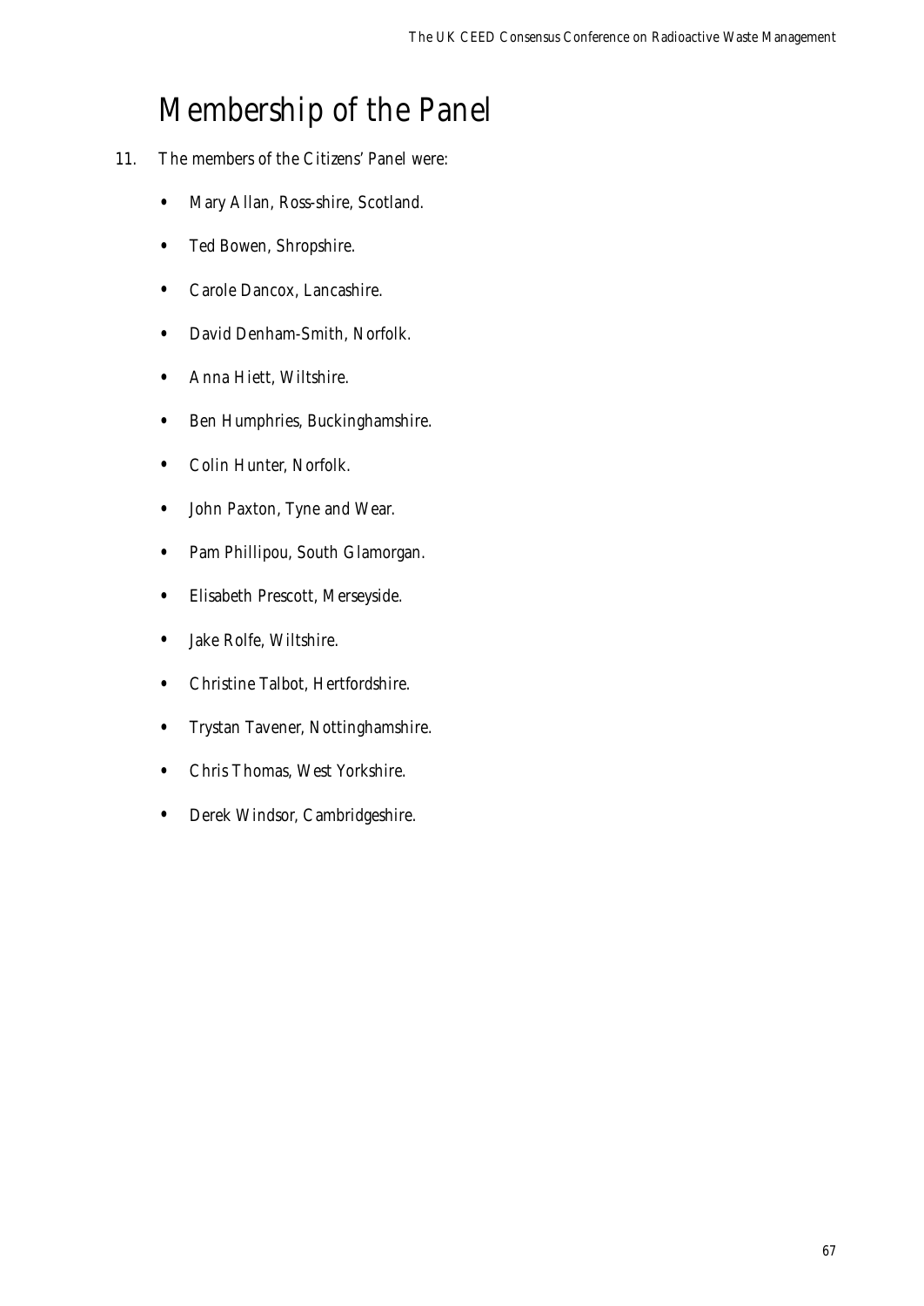# Membership of the Panel

11. The members of the Citizens' Panel were:

- Mary Allan, Ross-shire, Scotland.
- Ted Bowen, Shropshire.
- Carole Dancox, Lancashire.
- David Denham-Smith, Norfolk.
- Anna Hiett, Wiltshire.
- Ben Humphries, Buckinghamshire.
- Colin Hunter, Norfolk.
- John Paxton, Tyne and Wear.
- Pam Phillipou, South Glamorgan.
- Elisabeth Prescott, Merseyside.
- Jake Rolfe, Wiltshire.
- Christine Talbot, Hertfordshire.
- Trystan Tavener, Nottinghamshire.
- Chris Thomas, West Yorkshire.
- Derek Windsor, Cambridgeshire.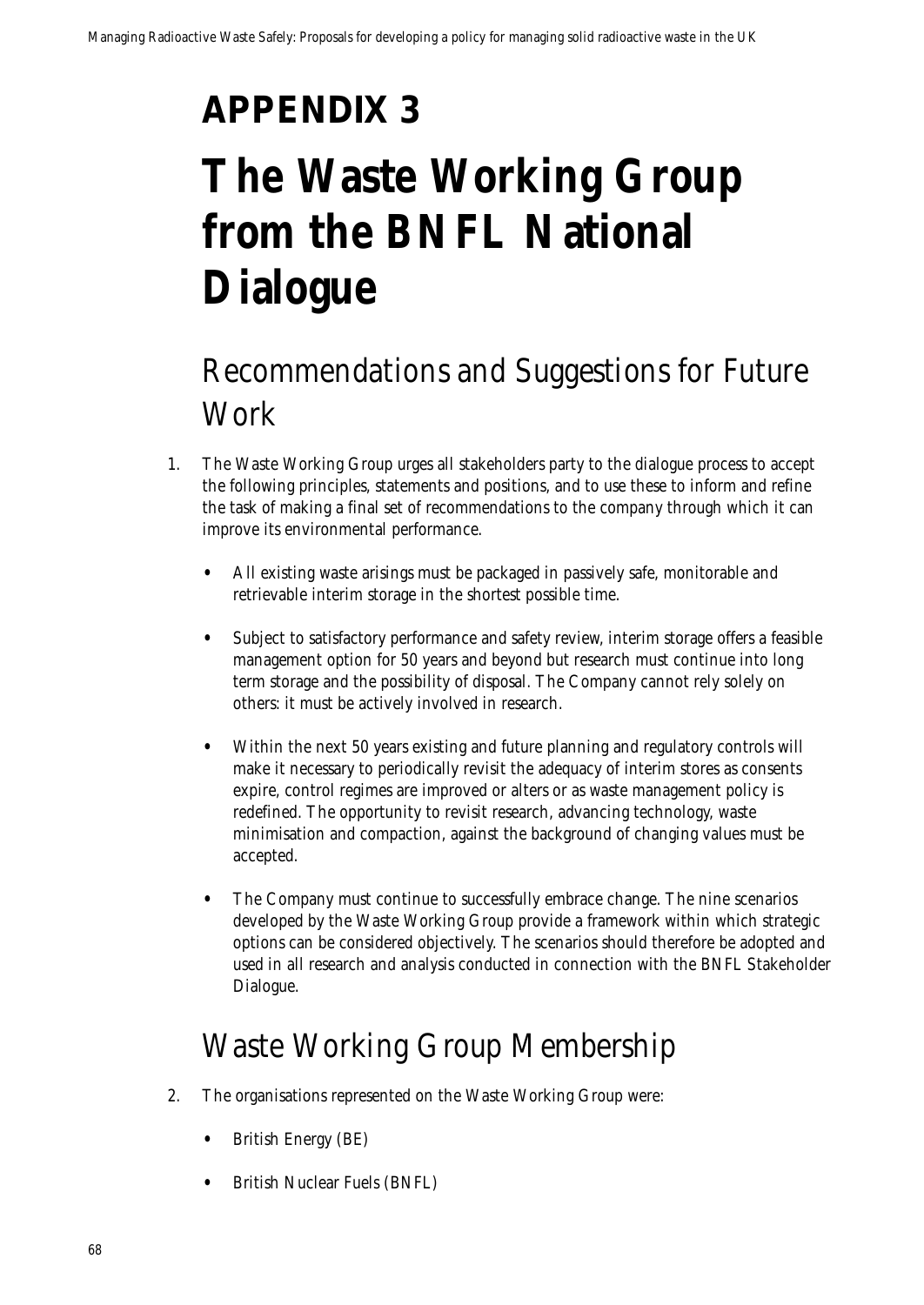# APPENDIX 3

# The Waste Working Group from the BNFL National Dialogue

## Recommendations and Suggestions for Future Work

1. The Waste Working Group urges all stakeholders party to the dialogue process to accept the following principles, statements and positions, and to use these to inform and refine the task of making a final set of recommendations to the company through which it can improve its environmental performance.

   - All existing waste arisings must be packaged in passively safe, monitorable and retrievable interim storage in the shortest possible time.

   - Subject to satisfactory performance and safety review, interim storage offers a feasible management option for 50 years and beyond but research must continue into long term storage and the possibility of disposal. The Company cannot rely solely on others: it must be actively involved in research.

   - Within the next 50 years existing and future planning and regulatory controls will make it necessary to periodically revisit the adequacy of interim stores as consents expire, control regimes are improved or alters or as waste management policy is redefined. The opportunity to revisit research, advancing technology, waste minimisation and compaction, against the background of changing values must be accepted.

   - The Company must continue to successfully embrace change. The nine scenarios developed by the Waste Working Group provide a framework within which strategic options can be considered objectively. The scenarios should therefore be adopted and used in all research and analysis conducted in connection with the BNFL Stakeholder Dialogue.

## Waste Working Group Membership

2. The organisations represented on the Waste Working Group were:

   - British Energy (BE)

   - British Nuclear Fuels (BNFL)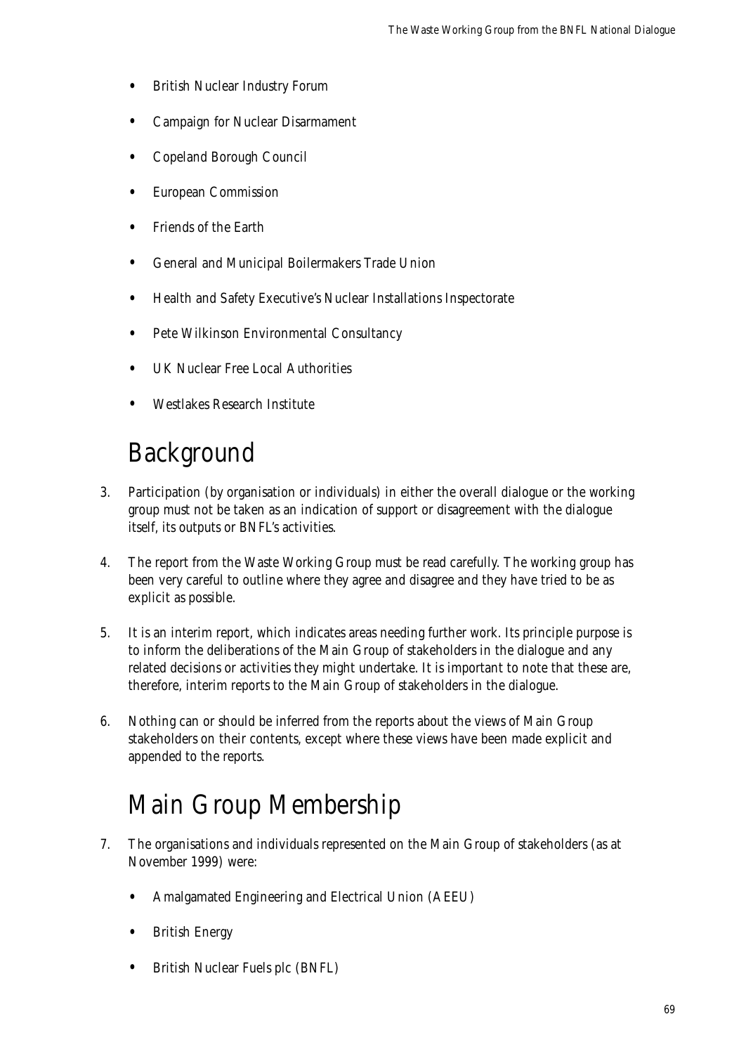- British Nuclear Industry Forum
- Campaign for Nuclear Disarmament
- Copeland Borough Council
- European Commission
- Friends of the Earth
- General and Municipal Boilermakers Trade Union
- Health and Safety Executive's Nuclear Installations Inspectorate
- Pete Wilkinson Environmental Consultancy
- UK Nuclear Free Local Authorities
- Westlakes Research Institute

# Background

3. Participation (by organisation or individuals) in either the overall dialogue or the working group must not be taken as an indication of support or disagreement with the dialogue itself, its outputs or BNFL's activities.

4. The report from the Waste Working Group must be read carefully. The working group has been very careful to outline where they agree and disagree and they have tried to be as explicit as possible.

5. It is an interim report, which indicates areas needing further work. Its principle purpose is to inform the deliberations of the Main Group of stakeholders in the dialogue and any related decisions or activities they might undertake. It is important to note that these are, therefore, interim reports to the Main Group of stakeholders in the dialogue.

6. Nothing can or should be inferred from the reports about the views of Main Group stakeholders on their contents, except where these views have been made explicit and appended to the reports.

# Main Group Membership

7. The organisations and individuals represented on the Main Group of stakeholders (as at November 1999) were:

   - Amalgamated Engineering and Electrical Union (AEEU)
   - British Energy
   - British Nuclear Fuels plc (BNFL)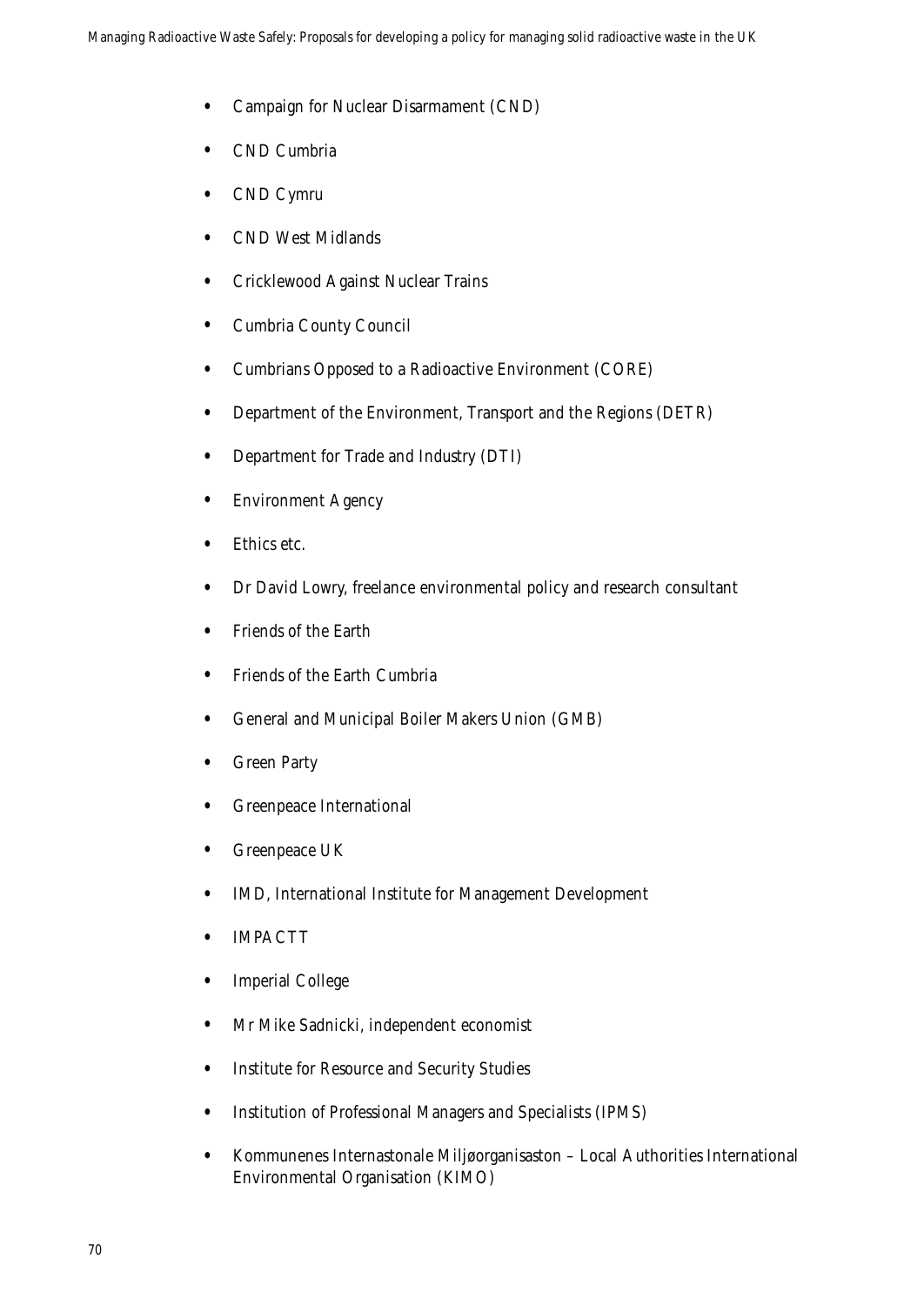- Campaign for Nuclear Disarmament (CND)
- CND Cumbria
- CND Cymru
- CND West Midlands
- Cricklewood Against Nuclear Trains
- Cumbria County Council
- Cumbrians Opposed to a Radioactive Environment (CORE)
- Department of the Environment, Transport and the Regions (DETR)
- Department for Trade and Industry (DTI)
- Environment Agency
- Ethics etc.
- Dr David Lowry, freelance environmental policy and research consultant
- Friends of the Earth
- Friends of the Earth Cumbria
- General and Municipal Boiler Makers Union (GMB)
- Green Party
- Greenpeace International
- Greenpeace UK
- IMD, International Institute for Management Development
- IMPACTT
- Imperial College
- Mr Mike Sadnicki, independent economist
- Institute for Resource and Security Studies
- Institution of Professional Managers and Specialists (IPMS)
- Kommunenes Internastonale Miljøorganisaston – Local Authorities International Environmental Organisation (KIMO)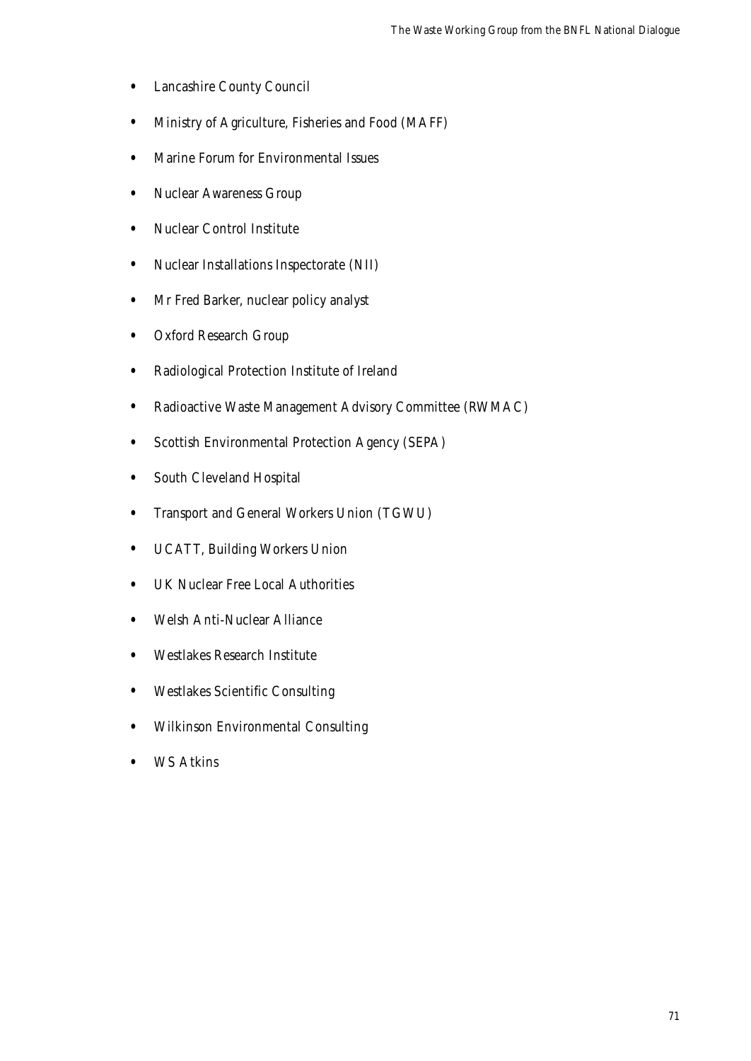- Lancashire County Council
- Ministry of Agriculture, Fisheries and Food (MAFF)
- Marine Forum for Environmental Issues
- Nuclear Awareness Group
- Nuclear Control Institute
- Nuclear Installations Inspectorate (NII)
- Mr Fred Barker, nuclear policy analyst
- Oxford Research Group
- Radiological Protection Institute of Ireland
- Radioactive Waste Management Advisory Committee (RWMAC)
- Scottish Environmental Protection Agency (SEPA)
- South Cleveland Hospital
- Transport and General Workers Union (TGWU)
- UCATT, Building Workers Union
- UK Nuclear Free Local Authorities
- Welsh Anti-Nuclear Alliance
- Westlakes Research Institute
- Westlakes Scientific Consulting
- Wilkinson Environmental Consulting
- WS Atkins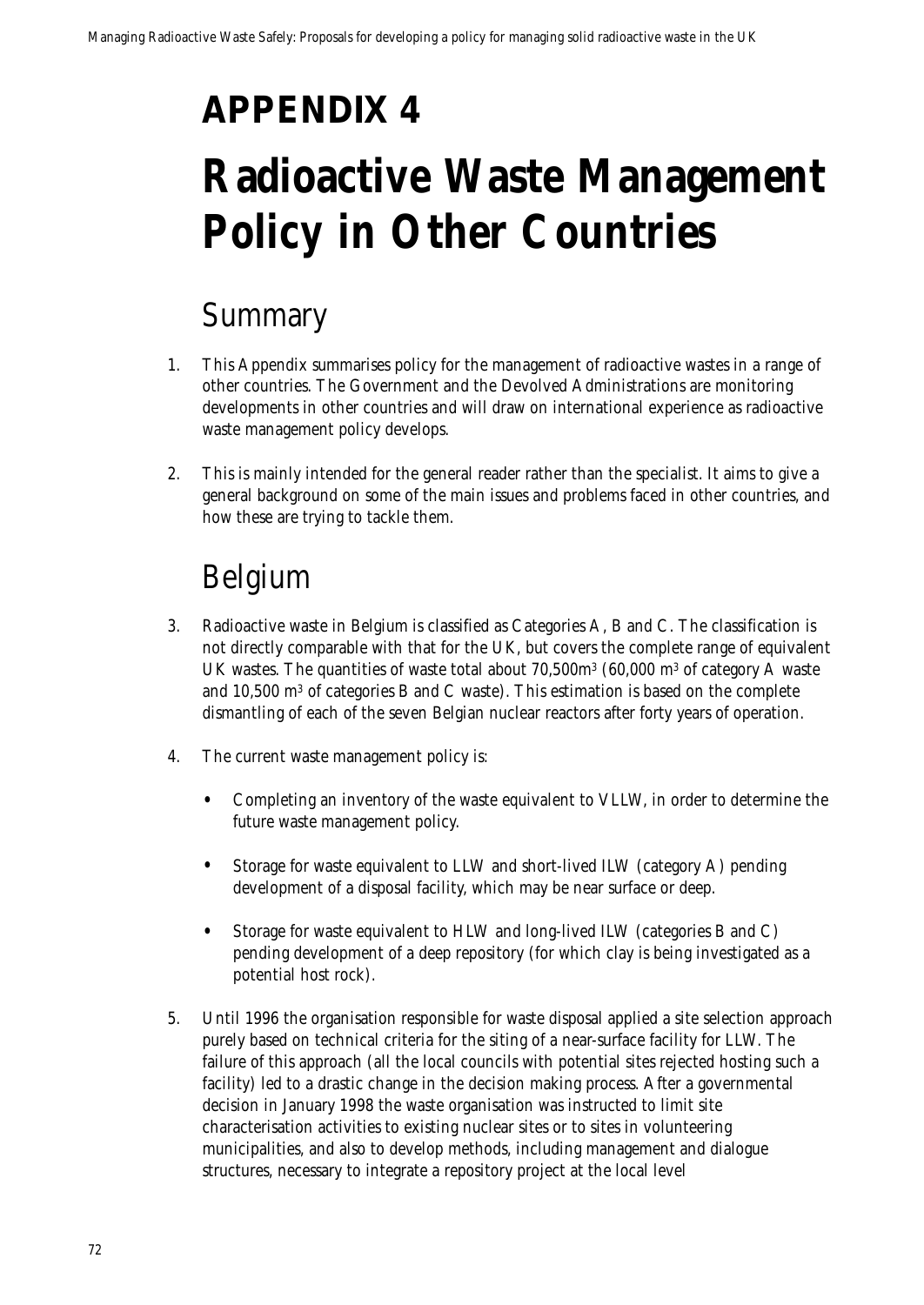# APPENDIX 4

# Radioactive Waste Management Policy in Other Countries

## Summary

1. This Appendix summarises policy for the management of radioactive wastes in a range of other countries. The Government and the Devolved Administrations are monitoring developments in other countries and will draw on international experience as radioactive waste management policy develops.

2. This is mainly intended for the general reader rather than the specialist. It aims to give a general background on some of the main issues and problems faced in other countries, and how these are trying to tackle them.

## Belgium

3. Radioactive waste in Belgium is classified as Categories A, B and C. The classification is not directly comparable with that for the UK, but covers the complete range of equivalent UK wastes. The quantities of waste total about 70,500m$^3$ (60,000 m$^3$ of category A waste and 10,500 m$^3$ of categories B and C waste). This estimation is based on the complete dismantling of each of the seven Belgian nuclear reactors after forty years of operation.

4. The current waste management policy is:

   - Completing an inventory of the waste equivalent to VLLW, in order to determine the future waste management policy.
   - Storage for waste equivalent to LLW and short-lived ILW (category A) pending development of a disposal facility, which may be near surface or deep.
   - Storage for waste equivalent to HLW and long-lived ILW (categories B and C) pending development of a deep repository (for which clay is being investigated as a potential host rock).

5. Until 1996 the organisation responsible for waste disposal applied a site selection approach purely based on technical criteria for the siting of a near-surface facility for LLW. The failure of this approach (all the local councils with potential sites rejected hosting such a facility) led to a drastic change in the decision making process. After a governmental decision in January 1998 the waste organisation was instructed to limit site characterisation activities to existing nuclear sites or to sites in volunteering municipalities, and also to develop methods, including management and dialogue structures, necessary to integrate a repository project at the local level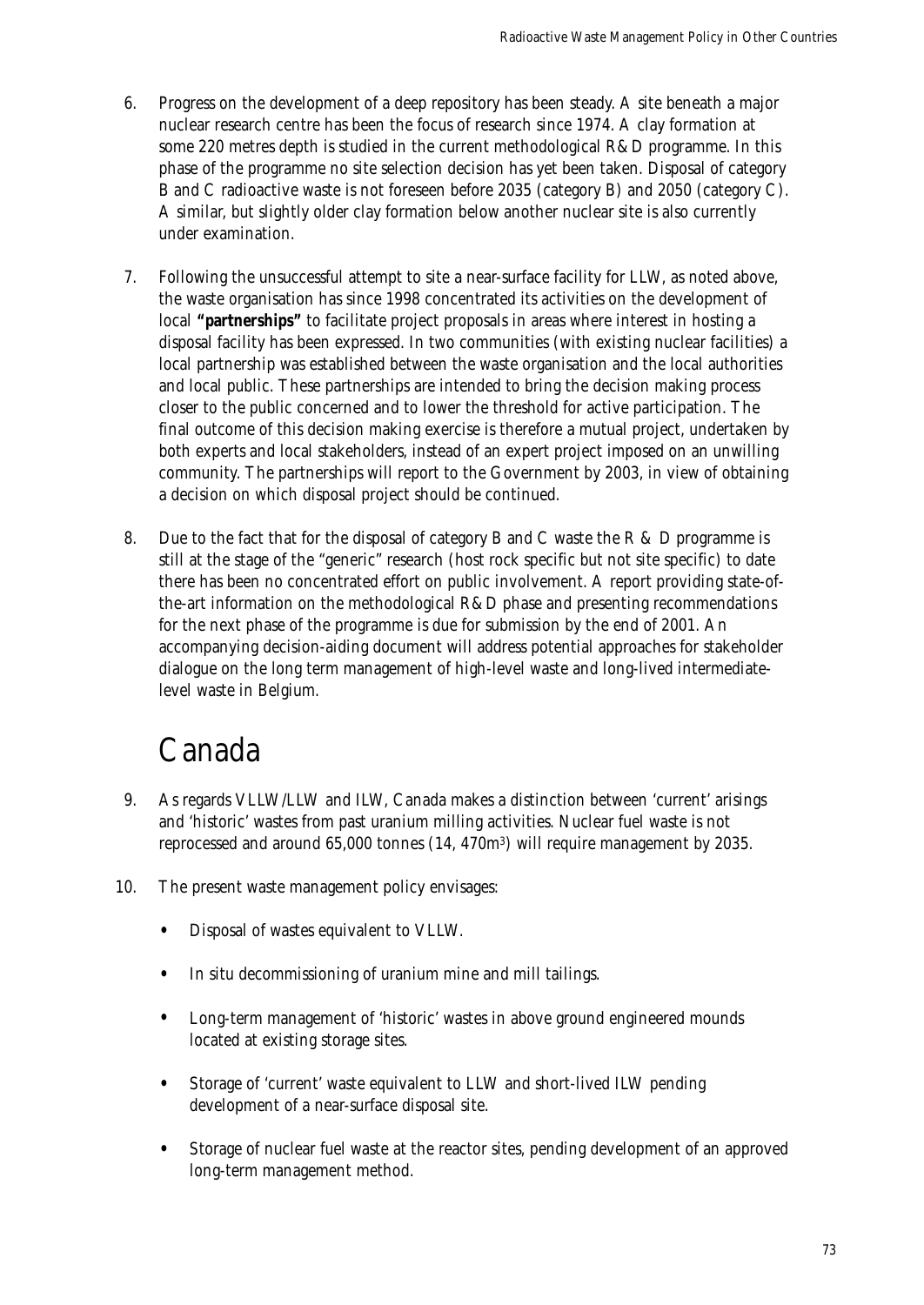6. Progress on the development of a deep repository has been steady. A site beneath a major nuclear research centre has been the focus of research since 1974. A clay formation at some 220 metres depth is studied in the current methodological R&D programme. In this phase of the programme no site selection decision has yet been taken. Disposal of category B and C radioactive waste is not foreseen before 2035 (category B) and 2050 (category C). A similar, but slightly older clay formation below another nuclear site is also currently under examination.

7. Following the unsuccessful attempt to site a near-surface facility for LLW, as noted above, the waste organisation has since 1998 concentrated its activities on the development of local **"partnerships"** to facilitate project proposals in areas where interest in hosting a disposal facility has been expressed. In two communities (with existing nuclear facilities) a local partnership was established between the waste organisation and the local authorities and local public. These partnerships are intended to bring the decision making process closer to the public concerned and to lower the threshold for active participation. The final outcome of this decision making exercise is therefore a mutual project, undertaken by both experts and local stakeholders, instead of an expert project imposed on an unwilling community. The partnerships will report to the Government by 2003, in view of obtaining a decision on which disposal project should be continued.

8. Due to the fact that for the disposal of category B and C waste the R & D programme is still at the stage of the "generic" research (host rock specific but not site specific) to date there has been no concentrated effort on public involvement. A report providing state-of-the-art information on the methodological R&D phase and presenting recommendations for the next phase of the programme is due for submission by the end of 2001. An accompanying decision-aiding document will address potential approaches for stakeholder dialogue on the long term management of high-level waste and long-lived intermediate-level waste in Belgium.

# Canada

9. As regards VLLW/LLW and ILW, Canada makes a distinction between 'current' arisings and 'historic' wastes from past uranium milling activities. Nuclear fuel waste is not reprocessed and around 65,000 tonnes (14, 470m$^3$) will require management by 2035.

10. The present waste management policy envisages:

- Disposal of wastes equivalent to VLLW.
- In situ decommissioning of uranium mine and mill tailings.
- Long-term management of 'historic' wastes in above ground engineered mounds located at existing storage sites.
- Storage of 'current' waste equivalent to LLW and short-lived ILW pending development of a near-surface disposal site.
- Storage of nuclear fuel waste at the reactor sites, pending development of an approved long-term management method.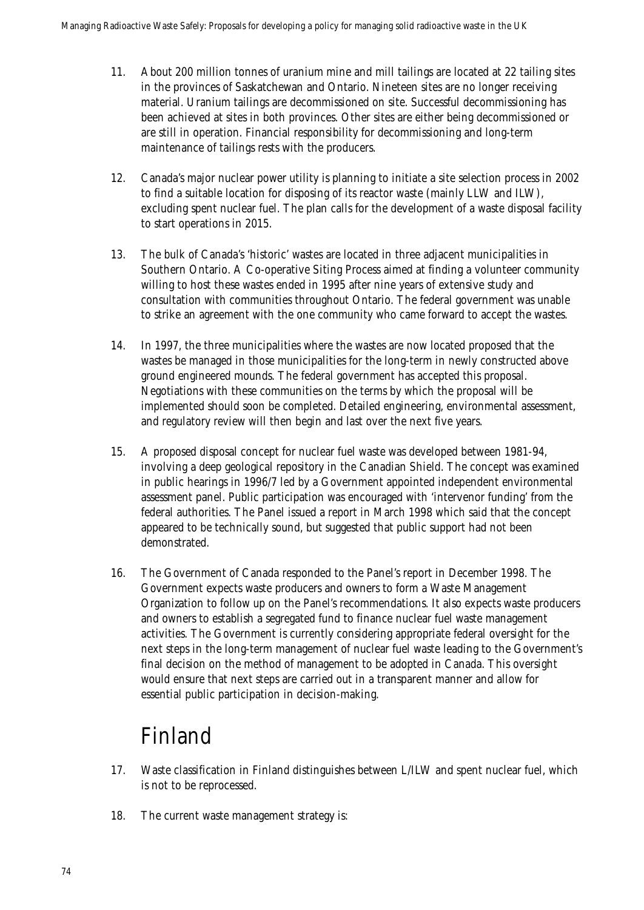11. About 200 million tonnes of uranium mine and mill tailings are located at 22 tailing sites in the provinces of Saskatchewan and Ontario. Nineteen sites are no longer receiving material. Uranium tailings are decommissioned on site. Successful decommissioning has been achieved at sites in both provinces. Other sites are either being decommissioned or are still in operation. Financial responsibility for decommissioning and long-term maintenance of tailings rests with the producers.

12. Canada's major nuclear power utility is planning to initiate a site selection process in 2002 to find a suitable location for disposing of its reactor waste (mainly LLW and ILW), excluding spent nuclear fuel. The plan calls for the development of a waste disposal facility to start operations in 2015.

13. The bulk of Canada's 'historic' wastes are located in three adjacent municipalities in Southern Ontario. A Co-operative Siting Process aimed at finding a volunteer community willing to host these wastes ended in 1995 after nine years of extensive study and consultation with communities throughout Ontario. The federal government was unable to strike an agreement with the one community who came forward to accept the wastes.

14. In 1997, the three municipalities where the wastes are now located proposed that the wastes be managed in those municipalities for the long-term in newly constructed above ground engineered mounds. The federal government has accepted this proposal. Negotiations with these communities on the terms by which the proposal will be implemented should soon be completed. Detailed engineering, environmental assessment, and regulatory review will then begin and last over the next five years.

15. A proposed disposal concept for nuclear fuel waste was developed between 1981-94, involving a deep geological repository in the Canadian Shield. The concept was examined in public hearings in 1996/7 led by a Government appointed independent environmental assessment panel. Public participation was encouraged with 'intervenor funding' from the federal authorities. The Panel issued a report in March 1998 which said that the concept appeared to be technically sound, but suggested that public support had not been demonstrated.

16. The Government of Canada responded to the Panel's report in December 1998. The Government expects waste producers and owners to form a Waste Management Organization to follow up on the Panel's recommendations. It also expects waste producers and owners to establish a segregated fund to finance nuclear fuel waste management activities. The Government is currently considering appropriate federal oversight for the next steps in the long-term management of nuclear fuel waste leading to the Government's final decision on the method of management to be adopted in Canada. This oversight would ensure that next steps are carried out in a transparent manner and allow for essential public participation in decision-making.

# Finland

17. Waste classification in Finland distinguishes between L/ILW and spent nuclear fuel, which is not to be reprocessed.

18. The current waste management strategy is: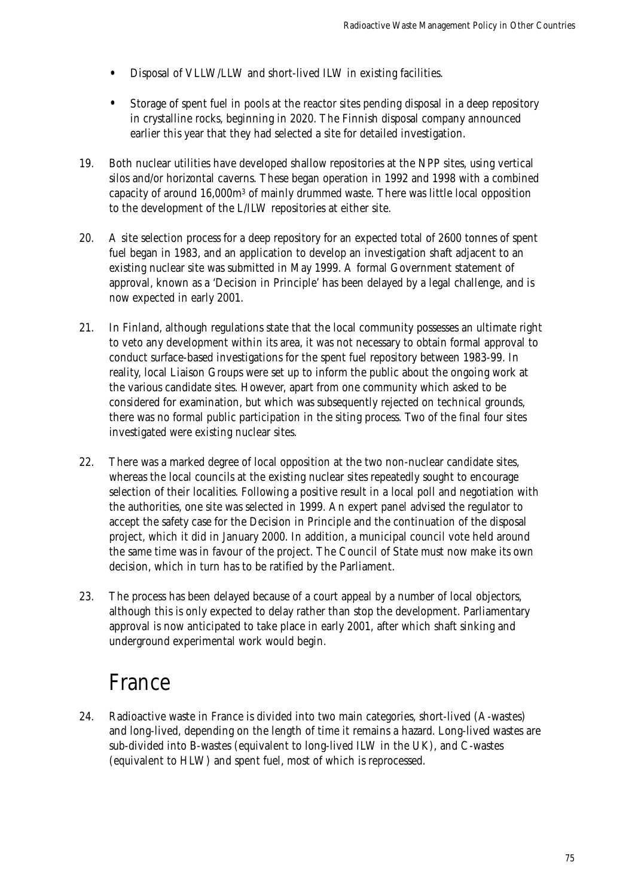- Disposal of VLLW/LLW and short-lived ILW in existing facilities.

- Storage of spent fuel in pools at the reactor sites pending disposal in a deep repository in crystalline rocks, beginning in 2020. The Finnish disposal company announced earlier this year that they had selected a site for detailed investigation.

19. Both nuclear utilities have developed shallow repositories at the NPP sites, using vertical silos and/or horizontal caverns. These began operation in 1992 and 1998 with a combined capacity of around 16,000m$^3$ of mainly drummed waste. There was little local opposition to the development of the L/ILW repositories at either site.

20. A site selection process for a deep repository for an expected total of 2600 tonnes of spent fuel began in 1983, and an application to develop an investigation shaft adjacent to an existing nuclear site was submitted in May 1999. A formal Government statement of approval, known as a 'Decision in Principle' has been delayed by a legal challenge, and is now expected in early 2001.

21. In Finland, although regulations state that the local community possesses an ultimate right to veto any development within its area, it was not necessary to obtain formal approval to conduct surface-based investigations for the spent fuel repository between 1983-99. In reality, local Liaison Groups were set up to inform the public about the ongoing work at the various candidate sites. However, apart from one community which asked to be considered for examination, but which was subsequently rejected on technical grounds, there was no formal public participation in the siting process. Two of the final four sites investigated were existing nuclear sites.

22. There was a marked degree of local opposition at the two non-nuclear candidate sites, whereas the local councils at the existing nuclear sites repeatedly sought to encourage selection of their localities. Following a positive result in a local poll and negotiation with the authorities, one site was selected in 1999. An expert panel advised the regulator to accept the safety case for the Decision in Principle and the continuation of the disposal project, which it did in January 2000. In addition, a municipal council vote held around the same time was in favour of the project. The Council of State must now make its own decision, which in turn has to be ratified by the Parliament.

23. The process has been delayed because of a court appeal by a number of local objectors, although this is only expected to delay rather than stop the development. Parliamentary approval is now anticipated to take place in early 2001, after which shaft sinking and underground experimental work would begin.

# France

24. Radioactive waste in France is divided into two main categories, short-lived (A-wastes) and long-lived, depending on the length of time it remains a hazard. Long-lived wastes are sub-divided into B-wastes (equivalent to long-lived ILW in the UK), and C-wastes (equivalent to HLW) and spent fuel, most of which is reprocessed.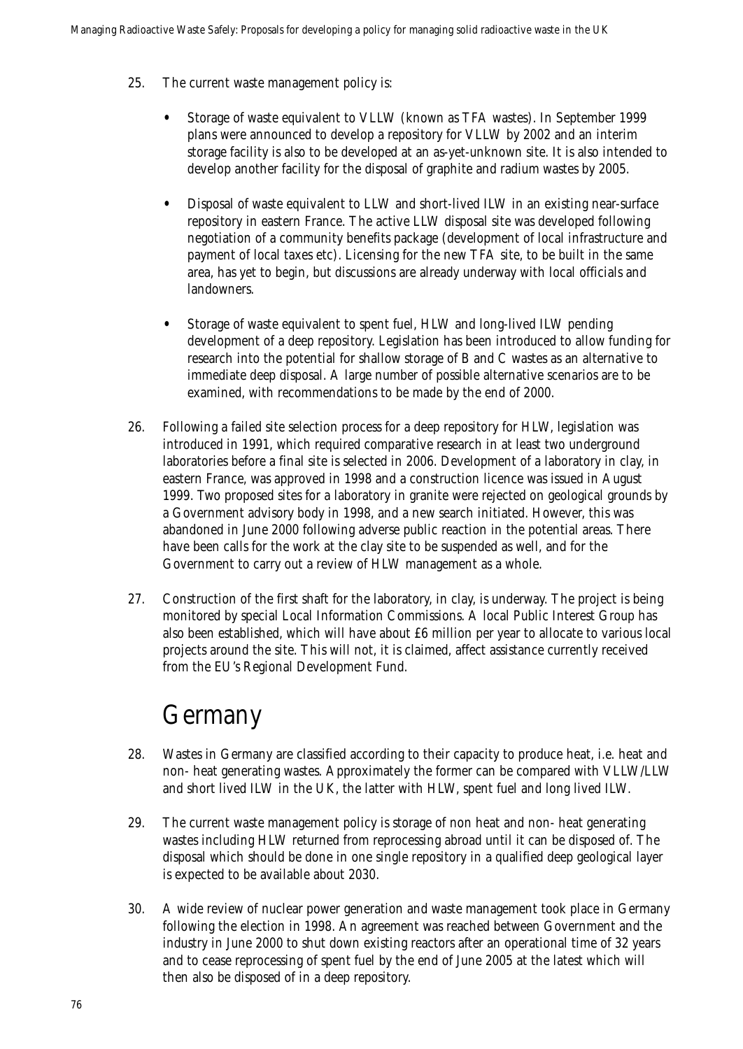25. The current waste management policy is:

    - Storage of waste equivalent to VLLW (known as TFA wastes). In September 1999 plans were announced to develop a repository for VLLW by 2002 and an interim storage facility is also to be developed at an as-yet-unknown site. It is also intended to develop another facility for the disposal of graphite and radium wastes by 2005.

    - Disposal of waste equivalent to LLW and short-lived ILW in an existing near-surface repository in eastern France. The active LLW disposal site was developed following negotiation of a community benefits package (development of local infrastructure and payment of local taxes etc). Licensing for the new TFA site, to be built in the same area, has yet to begin, but discussions are already underway with local officials and landowners.

    - Storage of waste equivalent to spent fuel, HLW and long-lived ILW pending development of a deep repository. Legislation has been introduced to allow funding for research into the potential for shallow storage of B and C wastes as an alternative to immediate deep disposal. A large number of possible alternative scenarios are to be examined, with recommendations to be made by the end of 2000.

26. Following a failed site selection process for a deep repository for HLW, legislation was introduced in 1991, which required comparative research in at least two underground laboratories before a final site is selected in 2006. Development of a laboratory in clay, in eastern France, was approved in 1998 and a construction licence was issued in August 1999. Two proposed sites for a laboratory in granite were rejected on geological grounds by a Government advisory body in 1998, and a new search initiated. However, this was abandoned in June 2000 following adverse public reaction in the potential areas. There have been calls for the work at the clay site to be suspended as well, and for the Government to carry out a review of HLW management as a whole.

27. Construction of the first shaft for the laboratory, in clay, is underway. The project is being monitored by special Local Information Commissions. A local Public Interest Group has also been established, which will have about £6 million per year to allocate to various local projects around the site. This will not, it is claimed, affect assistance currently received from the EU's Regional Development Fund.

# Germany

28. Wastes in Germany are classified according to their capacity to produce heat, i.e. heat and non- heat generating wastes. Approximately the former can be compared with VLLW/LLW and short lived ILW in the UK, the latter with HLW, spent fuel and long lived ILW.

29. The current waste management policy is storage of non heat and non- heat generating wastes including HLW returned from reprocessing abroad until it can be disposed of. The disposal which should be done in one single repository in a qualified deep geological layer is expected to be available about 2030.

30. A wide review of nuclear power generation and waste management took place in Germany following the election in 1998. An agreement was reached between Government and the industry in June 2000 to shut down existing reactors after an operational time of 32 years and to cease reprocessing of spent fuel by the end of June 2005 at the latest which will then also be disposed of in a deep repository.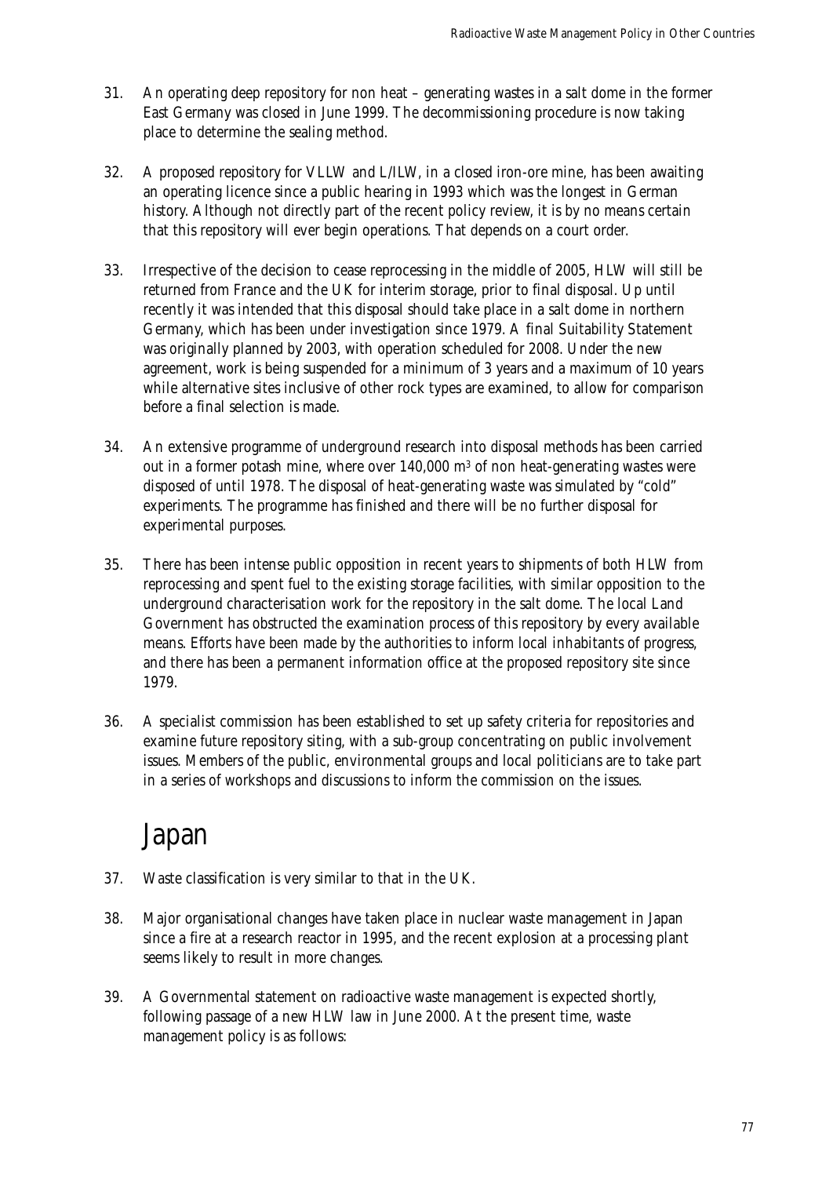31. An operating deep repository for non heat – generating wastes in a salt dome in the former East Germany was closed in June 1999. The decommissioning procedure is now taking place to determine the sealing method.

32. A proposed repository for VLLW and L/ILW, in a closed iron-ore mine, has been awaiting an operating licence since a public hearing in 1993 which was the longest in German history. Although not directly part of the recent policy review, it is by no means certain that this repository will ever begin operations. That depends on a court order.

33. Irrespective of the decision to cease reprocessing in the middle of 2005, HLW will still be returned from France and the UK for interim storage, prior to final disposal. Up until recently it was intended that this disposal should take place in a salt dome in northern Germany, which has been under investigation since 1979. A final Suitability Statement was originally planned by 2003, with operation scheduled for 2008. Under the new agreement, work is being suspended for a minimum of 3 years and a maximum of 10 years while alternative sites inclusive of other rock types are examined, to allow for comparison before a final selection is made.

34. An extensive programme of underground research into disposal methods has been carried out in a former potash mine, where over 140,000 $m^3$ of non heat-generating wastes were disposed of until 1978. The disposal of heat-generating waste was simulated by "cold" experiments. The programme has finished and there will be no further disposal for experimental purposes.

35. There has been intense public opposition in recent years to shipments of both HLW from reprocessing and spent fuel to the existing storage facilities, with similar opposition to the underground characterisation work for the repository in the salt dome. The local Land Government has obstructed the examination process of this repository by every available means. Efforts have been made by the authorities to inform local inhabitants of progress, and there has been a permanent information office at the proposed repository site since 1979.

36. A specialist commission has been established to set up safety criteria for repositories and examine future repository siting, with a sub-group concentrating on public involvement issues. Members of the public, environmental groups and local politicians are to take part in a series of workshops and discussions to inform the commission on the issues.

## Japan

37. Waste classification is very similar to that in the UK.

38. Major organisational changes have taken place in nuclear waste management in Japan since a fire at a research reactor in 1995, and the recent explosion at a processing plant seems likely to result in more changes.

39. A Governmental statement on radioactive waste management is expected shortly, following passage of a new HLW law in June 2000. At the present time, waste management policy is as follows: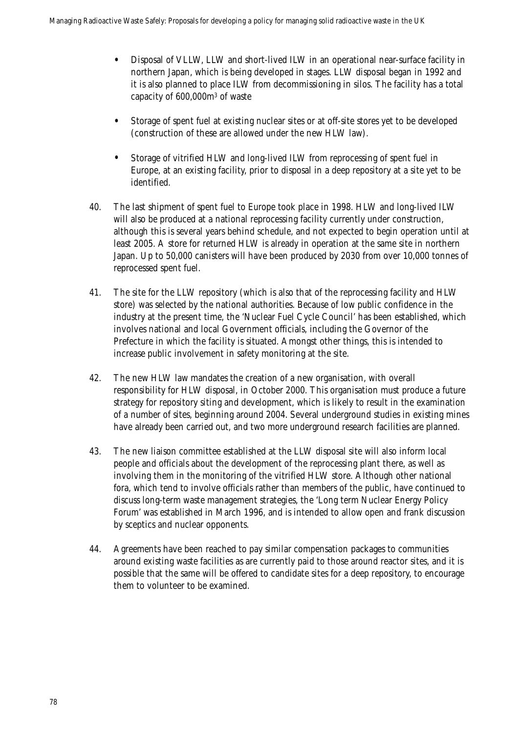- Disposal of VLLW, LLW and short-lived ILW in an operational near-surface facility in northern Japan, which is being developed in stages. LLW disposal began in 1992 and it is also planned to place ILW from decommissioning in silos. The facility has a total capacity of 600,000m$^3$ of waste

- Storage of spent fuel at existing nuclear sites or at off-site stores yet to be developed (construction of these are allowed under the new HLW law).

- Storage of vitrified HLW and long-lived ILW from reprocessing of spent fuel in Europe, at an existing facility, prior to disposal in a deep repository at a site yet to be identified.

40. The last shipment of spent fuel to Europe took place in 1998. HLW and long-lived ILW will also be produced at a national reprocessing facility currently under construction, although this is several years behind schedule, and not expected to begin operation until at least 2005. A store for returned HLW is already in operation at the same site in northern Japan. Up to 50,000 canisters will have been produced by 2030 from over 10,000 tonnes of reprocessed spent fuel.

41. The site for the LLW repository (which is also that of the reprocessing facility and HLW store) was selected by the national authorities. Because of low public confidence in the industry at the present time, the 'Nuclear Fuel Cycle Council' has been established, which involves national and local Government officials, including the Governor of the Prefecture in which the facility is situated. Amongst other things, this is intended to increase public involvement in safety monitoring at the site.

42. The new HLW law mandates the creation of a new organisation, with overall responsibility for HLW disposal, in October 2000. This organisation must produce a future strategy for repository siting and development, which is likely to result in the examination of a number of sites, beginning around 2004. Several underground studies in existing mines have already been carried out, and two more underground research facilities are planned.

43. The new liaison committee established at the LLW disposal site will also inform local people and officials about the development of the reprocessing plant there, as well as involving them in the monitoring of the vitrified HLW store. Although other national fora, which tend to involve officials rather than members of the public, have continued to discuss long-term waste management strategies, the 'Long term Nuclear Energy Policy Forum' was established in March 1996, and is intended to allow open and frank discussion by sceptics and nuclear opponents.

44. Agreements have been reached to pay similar compensation packages to communities around existing waste facilities as are currently paid to those around reactor sites, and it is possible that the same will be offered to candidate sites for a deep repository, to encourage them to volunteer to be examined.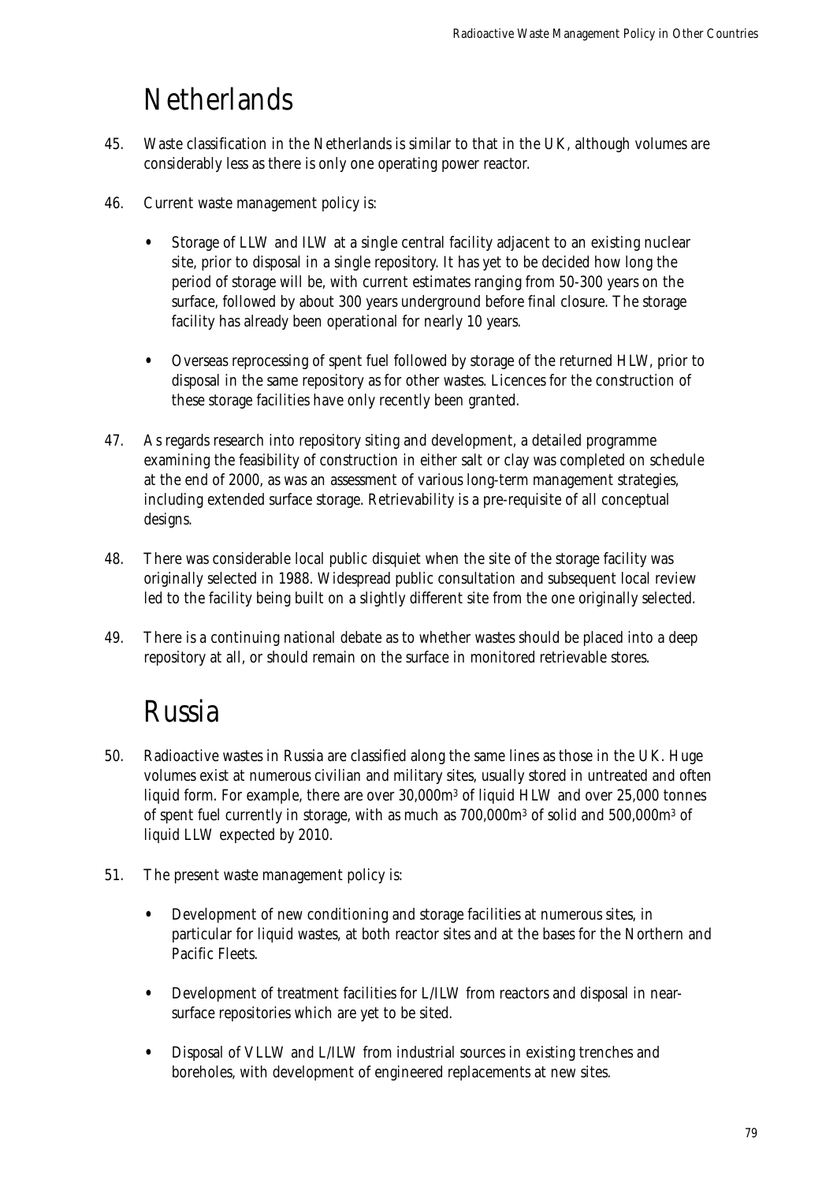# Netherlands

45. Waste classification in the Netherlands is similar to that in the UK, although volumes are considerably less as there is only one operating power reactor.

46. Current waste management policy is:

- Storage of LLW and ILW at a single central facility adjacent to an existing nuclear site, prior to disposal in a single repository. It has yet to be decided how long the period of storage will be, with current estimates ranging from 50-300 years on the surface, followed by about 300 years underground before final closure. The storage facility has already been operational for nearly 10 years.

- Overseas reprocessing of spent fuel followed by storage of the returned HLW, prior to disposal in the same repository as for other wastes. Licences for the construction of these storage facilities have only recently been granted.

47. As regards research into repository siting and development, a detailed programme examining the feasibility of construction in either salt or clay was completed on schedule at the end of 2000, as was an assessment of various long-term management strategies, including extended surface storage. Retrievability is a pre-requisite of all conceptual designs.

48. There was considerable local public disquiet when the site of the storage facility was originally selected in 1988. Widespread public consultation and subsequent local review led to the facility being built on a slightly different site from the one originally selected.

49. There is a continuing national debate as to whether wastes should be placed into a deep repository at all, or should remain on the surface in monitored retrievable stores.

# Russia

50. Radioactive wastes in Russia are classified along the same lines as those in the UK. Huge volumes exist at numerous civilian and military sites, usually stored in untreated and often liquid form. For example, there are over 30,000m$^3$ of liquid HLW and over 25,000 tonnes of spent fuel currently in storage, with as much as 700,000m$^3$ of solid and 500,000m$^3$ of liquid LLW expected by 2010.

51. The present waste management policy is:

- Development of new conditioning and storage facilities at numerous sites, in particular for liquid wastes, at both reactor sites and at the bases for the Northern and Pacific Fleets.

- Development of treatment facilities for L/ILW from reactors and disposal in near-surface repositories which are yet to be sited.

- Disposal of VLLW and L/ILW from industrial sources in existing trenches and boreholes, with development of engineered replacements at new sites.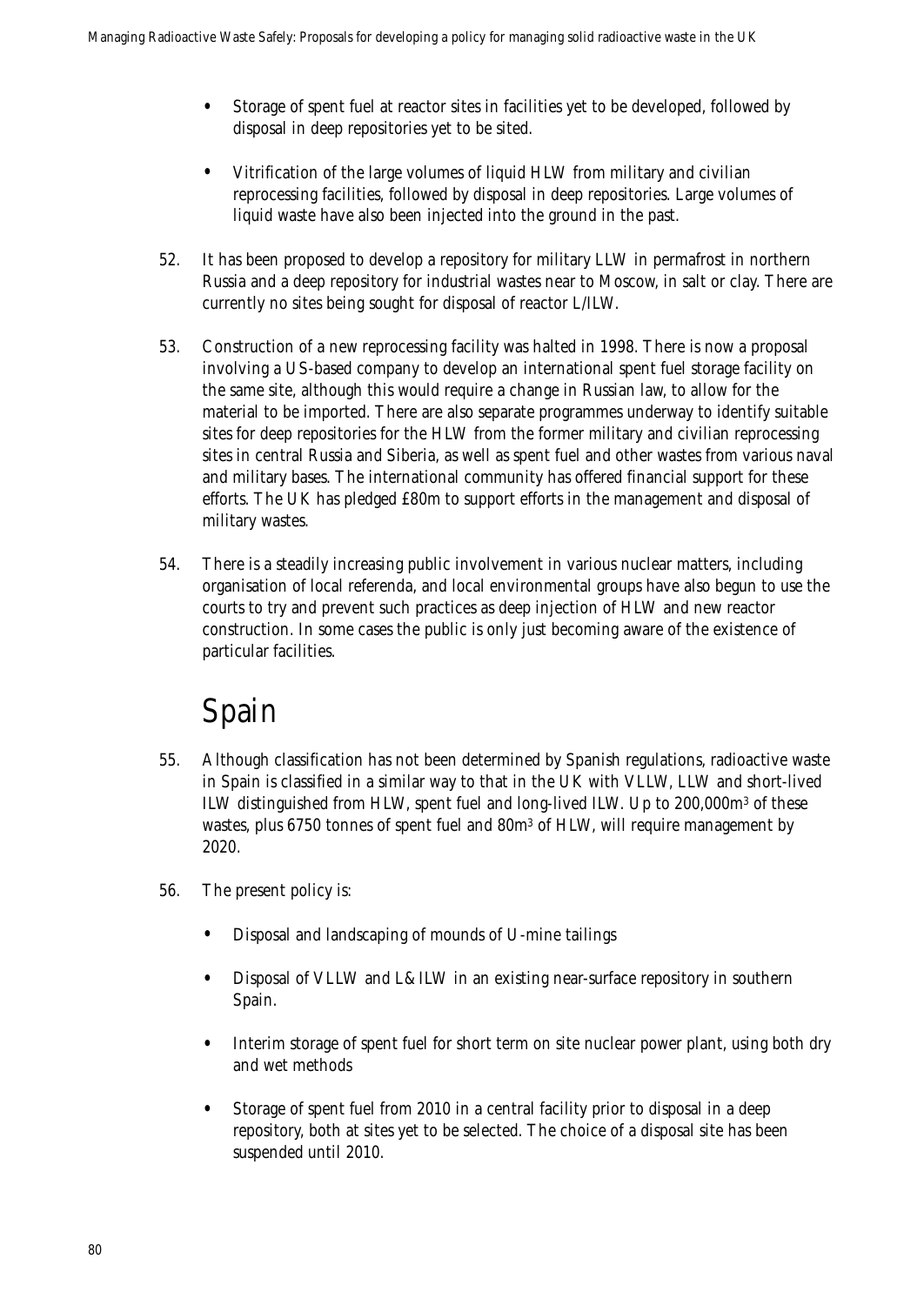- Storage of spent fuel at reactor sites in facilities yet to be developed, followed by disposal in deep repositories yet to be sited.

- Vitrification of the large volumes of liquid HLW from military and civilian reprocessing facilities, followed by disposal in deep repositories. Large volumes of liquid waste have also been injected into the ground in the past.

52. It has been proposed to develop a repository for military LLW in permafrost in northern Russia and a deep repository for industrial wastes near to Moscow, in salt or clay. There are currently no sites being sought for disposal of reactor L/ILW.

53. Construction of a new reprocessing facility was halted in 1998. There is now a proposal involving a US-based company to develop an international spent fuel storage facility on the same site, although this would require a change in Russian law, to allow for the material to be imported. There are also separate programmes underway to identify suitable sites for deep repositories for the HLW from the former military and civilian reprocessing sites in central Russia and Siberia, as well as spent fuel and other wastes from various naval and military bases. The international community has offered financial support for these efforts. The UK has pledged £80m to support efforts in the management and disposal of military wastes.

54. There is a steadily increasing public involvement in various nuclear matters, including organisation of local referenda, and local environmental groups have also begun to use the courts to try and prevent such practices as deep injection of HLW and new reactor construction. In some cases the public is only just becoming aware of the existence of particular facilities.

# Spain

55. Although classification has not been determined by Spanish regulations, radioactive waste in Spain is classified in a similar way to that in the UK with VLLW, LLW and short-lived ILW distinguished from HLW, spent fuel and long-lived ILW. Up to 200,000m$^3$ of these wastes, plus 6750 tonnes of spent fuel and 80m$^3$ of HLW, will require management by 2020.

56. The present policy is:

- Disposal and landscaping of mounds of U-mine tailings

- Disposal of VLLW and L&ILW in an existing near-surface repository in southern Spain.

- Interim storage of spent fuel for short term on site nuclear power plant, using both dry and wet methods

- Storage of spent fuel from 2010 in a central facility prior to disposal in a deep repository, both at sites yet to be selected. The choice of a disposal site has been suspended until 2010.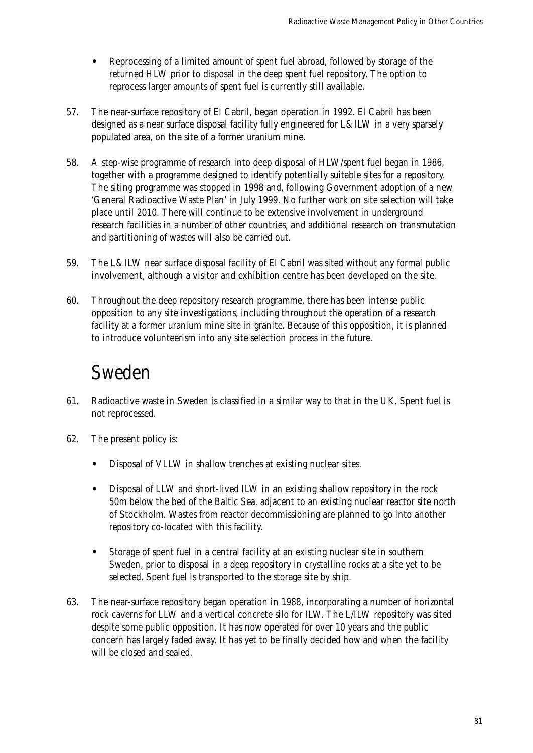- Reprocessing of a limited amount of spent fuel abroad, followed by storage of the returned HLW prior to disposal in the deep spent fuel repository. The option to reprocess larger amounts of spent fuel is currently still available.

57. The near-surface repository of El Cabril, began operation in 1992. El Cabril has been designed as a near surface disposal facility fully engineered for L&ILW in a very sparsely populated area, on the site of a former uranium mine.

58. A step-wise programme of research into deep disposal of HLW/spent fuel began in 1986, together with a programme designed to identify potentially suitable sites for a repository. The siting programme was stopped in 1998 and, following Government adoption of a new 'General Radioactive Waste Plan' in July 1999. No further work on site selection will take place until 2010. There will continue to be extensive involvement in underground research facilities in a number of other countries, and additional research on transmutation and partitioning of wastes will also be carried out.

59. The L&ILW near surface disposal facility of El Cabril was sited without any formal public involvement, although a visitor and exhibition centre has been developed on the site.

60. Throughout the deep repository research programme, there has been intense public opposition to any site investigations, including throughout the operation of a research facility at a former uranium mine site in granite. Because of this opposition, it is planned to introduce volunteerism into any site selection process in the future.

# Sweden

61. Radioactive waste in Sweden is classified in a similar way to that in the UK. Spent fuel is not reprocessed.

62. The present policy is:

    - Disposal of VLLW in shallow trenches at existing nuclear sites.
    - Disposal of LLW and short-lived ILW in an existing shallow repository in the rock 50m below the bed of the Baltic Sea, adjacent to an existing nuclear reactor site north of Stockholm. Wastes from reactor decommissioning are planned to go into another repository co-located with this facility.
    - Storage of spent fuel in a central facility at an existing nuclear site in southern Sweden, prior to disposal in a deep repository in crystalline rocks at a site yet to be selected. Spent fuel is transported to the storage site by ship.

63. The near-surface repository began operation in 1988, incorporating a number of horizontal rock caverns for LLW and a vertical concrete silo for ILW. The L/ILW repository was sited despite some public opposition. It has now operated for over 10 years and the public concern has largely faded away. It has yet to be finally decided how and when the facility will be closed and sealed.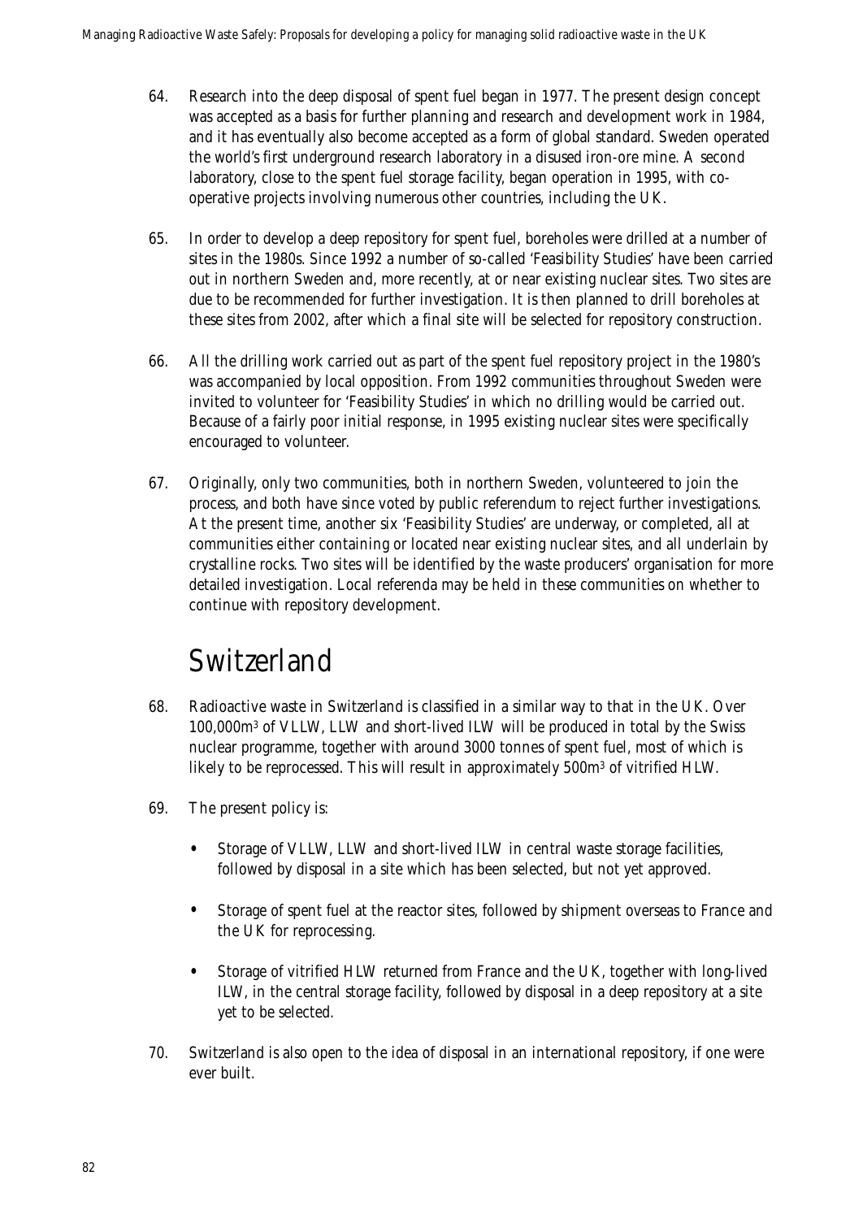64. Research into the deep disposal of spent fuel began in 1977. The present design concept was accepted as a basis for further planning and research and development work in 1984, and it has eventually also become accepted as a form of global standard. Sweden operated the world's first underground research laboratory in a disused iron-ore mine. A second laboratory, close to the spent fuel storage facility, began operation in 1995, with co-operative projects involving numerous other countries, including the UK.

65. In order to develop a deep repository for spent fuel, boreholes were drilled at a number of sites in the 1980s. Since 1992 a number of so-called 'Feasibility Studies' have been carried out in northern Sweden and, more recently, at or near existing nuclear sites. Two sites are due to be recommended for further investigation. It is then planned to drill boreholes at these sites from 2002, after which a final site will be selected for repository construction.

66. All the drilling work carried out as part of the spent fuel repository project in the 1980's was accompanied by local opposition. From 1992 communities throughout Sweden were invited to volunteer for 'Feasibility Studies' in which no drilling would be carried out. Because of a fairly poor initial response, in 1995 existing nuclear sites were specifically encouraged to volunteer.

67. Originally, only two communities, both in northern Sweden, volunteered to join the process, and both have since voted by public referendum to reject further investigations. At the present time, another six 'Feasibility Studies' are underway, or completed, all at communities either containing or located near existing nuclear sites, and all underlain by crystalline rocks. Two sites will be identified by the waste producers' organisation for more detailed investigation. Local referenda may be held in these communities on whether to continue with repository development.

## Switzerland

68. Radioactive waste in Switzerland is classified in a similar way to that in the UK. Over 100,000m$^3$ of VLLW, LLW and short-lived ILW will be produced in total by the Swiss nuclear programme, together with around 3000 tonnes of spent fuel, most of which is likely to be reprocessed. This will result in approximately 500m$^3$ of vitrified HLW.

69. The present policy is:

   - Storage of VLLW, LLW and short-lived ILW in central waste storage facilities, followed by disposal in a site which has been selected, but not yet approved.
   - Storage of spent fuel at the reactor sites, followed by shipment overseas to France and the UK for reprocessing.
   - Storage of vitrified HLW returned from France and the UK, together with long-lived ILW, in the central storage facility, followed by disposal in a deep repository at a site yet to be selected.

70. Switzerland is also open to the idea of disposal in an international repository, if one were ever built.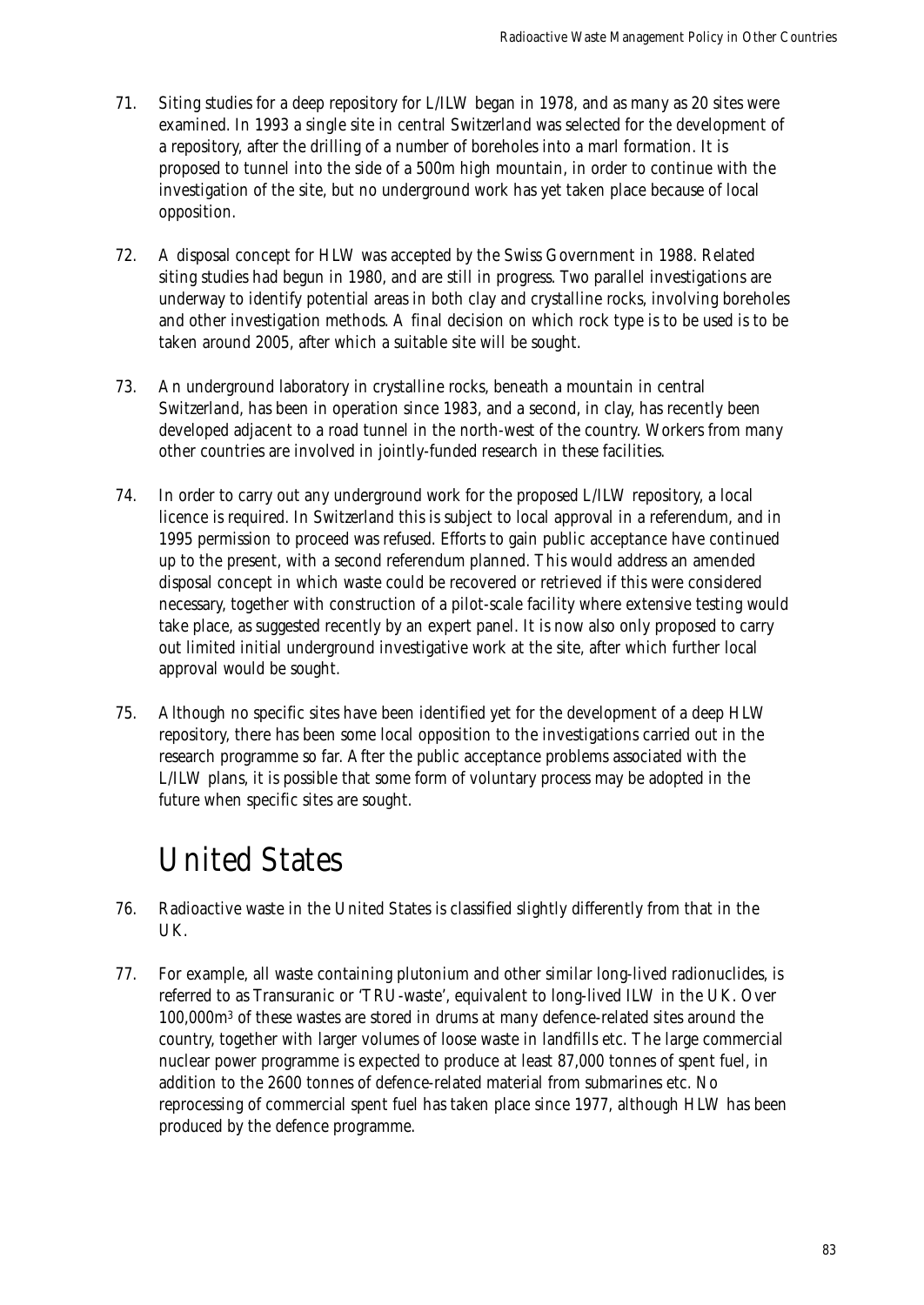71. Siting studies for a deep repository for L/ILW began in 1978, and as many as 20 sites were examined. In 1993 a single site in central Switzerland was selected for the development of a repository, after the drilling of a number of boreholes into a marl formation. It is proposed to tunnel into the side of a 500m high mountain, in order to continue with the investigation of the site, but no underground work has yet taken place because of local opposition.

72. A disposal concept for HLW was accepted by the Swiss Government in 1988. Related siting studies had begun in 1980, and are still in progress. Two parallel investigations are underway to identify potential areas in both clay and crystalline rocks, involving boreholes and other investigation methods. A final decision on which rock type is to be used is to be taken around 2005, after which a suitable site will be sought.

73. An underground laboratory in crystalline rocks, beneath a mountain in central Switzerland, has been in operation since 1983, and a second, in clay, has recently been developed adjacent to a road tunnel in the north-west of the country. Workers from many other countries are involved in jointly-funded research in these facilities.

74. In order to carry out any underground work for the proposed L/ILW repository, a local licence is required. In Switzerland this is subject to local approval in a referendum, and in 1995 permission to proceed was refused. Efforts to gain public acceptance have continued up to the present, with a second referendum planned. This would address an amended disposal concept in which waste could be recovered or retrieved if this were considered necessary, together with construction of a pilot-scale facility where extensive testing would take place, as suggested recently by an expert panel. It is now also only proposed to carry out limited initial underground investigative work at the site, after which further local approval would be sought.

75. Although no specific sites have been identified yet for the development of a deep HLW repository, there has been some local opposition to the investigations carried out in the research programme so far. After the public acceptance problems associated with the L/ILW plans, it is possible that some form of voluntary process may be adopted in the future when specific sites are sought.

# United States

76. Radioactive waste in the United States is classified slightly differently from that in the UK.

77. For example, all waste containing plutonium and other similar long-lived radionuclides, is referred to as Transuranic or 'TRU-waste', equivalent to long-lived ILW in the UK. Over 100,000m$^3$ of these wastes are stored in drums at many defence-related sites around the country, together with larger volumes of loose waste in landfills etc. The large commercial nuclear power programme is expected to produce at least 87,000 tonnes of spent fuel, in addition to the 2600 tonnes of defence-related material from submarines etc. No reprocessing of commercial spent fuel has taken place since 1977, although HLW has been produced by the defence programme.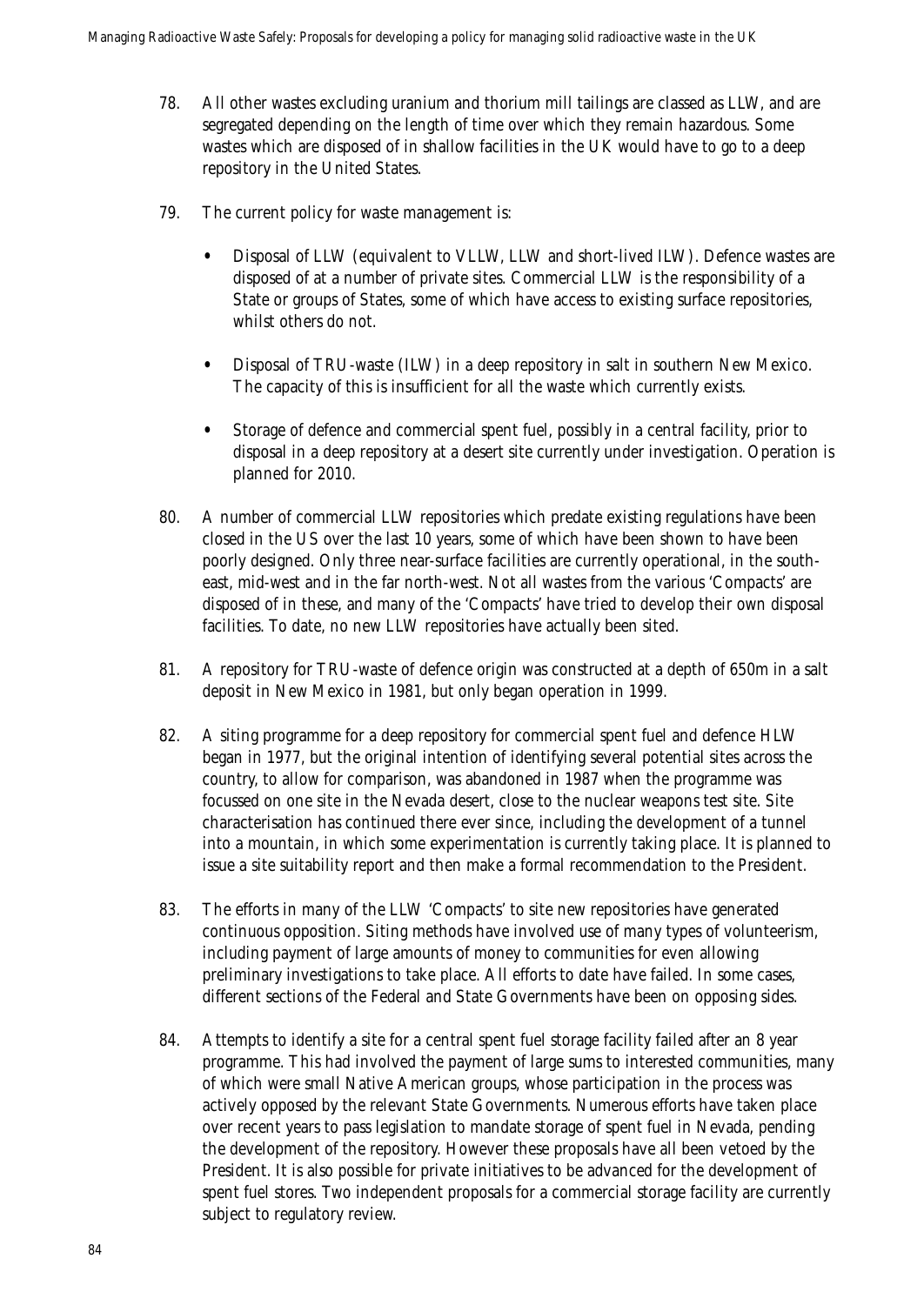78. All other wastes excluding uranium and thorium mill tailings are classed as LLW, and are segregated depending on the length of time over which they remain hazardous. Some wastes which are disposed of in shallow facilities in the UK would have to go to a deep repository in the United States.

79. The current policy for waste management is:

   - Disposal of LLW (equivalent to VLLW, LLW and short-lived ILW). Defence wastes are disposed of at a number of private sites. Commercial LLW is the responsibility of a State or groups of States, some of which have access to existing surface repositories, whilst others do not.

   - Disposal of TRU-waste (ILW) in a deep repository in salt in southern New Mexico. The capacity of this is insufficient for all the waste which currently exists.

   - Storage of defence and commercial spent fuel, possibly in a central facility, prior to disposal in a deep repository at a desert site currently under investigation. Operation is planned for 2010.

80. A number of commercial LLW repositories which predate existing regulations have been closed in the US over the last 10 years, some of which have been shown to have been poorly designed. Only three near-surface facilities are currently operational, in the south-east, mid-west and in the far north-west. Not all wastes from the various 'Compacts' are disposed of in these, and many of the 'Compacts' have tried to develop their own disposal facilities. To date, no new LLW repositories have actually been sited.

81. A repository for TRU-waste of defence origin was constructed at a depth of 650m in a salt deposit in New Mexico in 1981, but only began operation in 1999.

82. A siting programme for a deep repository for commercial spent fuel and defence HLW began in 1977, but the original intention of identifying several potential sites across the country, to allow for comparison, was abandoned in 1987 when the programme was focussed on one site in the Nevada desert, close to the nuclear weapons test site. Site characterisation has continued there ever since, including the development of a tunnel into a mountain, in which some experimentation is currently taking place. It is planned to issue a site suitability report and then make a formal recommendation to the President.

83. The efforts in many of the LLW 'Compacts' to site new repositories have generated continuous opposition. Siting methods have involved use of many types of volunteerism, including payment of large amounts of money to communities for even allowing preliminary investigations to take place. All efforts to date have failed. In some cases, different sections of the Federal and State Governments have been on opposing sides.

84. Attempts to identify a site for a central spent fuel storage facility failed after an 8 year programme. This had involved the payment of large sums to interested communities, many of which were small Native American groups, whose participation in the process was actively opposed by the relevant State Governments. Numerous efforts have taken place over recent years to pass legislation to mandate storage of spent fuel in Nevada, pending the development of the repository. However these proposals have all been vetoed by the President. It is also possible for private initiatives to be advanced for the development of spent fuel stores. Two independent proposals for a commercial storage facility are currently subject to regulatory review.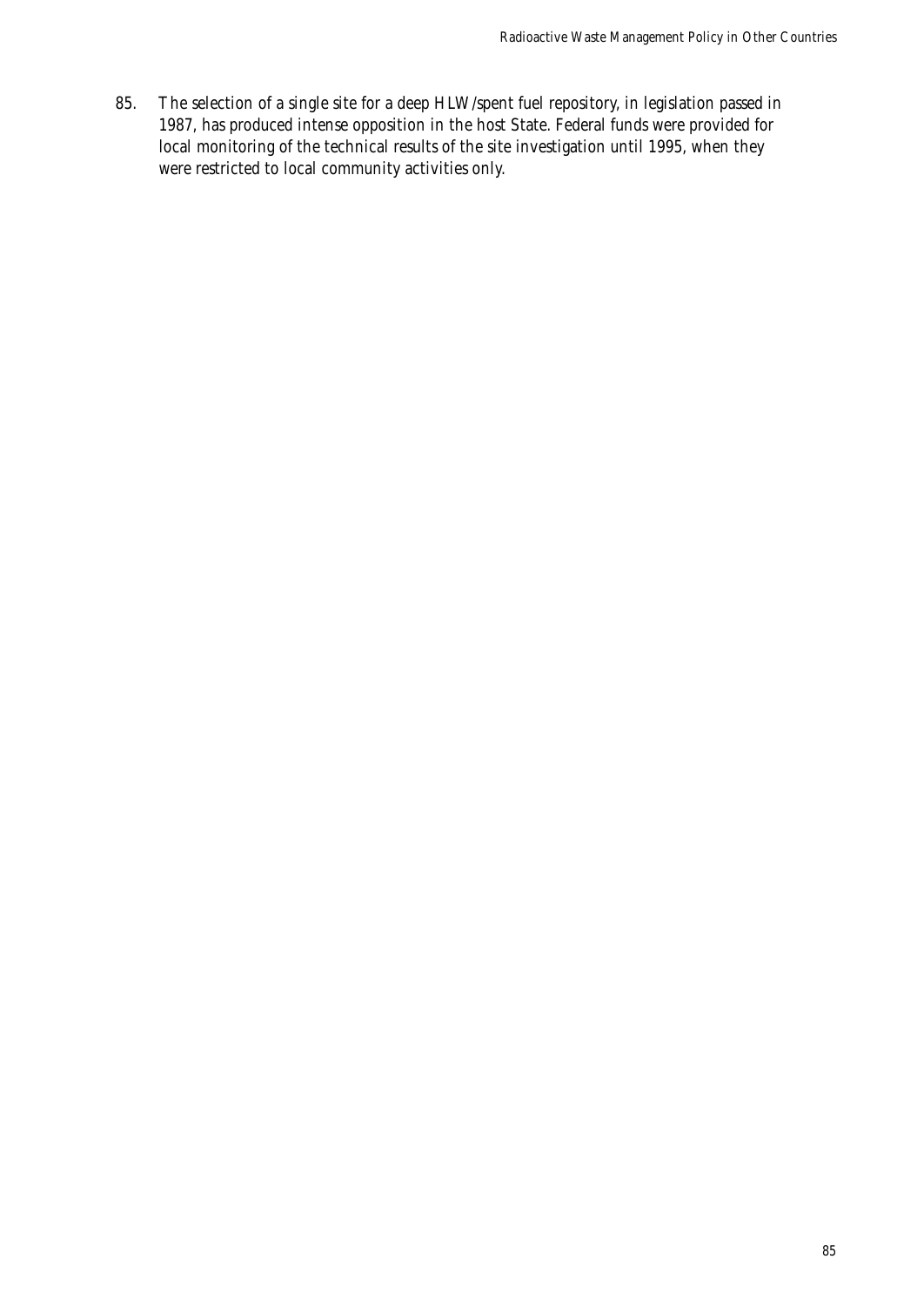85. The selection of a single site for a deep HLW/spent fuel repository, in legislation passed in 1987, has produced intense opposition in the host State. Federal funds were provided for local monitoring of the technical results of the site investigation until 1995, when they were restricted to local community activities only.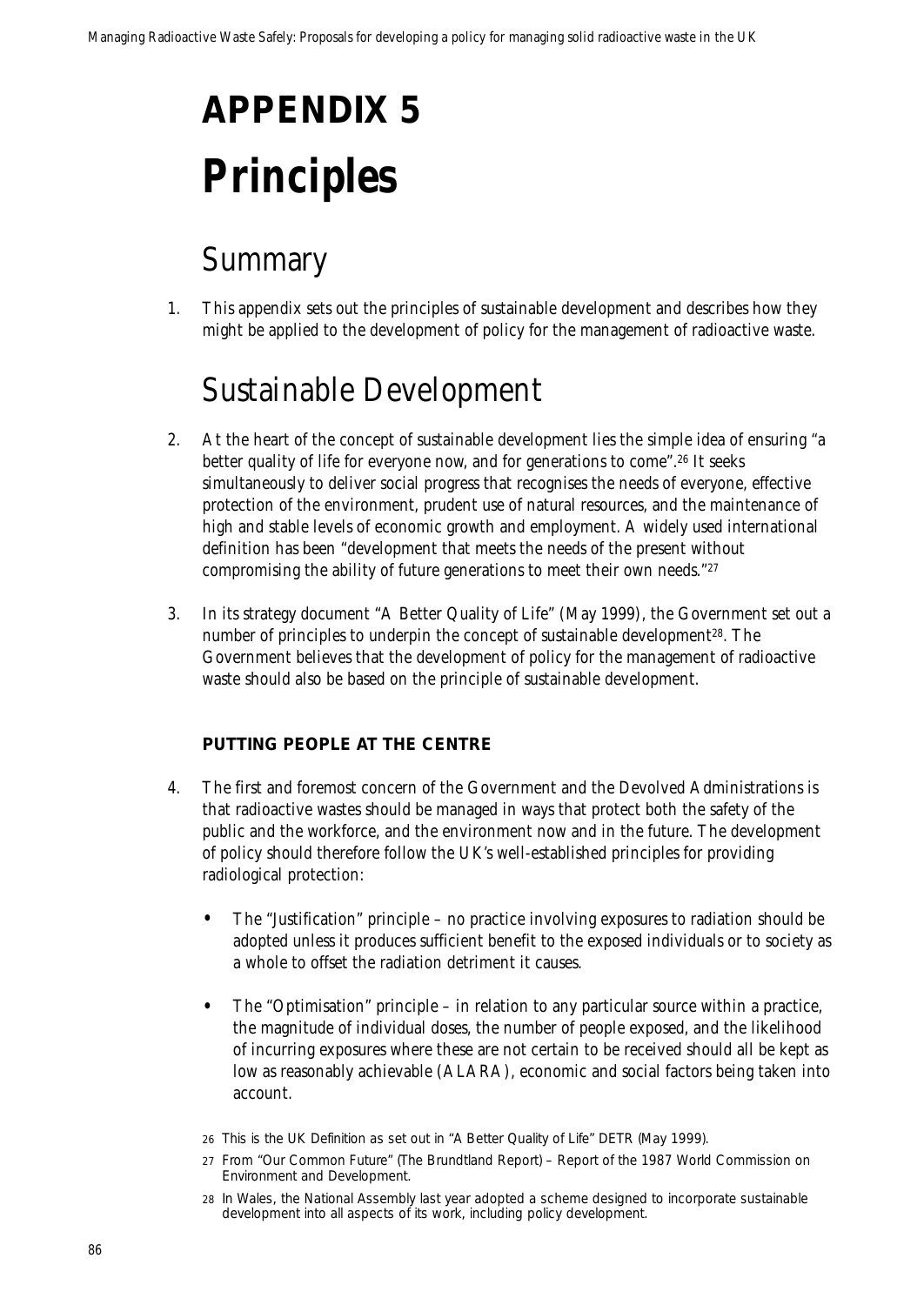# APPENDIX 5
# Principles

## Summary

1. This appendix sets out the principles of sustainable development and describes how they might be applied to the development of policy for the management of radioactive waste.

## Sustainable Development

2. At the heart of the concept of sustainable development lies the simple idea of ensuring "a better quality of life for everyone now, and for generations to come".[26] It seeks simultaneously to deliver social progress that recognises the needs of everyone, effective protection of the environment, prudent use of natural resources, and the maintenance of high and stable levels of economic growth and employment. A widely used international definition has been "development that meets the needs of the present without compromising the ability of future generations to meet their own needs."[27]

3. In its strategy document "A Better Quality of Life" (May 1999), the Government set out a number of principles to underpin the concept of sustainable development[28]. The Government believes that the development of policy for the management of radioactive waste should also be based on the principle of sustainable development.

### PUTTING PEOPLE AT THE CENTRE

4. The first and foremost concern of the Government and the Devolved Administrations is that radioactive wastes should be managed in ways that protect both the safety of the public and the workforce, and the environment now and in the future. The development of policy should therefore follow the UK's well-established principles for providing radiological protection:

   - The "Justification" principle – no practice involving exposures to radiation should be adopted unless it produces sufficient benefit to the exposed individuals or to society as a whole to offset the radiation detriment it causes.

   - The "Optimisation" principle – in relation to any particular source within a practice, the magnitude of individual doses, the number of people exposed, and the likelihood of incurring exposures where these are not certain to be received should all be kept as low as reasonably achievable (ALARA), economic and social factors being taken into account.

26 This is the UK Definition as set out in "A Better Quality of Life" DETR (May 1999).

27 From "Our Common Future" (The Brundtland Report) – Report of the 1987 World Commission on Environment and Development.

28 In Wales, the National Assembly last year adopted a scheme designed to incorporate sustainable development into all aspects of its work, including policy development.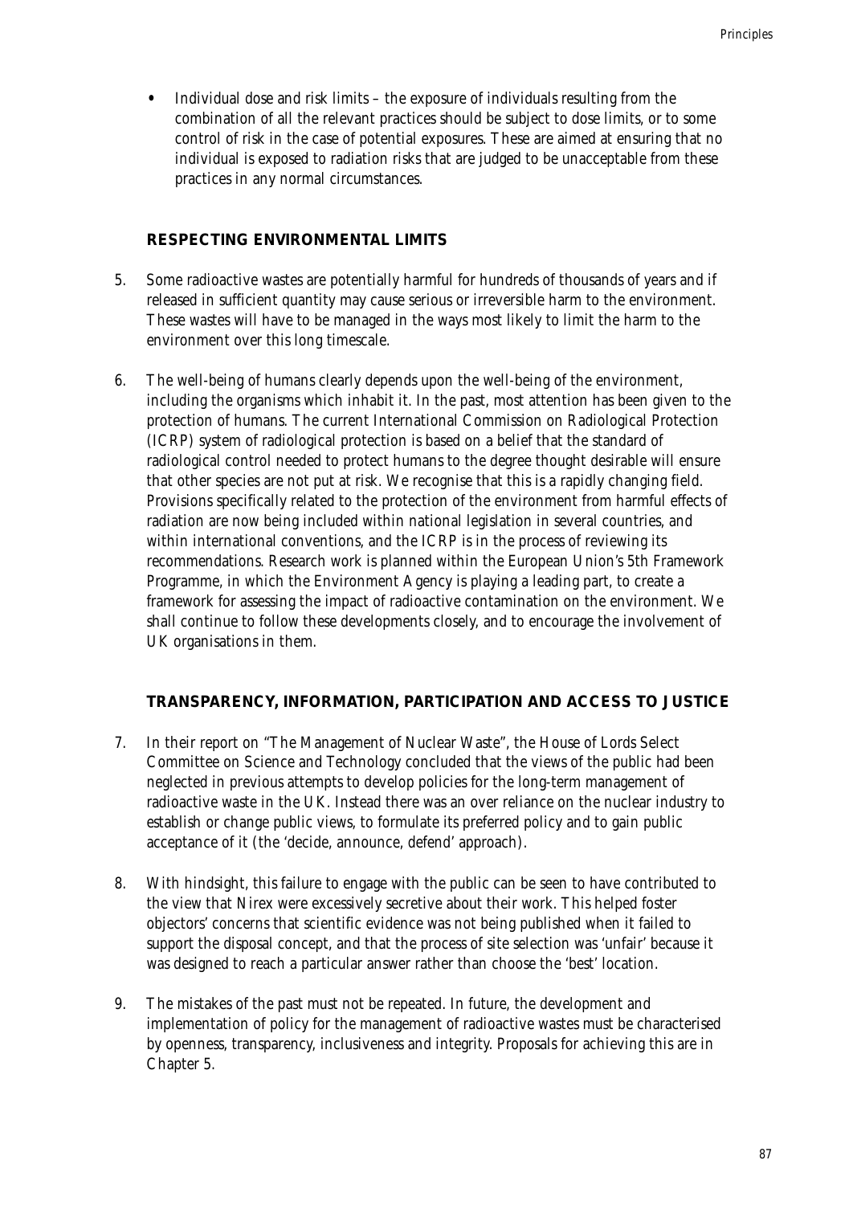- Individual dose and risk limits – the exposure of individuals resulting from the combination of all the relevant practices should be subject to dose limits, or to some control of risk in the case of potential exposures. These are aimed at ensuring that no individual is exposed to radiation risks that are judged to be unacceptable from these practices in any normal circumstances.

## RESPECTING ENVIRONMENTAL LIMITS

5. Some radioactive wastes are potentially harmful for hundreds of thousands of years and if released in sufficient quantity may cause serious or irreversible harm to the environment. These wastes will have to be managed in the ways most likely to limit the harm to the environment over this long timescale.

6. The well-being of humans clearly depends upon the well-being of the environment, including the organisms which inhabit it. In the past, most attention has been given to the protection of humans. The current International Commission on Radiological Protection (ICRP) system of radiological protection is based on a belief that the standard of radiological control needed to protect humans to the degree thought desirable will ensure that other species are not put at risk. We recognise that this is a rapidly changing field. Provisions specifically related to the protection of the environment from harmful effects of radiation are now being included within national legislation in several countries, and within international conventions, and the ICRP is in the process of reviewing its recommendations. Research work is planned within the European Union's 5th Framework Programme, in which the Environment Agency is playing a leading part, to create a framework for assessing the impact of radioactive contamination on the environment. We shall continue to follow these developments closely, and to encourage the involvement of UK organisations in them.

## TRANSPARENCY, INFORMATION, PARTICIPATION AND ACCESS TO JUSTICE

7. In their report on "The Management of Nuclear Waste", the House of Lords Select Committee on Science and Technology concluded that the views of the public had been neglected in previous attempts to develop policies for the long-term management of radioactive waste in the UK. Instead there was an over reliance on the nuclear industry to establish or change public views, to formulate its preferred policy and to gain public acceptance of it (the 'decide, announce, defend' approach).

8. With hindsight, this failure to engage with the public can be seen to have contributed to the view that Nirex were excessively secretive about their work. This helped foster objectors' concerns that scientific evidence was not being published when it failed to support the disposal concept, and that the process of site selection was 'unfair' because it was designed to reach a particular answer rather than choose the 'best' location.

9. The mistakes of the past must not be repeated. In future, the development and implementation of policy for the management of radioactive wastes must be characterised by openness, transparency, inclusiveness and integrity. Proposals for achieving this are in Chapter 5.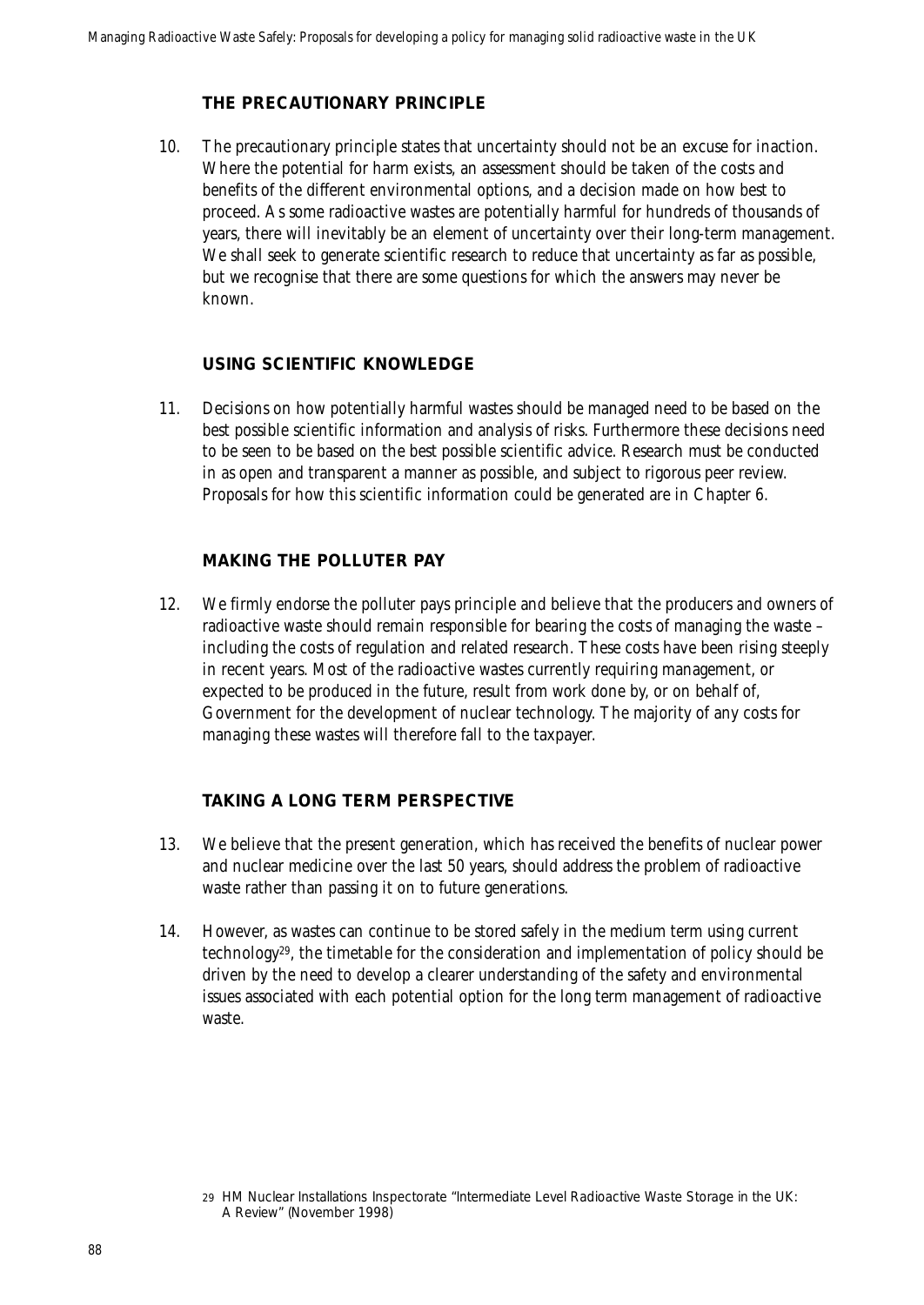### THE PRECAUTIONARY PRINCIPLE

10. The precautionary principle states that uncertainty should not be an excuse for inaction. Where the potential for harm exists, an assessment should be taken of the costs and benefits of the different environmental options, and a decision made on how best to proceed. As some radioactive wastes are potentially harmful for hundreds of thousands of years, there will inevitably be an element of uncertainty over their long-term management. We shall seek to generate scientific research to reduce that uncertainty as far as possible, but we recognise that there are some questions for which the answers may never be known.

### USING SCIENTIFIC KNOWLEDGE

11. Decisions on how potentially harmful wastes should be managed need to be based on the best possible scientific information and analysis of risks. Furthermore these decisions need to be seen to be based on the best possible scientific advice. Research must be conducted in as open and transparent a manner as possible, and subject to rigorous peer review. Proposals for how this scientific information could be generated are in Chapter 6.

### MAKING THE POLLUTER PAY

12. We firmly endorse the polluter pays principle and believe that the producers and owners of radioactive waste should remain responsible for bearing the costs of managing the waste – including the costs of regulation and related research. These costs have been rising steeply in recent years. Most of the radioactive wastes currently requiring management, or expected to be produced in the future, result from work done by, or on behalf of, Government for the development of nuclear technology. The majority of any costs for managing these wastes will therefore fall to the taxpayer.

### TAKING A LONG TERM PERSPECTIVE

13. We believe that the present generation, which has received the benefits of nuclear power and nuclear medicine over the last 50 years, should address the problem of radioactive waste rather than passing it on to future generations.

14. However, as wastes can continue to be stored safely in the medium term using current technology[29], the timetable for the consideration and implementation of policy should be driven by the need to develop a clearer understanding of the safety and environmental issues associated with each potential option for the long term management of radioactive waste.

[29] HM Nuclear Installations Inspectorate "Intermediate Level Radioactive Waste Storage in the UK: A Review" (November 1998)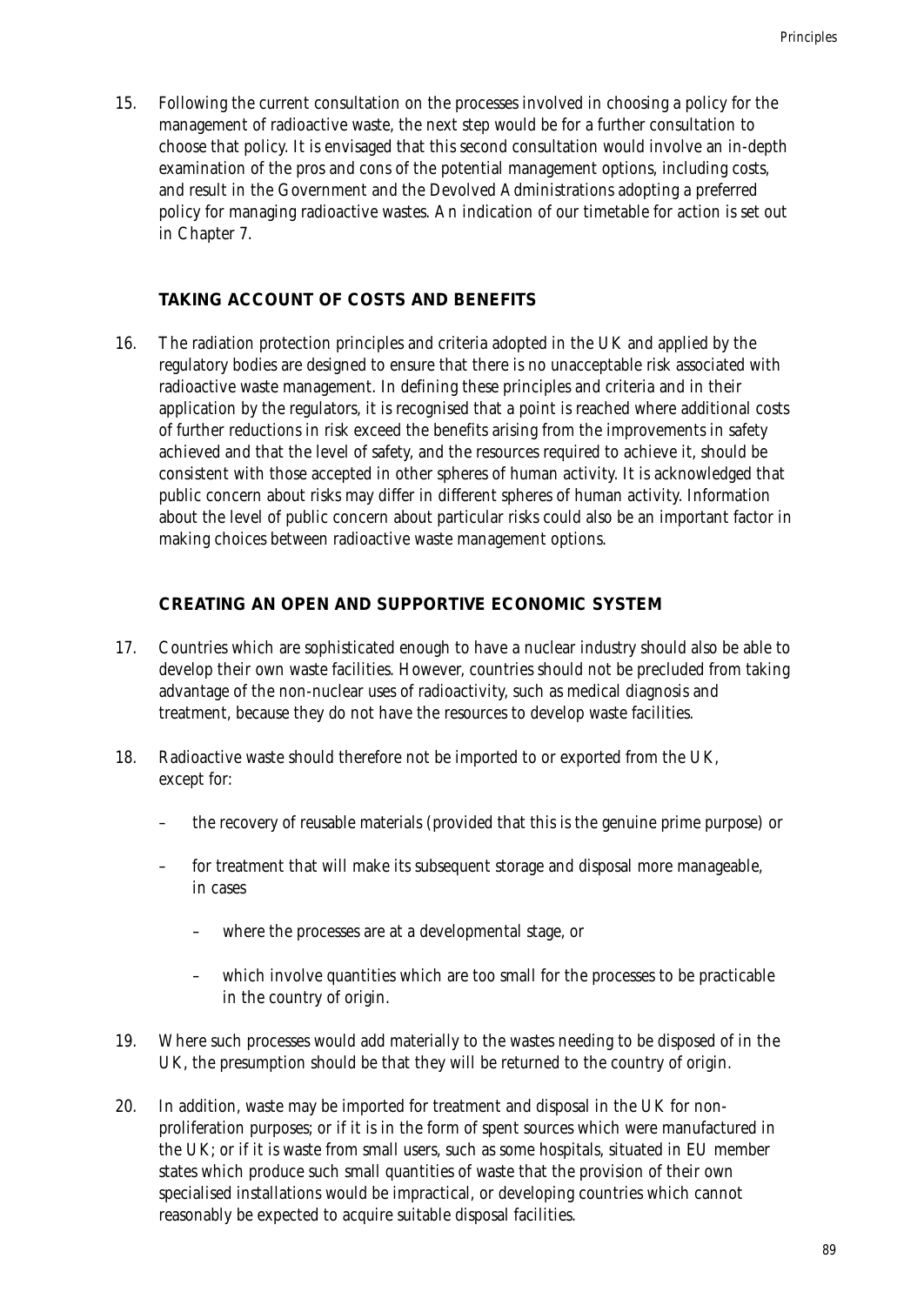15. Following the current consultation on the processes involved in choosing a policy for the management of radioactive waste, the next step would be for a further consultation to choose that policy. It is envisaged that this second consultation would involve an in-depth examination of the pros and cons of the potential management options, including costs, and result in the Government and the Devolved Administrations adopting a preferred policy for managing radioactive wastes. An indication of our timetable for action is set out in Chapter 7.

## TAKING ACCOUNT OF COSTS AND BENEFITS

16. The radiation protection principles and criteria adopted in the UK and applied by the regulatory bodies are designed to ensure that there is no unacceptable risk associated with radioactive waste management. In defining these principles and criteria and in their application by the regulators, it is recognised that a point is reached where additional costs of further reductions in risk exceed the benefits arising from the improvements in safety achieved and that the level of safety, and the resources required to achieve it, should be consistent with those accepted in other spheres of human activity. It is acknowledged that public concern about risks may differ in different spheres of human activity. Information about the level of public concern about particular risks could also be an important factor in making choices between radioactive waste management options.

## CREATING AN OPEN AND SUPPORTIVE ECONOMIC SYSTEM

17. Countries which are sophisticated enough to have a nuclear industry should also be able to develop their own waste facilities. However, countries should not be precluded from taking advantage of the non-nuclear uses of radioactivity, such as medical diagnosis and treatment, because they do not have the resources to develop waste facilities.

18. Radioactive waste should therefore not be imported to or exported from the UK, except for:

    - the recovery of reusable materials (provided that this is the genuine prime purpose) or
    - for treatment that will make its subsequent storage and disposal more manageable, in cases
        - where the processes are at a developmental stage, or
        - which involve quantities which are too small for the processes to be practicable in the country of origin.

19. Where such processes would add materially to the wastes needing to be disposed of in the UK, the presumption should be that they will be returned to the country of origin.

20. In addition, waste may be imported for treatment and disposal in the UK for non-proliferation purposes; or if it is in the form of spent sources which were manufactured in the UK; or if it is waste from small users, such as some hospitals, situated in EU member states which produce such small quantities of waste that the provision of their own specialised installations would be impractical, or developing countries which cannot reasonably be expected to acquire suitable disposal facilities.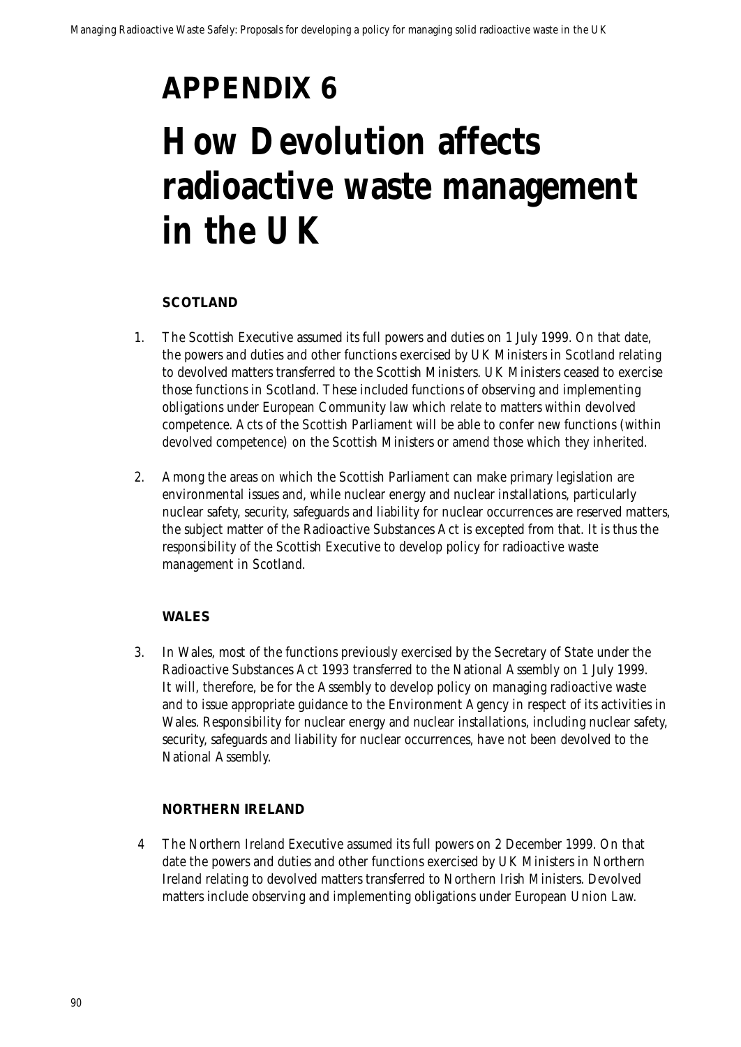# APPENDIX 6

# How Devolution affects radioactive waste management in the UK

## SCOTLAND

1. The Scottish Executive assumed its full powers and duties on 1 July 1999. On that date, the powers and duties and other functions exercised by UK Ministers in Scotland relating to devolved matters transferred to the Scottish Ministers. UK Ministers ceased to exercise those functions in Scotland. These included functions of observing and implementing obligations under European Community law which relate to matters within devolved competence. Acts of the Scottish Parliament will be able to confer new functions (within devolved competence) on the Scottish Ministers or amend those which they inherited.

2. Among the areas on which the Scottish Parliament can make primary legislation are environmental issues and, while nuclear energy and nuclear installations, particularly nuclear safety, security, safeguards and liability for nuclear occurrences are reserved matters, the subject matter of the Radioactive Substances Act is excepted from that. It is thus the responsibility of the Scottish Executive to develop policy for radioactive waste management in Scotland.

## WALES

3. In Wales, most of the functions previously exercised by the Secretary of State under the Radioactive Substances Act 1993 transferred to the National Assembly on 1 July 1999. It will, therefore, be for the Assembly to develop policy on managing radioactive waste and to issue appropriate guidance to the Environment Agency in respect of its activities in Wales. Responsibility for nuclear energy and nuclear installations, including nuclear safety, security, safeguards and liability for nuclear occurrences, have not been devolved to the National Assembly.

## NORTHERN IRELAND

4 The Northern Ireland Executive assumed its full powers on 2 December 1999. On that date the powers and duties and other functions exercised by UK Ministers in Northern Ireland relating to devolved matters transferred to Northern Irish Ministers. Devolved matters include observing and implementing obligations under European Union Law.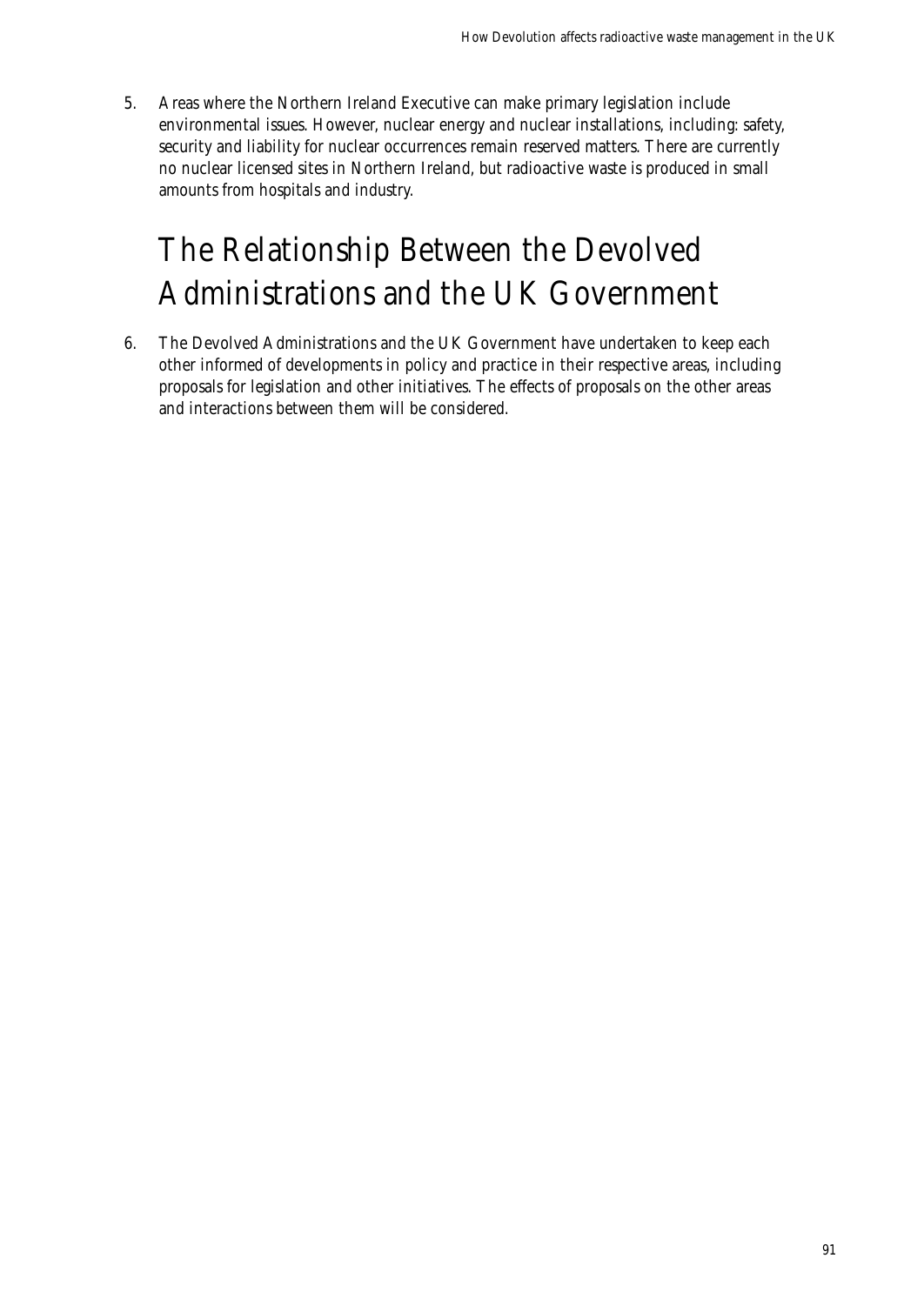5. Areas where the Northern Ireland Executive can make primary legislation include environmental issues. However, nuclear energy and nuclear installations, including: safety, security and liability for nuclear occurrences remain reserved matters. There are currently no nuclear licensed sites in Northern Ireland, but radioactive waste is produced in small amounts from hospitals and industry.

# The Relationship Between the Devolved Administrations and the UK Government

6. The Devolved Administrations and the UK Government have undertaken to keep each other informed of developments in policy and practice in their respective areas, including proposals for legislation and other initiatives. The effects of proposals on the other areas and interactions between them will be considered.